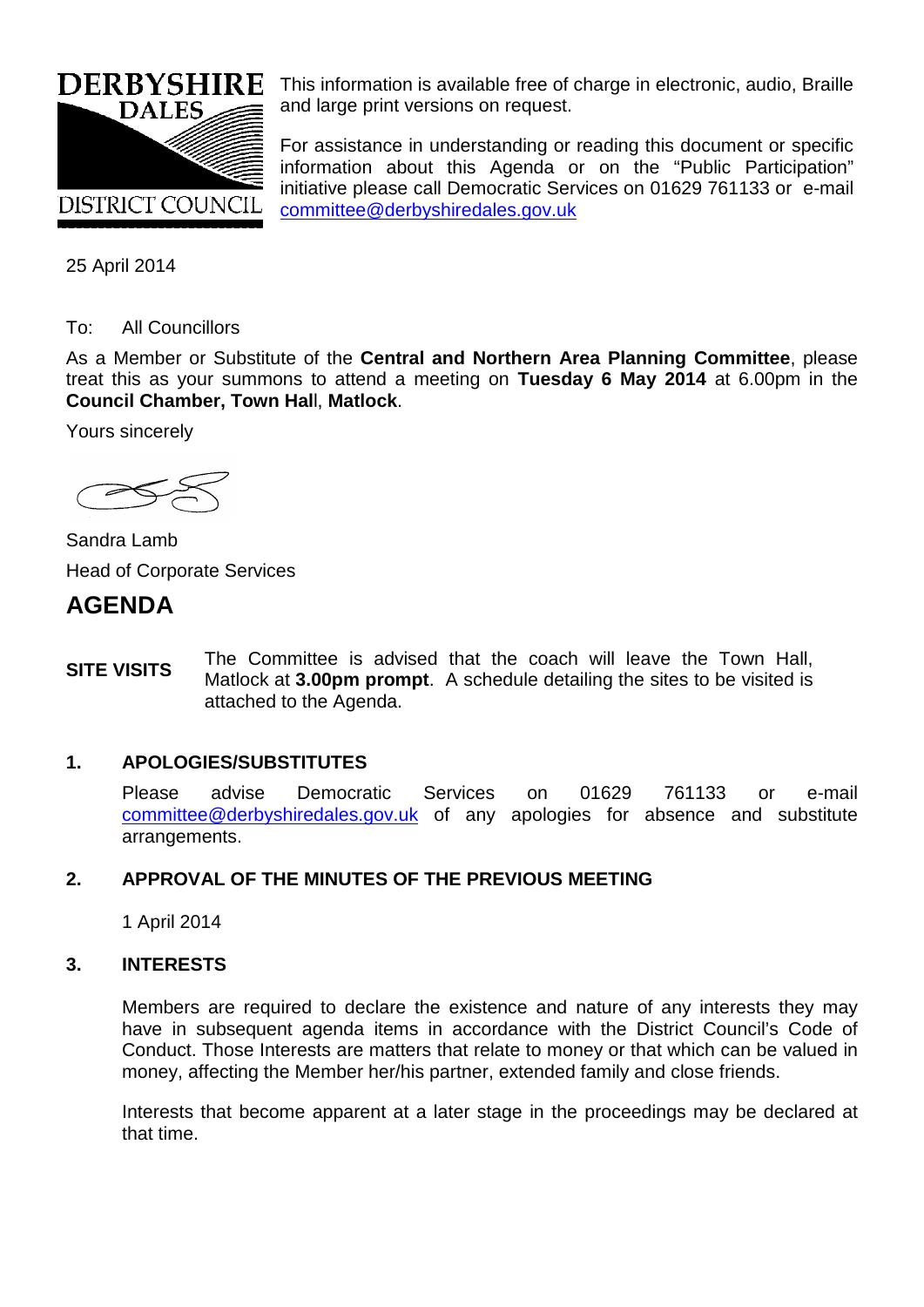DERBYSHIRE DALES DISTRICT COUNCIL

This information is available free of charge in electronic, audio, Braille and large print versions on request.

For assistance in understanding or reading this document or specific information about this Agenda or on the "Public Participation" initiative please call Democratic Services on 01629 761133 or e-mail committee@derbyshiredales.gov.uk

25 April 2014

To: All Councillors

As a Member or Substitute of the **Central and Northern Area Planning Committee**, please treat this as your summons to attend a meeting on **Tuesday 6 May 2014** at 6.00pm in the **Council Chamber, Town Hall**, **Matlock**.

Yours sincerely

Sandra Lamb

Head of Corporate Services

# AGENDA

**SITE VISITS** The Committee is advised that the coach will leave the Town Hall, Matlock at **3.00pm prompt**. A schedule detailing the sites to be visited is attached to the Agenda.

## 1. APOLOGIES/SUBSTITUTES

Please advise Democratic Services on 01629 761133 or e-mail committee@derbyshiredales.gov.uk of any apologies for absence and substitute arrangements.

## 2. APPROVAL OF THE MINUTES OF THE PREVIOUS MEETING

1 April 2014

## 3. INTERESTS

Members are required to declare the existence and nature of any interests they may have in subsequent agenda items in accordance with the District Council's Code of Conduct. Those Interests are matters that relate to money or that which can be valued in money, affecting the Member her/his partner, extended family and close friends.

Interests that become apparent at a later stage in the proceedings may be declared at that time.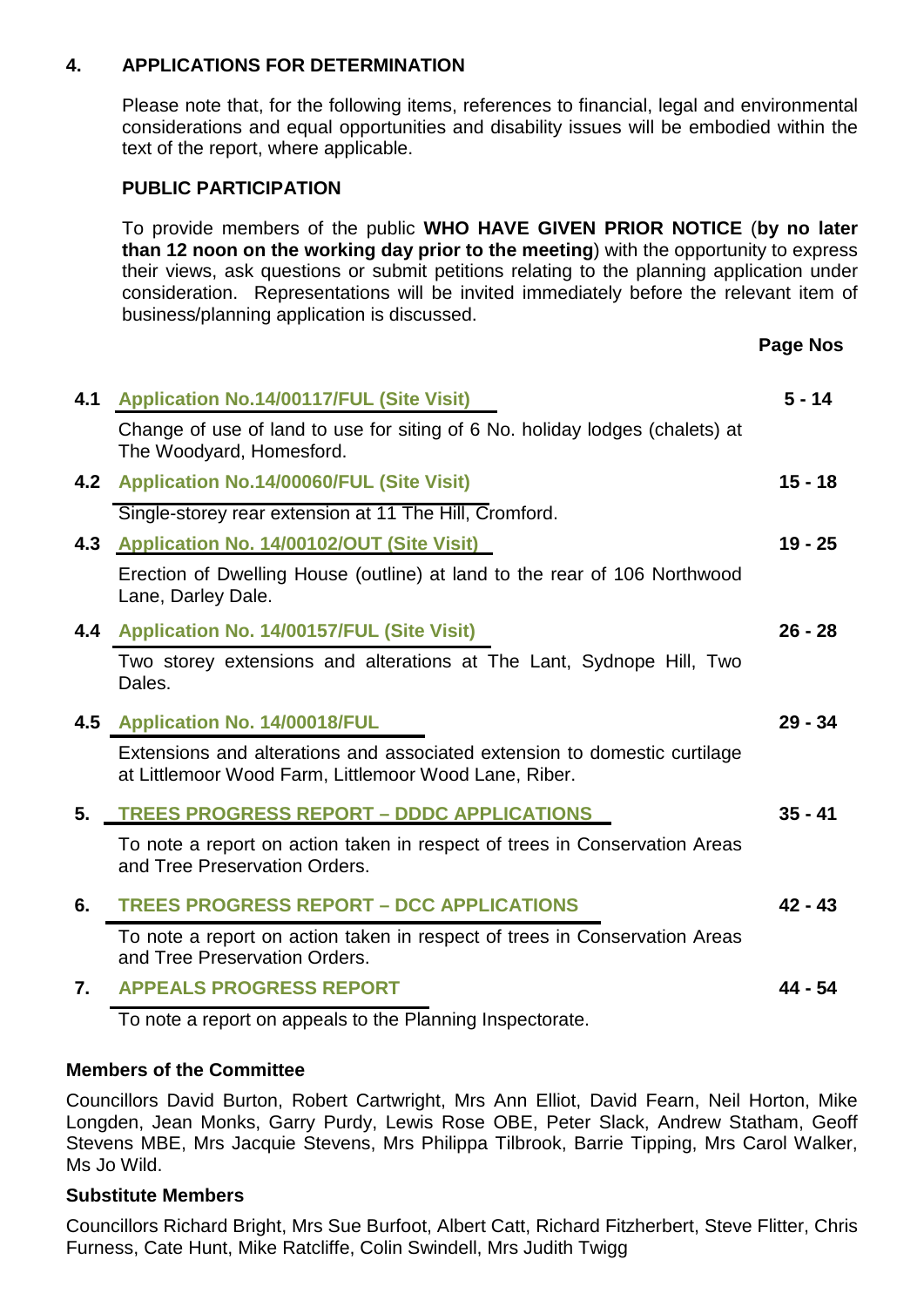## 4. APPLICATIONS FOR DETERMINATION

Please note that, for the following items, references to financial, legal and environmental considerations and equal opportunities and disability issues will be embodied within the text of the report, where applicable.

### PUBLIC PARTICIPATION

To provide members of the public **WHO HAVE GIVEN PRIOR NOTICE** (**by no later than 12 noon on the working day prior to the meeting**) with the opportunity to express their views, ask questions or submit petitions relating to the planning application under consideration. Representations will be invited immediately before the relevant item of business/planning application is discussed.

| | | Page Nos |
|---|---|---|
| **4.1** | **Application No.14/00117/FUL (Site Visit)** | **5 - 14** |
| | Change of use of land to use for siting of 6 No. holiday lodges (chalets) at The Woodyard, Homesford. | |
| **4.2** | **Application No.14/00060/FUL (Site Visit)** | **15 - 18** |
| | Single-storey rear extension at 11 The Hill, Cromford. | |
| **4.3** | **Application No. 14/00102/OUT (Site Visit)** | **19 - 25** |
| | Erection of Dwelling House (outline) at land to the rear of 106 Northwood Lane, Darley Dale. | |
| **4.4** | **Application No. 14/00157/FUL (Site Visit)** | **26 - 28** |
| | Two storey extensions and alterations at The Lant, Sydnope Hill, Two Dales. | |
| **4.5** | **Application No. 14/00018/FUL** | **29 - 34** |
| | Extensions and alterations and associated extension to domestic curtilage at Littlemoor Wood Farm, Littlemoor Wood Lane, Riber. | |
| **5.** | **TREES PROGRESS REPORT – DDDC APPLICATIONS** | **35 - 41** |
| | To note a report on action taken in respect of trees in Conservation Areas and Tree Preservation Orders. | |
| **6.** | **TREES PROGRESS REPORT – DCC APPLICATIONS** | **42 - 43** |
| | To note a report on action taken in respect of trees in Conservation Areas and Tree Preservation Orders. | |
| **7.** | **APPEALS PROGRESS REPORT** | **44 - 54** |
| | To note a report on appeals to the Planning Inspectorate. | |

### Members of the Committee

Councillors David Burton, Robert Cartwright, Mrs Ann Elliot, David Fearn, Neil Horton, Mike Longden, Jean Monks, Garry Purdy, Lewis Rose OBE, Peter Slack, Andrew Statham, Geoff Stevens MBE, Mrs Jacquie Stevens, Mrs Philippa Tilbrook, Barrie Tipping, Mrs Carol Walker, Ms Jo Wild.

### Substitute Members

Councillors Richard Bright, Mrs Sue Burfoot, Albert Catt, Richard Fitzherbert, Steve Flitter, Chris Furness, Cate Hunt, Mike Ratcliffe, Colin Swindell, Mrs Judith Twigg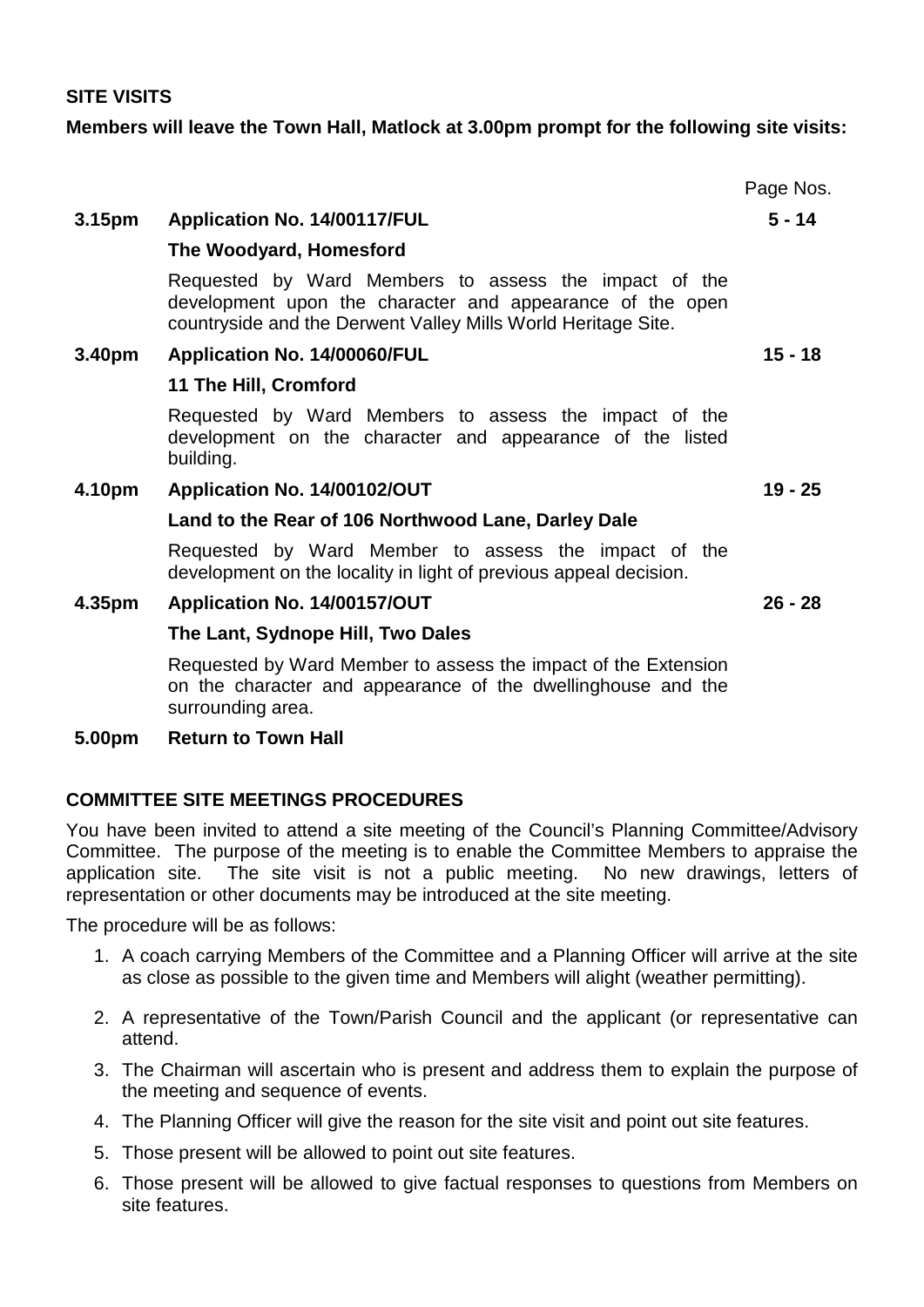## SITE VISITS

**Members will leave the Town Hall, Matlock at 3.00pm prompt for the following site visits:**

| | | Page Nos. |
|---|---|---|
| **3.15pm** | **Application No. 14/00117/FUL** | **5 - 14** |
| | **The Woodyard, Homesford** | |
| | Requested by Ward Members to assess the impact of the development upon the character and appearance of the open countryside and the Derwent Valley Mills World Heritage Site. | |
| **3.40pm** | **Application No. 14/00060/FUL** | **15 - 18** |
| | **11 The Hill, Cromford** | |
| | Requested by Ward Members to assess the impact of the development on the character and appearance of the listed building. | |
| **4.10pm** | **Application No. 14/00102/OUT** | **19 - 25** |
| | **Land to the Rear of 106 Northwood Lane, Darley Dale** | |
| | Requested by Ward Member to assess the impact of the development on the locality in light of previous appeal decision. | |
| **4.35pm** | **Application No. 14/00157/OUT** | **26 - 28** |
| | **The Lant, Sydnope Hill, Two Dales** | |
| | Requested by Ward Member to assess the impact of the Extension on the character and appearance of the dwellinghouse and the surrounding area. | |
| **5.00pm** | **Return to Town Hall** | |

## COMMITTEE SITE MEETINGS PROCEDURES

You have been invited to attend a site meeting of the Council's Planning Committee/Advisory Committee. The purpose of the meeting is to enable the Committee Members to appraise the application site. The site visit is not a public meeting. No new drawings, letters of representation or other documents may be introduced at the site meeting.

The procedure will be as follows:

1. A coach carrying Members of the Committee and a Planning Officer will arrive at the site as close as possible to the given time and Members will alight (weather permitting).
2. A representative of the Town/Parish Council and the applicant (or representative can attend.
3. The Chairman will ascertain who is present and address them to explain the purpose of the meeting and sequence of events.
4. The Planning Officer will give the reason for the site visit and point out site features.
5. Those present will be allowed to point out site features.
6. Those present will be allowed to give factual responses to questions from Members on site features.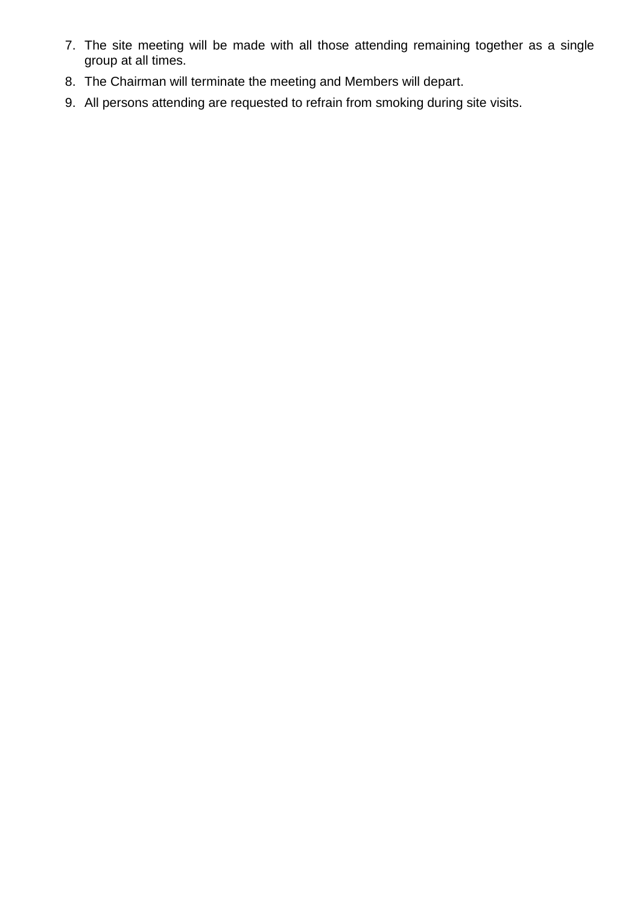7. The site meeting will be made with all those attending remaining together as a single group at all times.
8. The Chairman will terminate the meeting and Members will depart.
9. All persons attending are requested to refrain from smoking during site visits.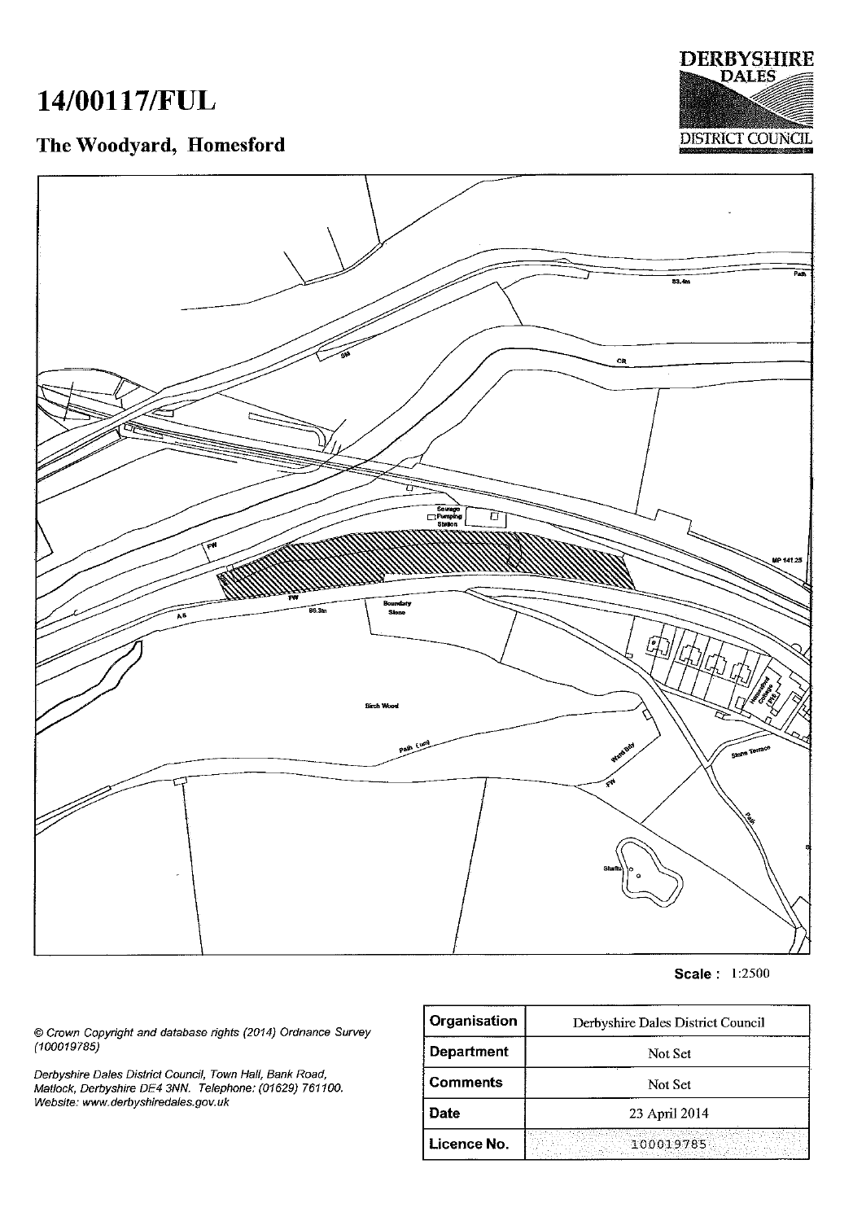# 14/00117/FUL

## The Woodyard, Homesford

DERBYSHIRE DALES DISTRICT COUNCIL

Path
83.4m
CR
Sewage Pumping Station
FW
MP 141.25
FW
A 6
86.3m
Boundary Stone
Birch Wood
Path (um)
Ward Bdy
FW
Stone Terrace
Path
Shafts

**Scale :** 1:2500

*© Crown Copyright and database rights (2014) Ordnance Survey (100019785)*

*Derbyshire Dales District Council, Town Hall, Bank Road, Matlock, Derbyshire DE4 3NN. Telephone: (01629) 761100. Website: www.derbyshiredales.gov.uk*

| Organisation | Derbyshire Dales District Council |
|---|---|
| Department | Not Set |
| Comments | Not Set |
| Date | 23 April 2014 |
| Licence No. | 100019785 |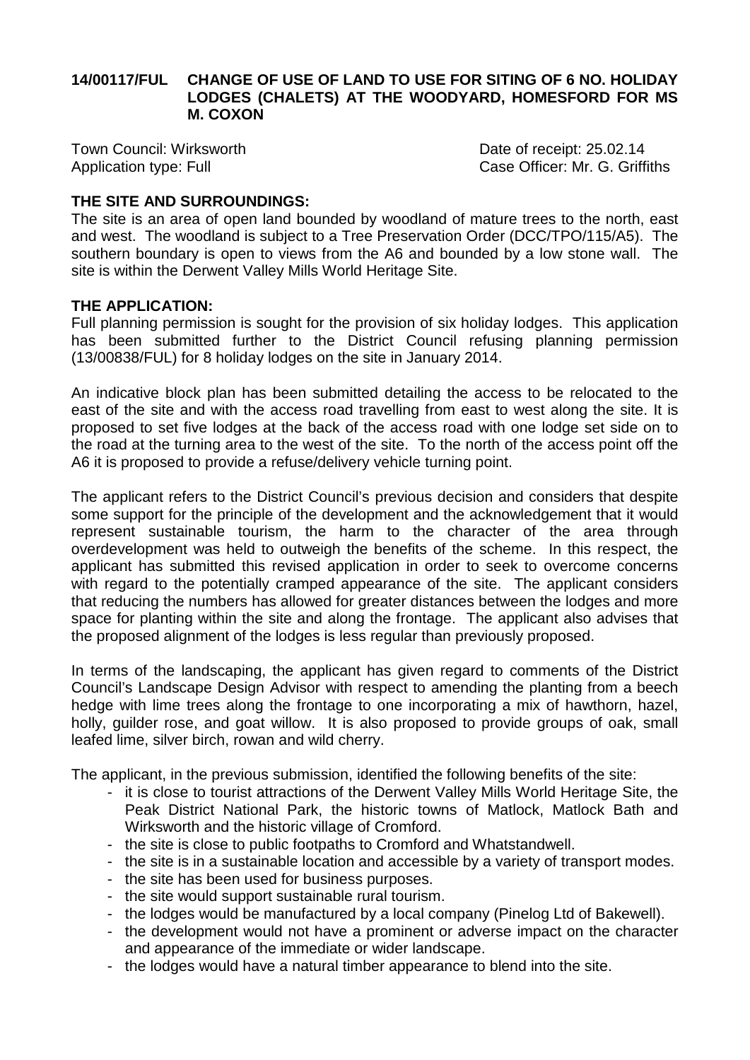**14/00117/FUL CHANGE OF USE OF LAND TO USE FOR SITING OF 6 NO. HOLIDAY LODGES (CHALETS) AT THE WOODYARD, HOMESFORD FOR MS M. COXON**

Town Council: Wirksworth  Date of receipt: 25.02.14
Application type: Full  Case Officer: Mr. G. Griffiths

**THE SITE AND SURROUNDINGS:**

The site is an area of open land bounded by woodland of mature trees to the north, east and west. The woodland is subject to a Tree Preservation Order (DCC/TPO/115/A5). The southern boundary is open to views from the A6 and bounded by a low stone wall. The site is within the Derwent Valley Mills World Heritage Site.

**THE APPLICATION:**

Full planning permission is sought for the provision of six holiday lodges. This application has been submitted further to the District Council refusing planning permission (13/00838/FUL) for 8 holiday lodges on the site in January 2014.

An indicative block plan has been submitted detailing the access to be relocated to the east of the site and with the access road travelling from east to west along the site. It is proposed to set five lodges at the back of the access road with one lodge set side on to the road at the turning area to the west of the site. To the north of the access point off the A6 it is proposed to provide a refuse/delivery vehicle turning point.

The applicant refers to the District Council's previous decision and considers that despite some support for the principle of the development and the acknowledgement that it would represent sustainable tourism, the harm to the character of the area through overdevelopment was held to outweigh the benefits of the scheme. In this respect, the applicant has submitted this revised application in order to seek to overcome concerns with regard to the potentially cramped appearance of the site. The applicant considers that reducing the numbers has allowed for greater distances between the lodges and more space for planting within the site and along the frontage. The applicant also advises that the proposed alignment of the lodges is less regular than previously proposed.

In terms of the landscaping, the applicant has given regard to comments of the District Council's Landscape Design Advisor with respect to amending the planting from a beech hedge with lime trees along the frontage to one incorporating a mix of hawthorn, hazel, holly, guilder rose, and goat willow. It is also proposed to provide groups of oak, small leafed lime, silver birch, rowan and wild cherry.

The applicant, in the previous submission, identified the following benefits of the site:

- it is close to tourist attractions of the Derwent Valley Mills World Heritage Site, the Peak District National Park, the historic towns of Matlock, Matlock Bath and Wirksworth and the historic village of Cromford.
- the site is close to public footpaths to Cromford and Whatstandwell.
- the site is in a sustainable location and accessible by a variety of transport modes.
- the site has been used for business purposes.
- the site would support sustainable rural tourism.
- the lodges would be manufactured by a local company (Pinelog Ltd of Bakewell).
- the development would not have a prominent or adverse impact on the character and appearance of the immediate or wider landscape.
- the lodges would have a natural timber appearance to blend into the site.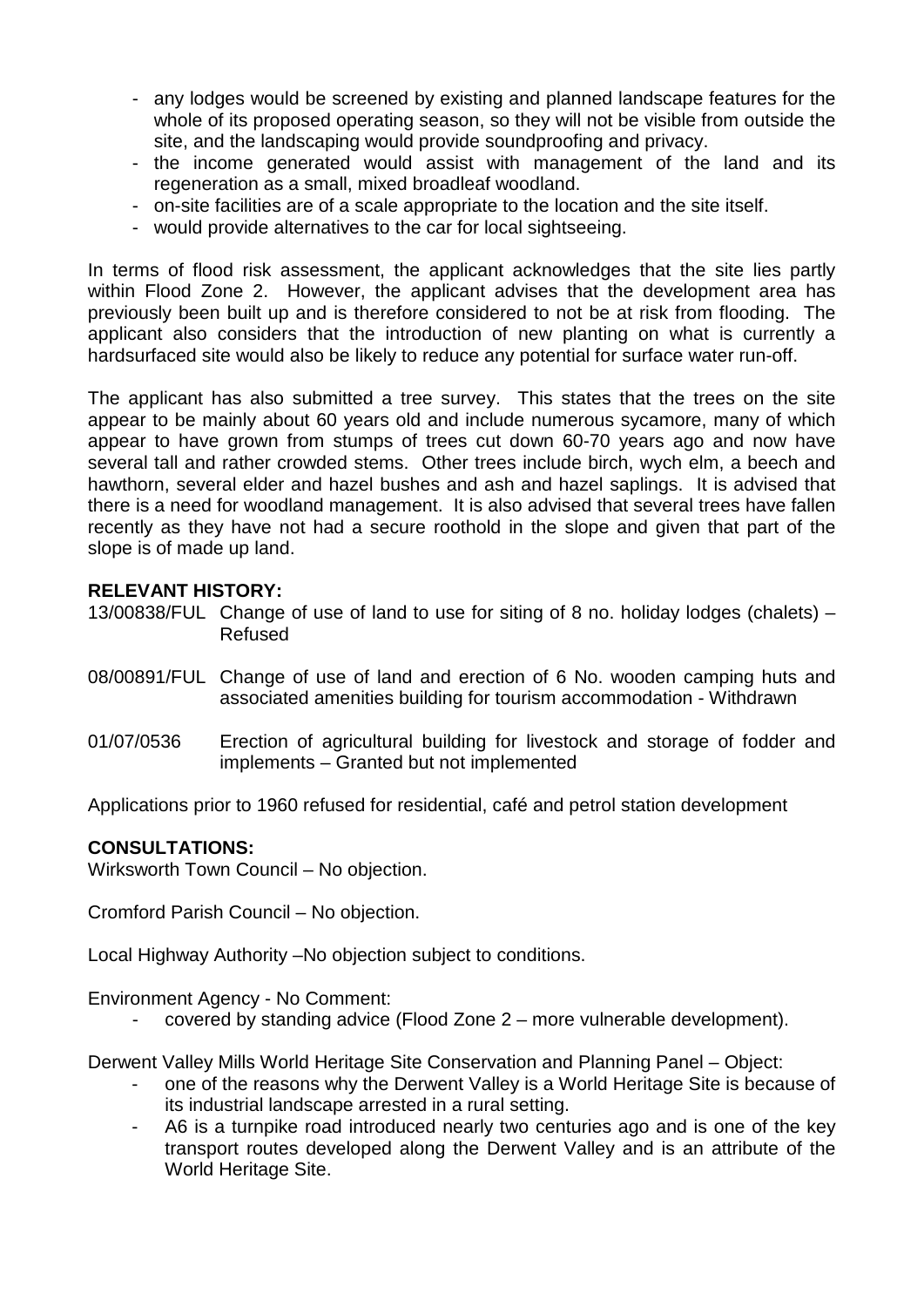- any lodges would be screened by existing and planned landscape features for the whole of its proposed operating season, so they will not be visible from outside the site, and the landscaping would provide soundproofing and privacy.
- the income generated would assist with management of the land and its regeneration as a small, mixed broadleaf woodland.
- on-site facilities are of a scale appropriate to the location and the site itself.
- would provide alternatives to the car for local sightseeing.

In terms of flood risk assessment, the applicant acknowledges that the site lies partly within Flood Zone 2. However, the applicant advises that the development area has previously been built up and is therefore considered to not be at risk from flooding. The applicant also considers that the introduction of new planting on what is currently a hardsurfaced site would also be likely to reduce any potential for surface water run-off.

The applicant has also submitted a tree survey. This states that the trees on the site appear to be mainly about 60 years old and include numerous sycamore, many of which appear to have grown from stumps of trees cut down 60-70 years ago and now have several tall and rather crowded stems. Other trees include birch, wych elm, a beech and hawthorn, several elder and hazel bushes and ash and hazel saplings. It is advised that there is a need for woodland management. It is also advised that several trees have fallen recently as they have not had a secure roothold in the slope and given that part of the slope is of made up land.

**RELEVANT HISTORY:**

13/00838/FUL Change of use of land to use for siting of 8 no. holiday lodges (chalets) – Refused

08/00891/FUL Change of use of land and erection of 6 No. wooden camping huts and associated amenities building for tourism accommodation - Withdrawn

01/07/0536 Erection of agricultural building for livestock and storage of fodder and implements – Granted but not implemented

Applications prior to 1960 refused for residential, café and petrol station development

**CONSULTATIONS:**

Wirksworth Town Council – No objection.

Cromford Parish Council – No objection.

Local Highway Authority –No objection subject to conditions.

Environment Agency - No Comment:

- covered by standing advice (Flood Zone 2 – more vulnerable development).

Derwent Valley Mills World Heritage Site Conservation and Planning Panel – Object:

- one of the reasons why the Derwent Valley is a World Heritage Site is because of its industrial landscape arrested in a rural setting.
- A6 is a turnpike road introduced nearly two centuries ago and is one of the key transport routes developed along the Derwent Valley and is an attribute of the World Heritage Site.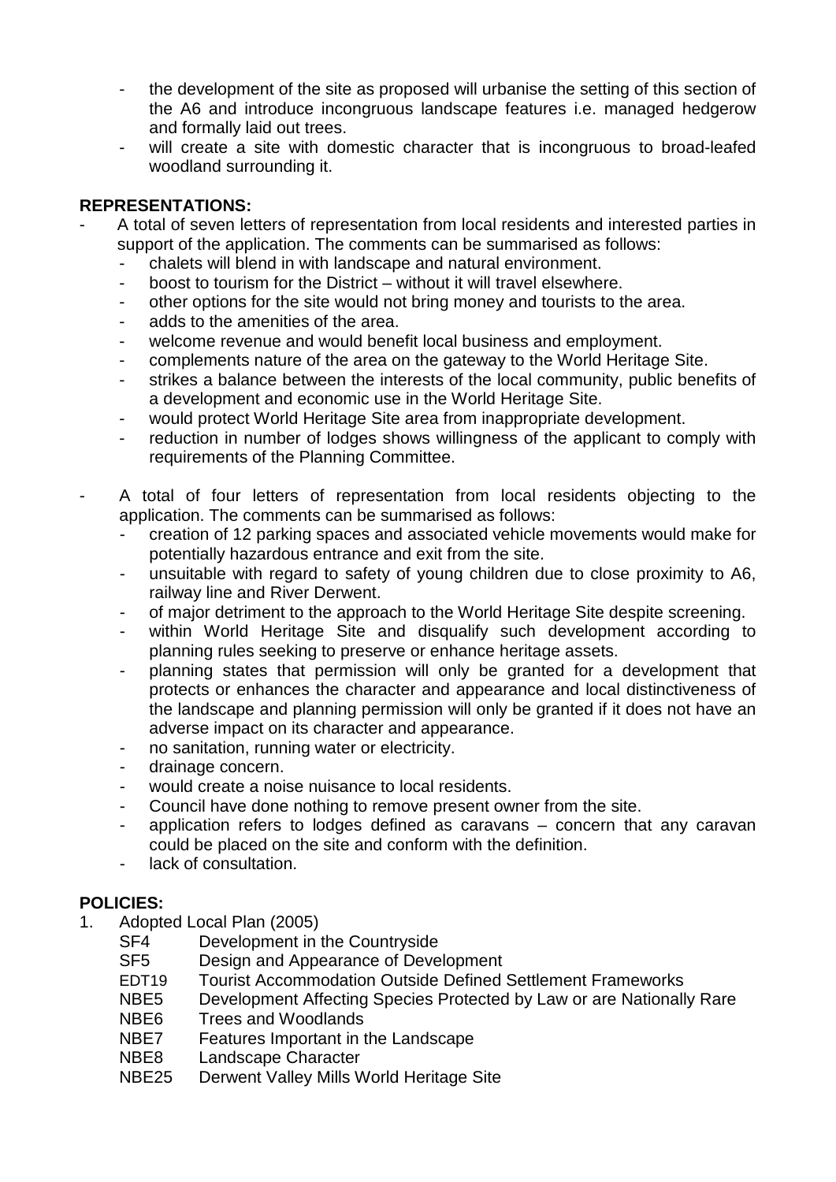- the development of the site as proposed will urbanise the setting of this section of the A6 and introduce incongruous landscape features i.e. managed hedgerow and formally laid out trees.
- will create a site with domestic character that is incongruous to broad-leafed woodland surrounding it.

**REPRESENTATIONS:**

- A total of seven letters of representation from local residents and interested parties in support of the application. The comments can be summarised as follows:
  - chalets will blend in with landscape and natural environment.
  - boost to tourism for the District – without it will travel elsewhere.
  - other options for the site would not bring money and tourists to the area.
  - adds to the amenities of the area.
  - welcome revenue and would benefit local business and employment.
  - complements nature of the area on the gateway to the World Heritage Site.
  - strikes a balance between the interests of the local community, public benefits of a development and economic use in the World Heritage Site.
  - would protect World Heritage Site area from inappropriate development.
  - reduction in number of lodges shows willingness of the applicant to comply with requirements of the Planning Committee.

- A total of four letters of representation from local residents objecting to the application. The comments can be summarised as follows:
  - creation of 12 parking spaces and associated vehicle movements would make for potentially hazardous entrance and exit from the site.
  - unsuitable with regard to safety of young children due to close proximity to A6, railway line and River Derwent.
  - of major detriment to the approach to the World Heritage Site despite screening.
  - within World Heritage Site and disqualify such development according to planning rules seeking to preserve or enhance heritage assets.
  - planning states that permission will only be granted for a development that protects or enhances the character and appearance and local distinctiveness of the landscape and planning permission will only be granted if it does not have an adverse impact on its character and appearance.
  - no sanitation, running water or electricity.
  - drainage concern.
  - would create a noise nuisance to local residents.
  - Council have done nothing to remove present owner from the site.
  - application refers to lodges defined as caravans – concern that any caravan could be placed on the site and conform with the definition.
  - lack of consultation.

**POLICIES:**

1. Adopted Local Plan (2005)
   - SF4 Development in the Countryside
   - SF5 Design and Appearance of Development
   - EDT19 Tourist Accommodation Outside Defined Settlement Frameworks
   - NBE5 Development Affecting Species Protected by Law or are Nationally Rare
   - NBE6 Trees and Woodlands
   - NBE7 Features Important in the Landscape
   - NBE8 Landscape Character
   - NBE25 Derwent Valley Mills World Heritage Site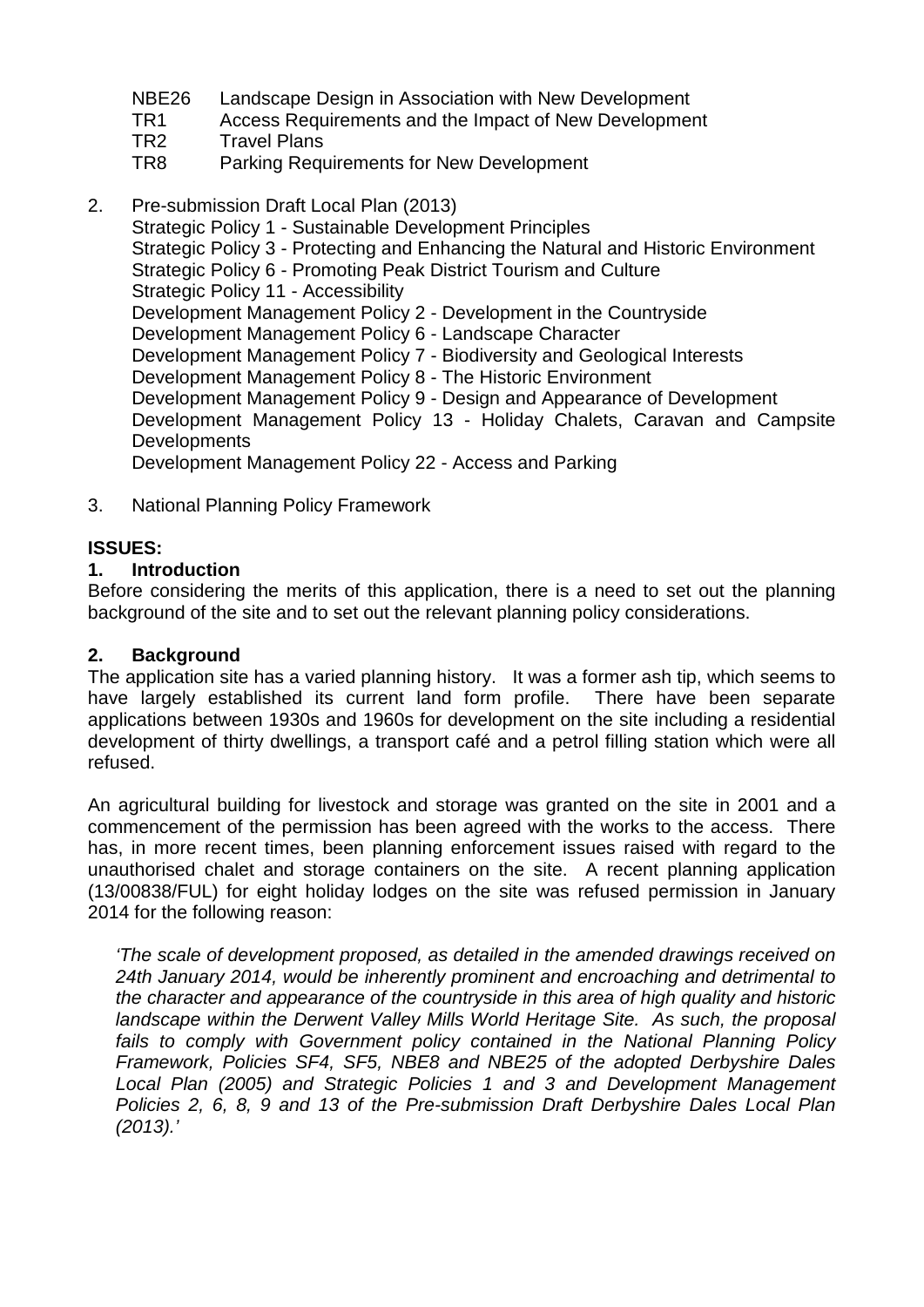NBE26 Landscape Design in Association with New Development
TR1 Access Requirements and the Impact of New Development
TR2 Travel Plans
TR8 Parking Requirements for New Development

2. Pre-submission Draft Local Plan (2013)
   Strategic Policy 1 - Sustainable Development Principles
   Strategic Policy 3 - Protecting and Enhancing the Natural and Historic Environment
   Strategic Policy 6 - Promoting Peak District Tourism and Culture
   Strategic Policy 11 - Accessibility
   Development Management Policy 2 - Development in the Countryside
   Development Management Policy 6 - Landscape Character
   Development Management Policy 7 - Biodiversity and Geological Interests
   Development Management Policy 8 - The Historic Environment
   Development Management Policy 9 - Design and Appearance of Development
   Development Management Policy 13 - Holiday Chalets, Caravan and Campsite Developments
   Development Management Policy 22 - Access and Parking

3. National Planning Policy Framework

**ISSUES:**

**1. Introduction**

Before considering the merits of this application, there is a need to set out the planning background of the site and to set out the relevant planning policy considerations.

**2. Background**

The application site has a varied planning history. It was a former ash tip, which seems to have largely established its current land form profile. There have been separate applications between 1930s and 1960s for development on the site including a residential development of thirty dwellings, a transport café and a petrol filling station which were all refused.

An agricultural building for livestock and storage was granted on the site in 2001 and a commencement of the permission has been agreed with the works to the access. There has, in more recent times, been planning enforcement issues raised with regard to the unauthorised chalet and storage containers on the site. A recent planning application (13/00838/FUL) for eight holiday lodges on the site was refused permission in January 2014 for the following reason:

> *'The scale of development proposed, as detailed in the amended drawings received on 24th January 2014, would be inherently prominent and encroaching and detrimental to the character and appearance of the countryside in this area of high quality and historic landscape within the Derwent Valley Mills World Heritage Site. As such, the proposal fails to comply with Government policy contained in the National Planning Policy Framework, Policies SF4, SF5, NBE8 and NBE25 of the adopted Derbyshire Dales Local Plan (2005) and Strategic Policies 1 and 3 and Development Management Policies 2, 6, 8, 9 and 13 of the Pre-submission Draft Derbyshire Dales Local Plan (2013).'*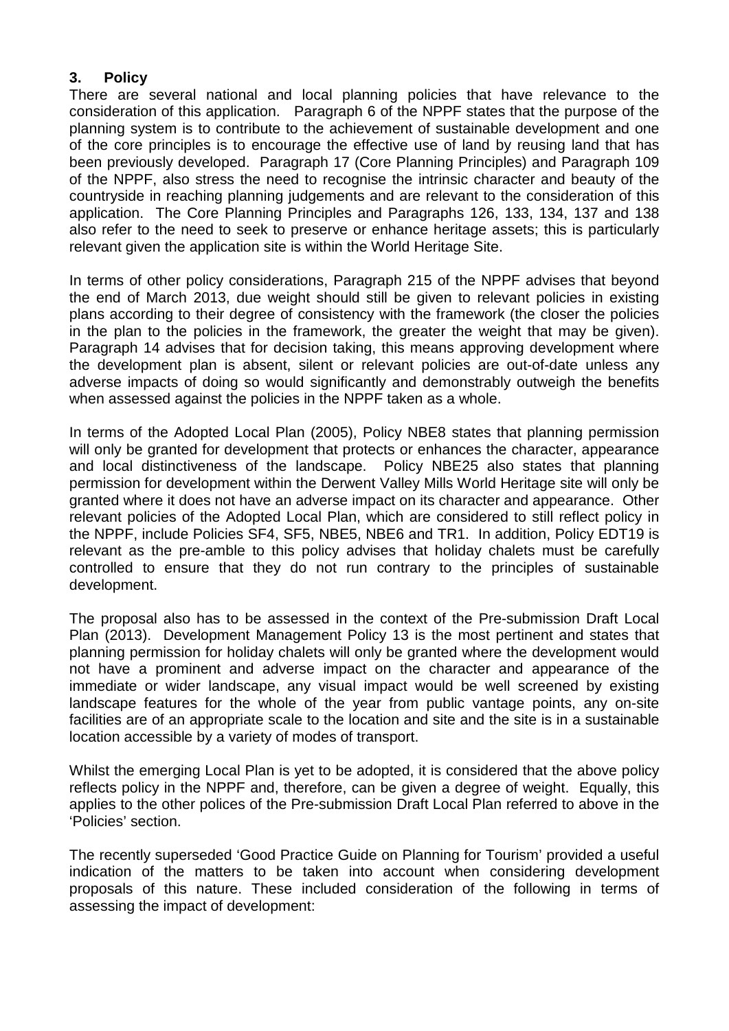## 3. Policy

There are several national and local planning policies that have relevance to the consideration of this application. Paragraph 6 of the NPPF states that the purpose of the planning system is to contribute to the achievement of sustainable development and one of the core principles is to encourage the effective use of land by reusing land that has been previously developed. Paragraph 17 (Core Planning Principles) and Paragraph 109 of the NPPF, also stress the need to recognise the intrinsic character and beauty of the countryside in reaching planning judgements and are relevant to the consideration of this application. The Core Planning Principles and Paragraphs 126, 133, 134, 137 and 138 also refer to the need to seek to preserve or enhance heritage assets; this is particularly relevant given the application site is within the World Heritage Site.

In terms of other policy considerations, Paragraph 215 of the NPPF advises that beyond the end of March 2013, due weight should still be given to relevant policies in existing plans according to their degree of consistency with the framework (the closer the policies in the plan to the policies in the framework, the greater the weight that may be given). Paragraph 14 advises that for decision taking, this means approving development where the development plan is absent, silent or relevant policies are out-of-date unless any adverse impacts of doing so would significantly and demonstrably outweigh the benefits when assessed against the policies in the NPPF taken as a whole.

In terms of the Adopted Local Plan (2005), Policy NBE8 states that planning permission will only be granted for development that protects or enhances the character, appearance and local distinctiveness of the landscape. Policy NBE25 also states that planning permission for development within the Derwent Valley Mills World Heritage site will only be granted where it does not have an adverse impact on its character and appearance. Other relevant policies of the Adopted Local Plan, which are considered to still reflect policy in the NPPF, include Policies SF4, SF5, NBE5, NBE6 and TR1. In addition, Policy EDT19 is relevant as the pre-amble to this policy advises that holiday chalets must be carefully controlled to ensure that they do not run contrary to the principles of sustainable development.

The proposal also has to be assessed in the context of the Pre-submission Draft Local Plan (2013). Development Management Policy 13 is the most pertinent and states that planning permission for holiday chalets will only be granted where the development would not have a prominent and adverse impact on the character and appearance of the immediate or wider landscape, any visual impact would be well screened by existing landscape features for the whole of the year from public vantage points, any on-site facilities are of an appropriate scale to the location and site and the site is in a sustainable location accessible by a variety of modes of transport.

Whilst the emerging Local Plan is yet to be adopted, it is considered that the above policy reflects policy in the NPPF and, therefore, can be given a degree of weight. Equally, this applies to the other polices of the Pre-submission Draft Local Plan referred to above in the 'Policies' section.

The recently superseded 'Good Practice Guide on Planning for Tourism' provided a useful indication of the matters to be taken into account when considering development proposals of this nature. These included consideration of the following in terms of assessing the impact of development: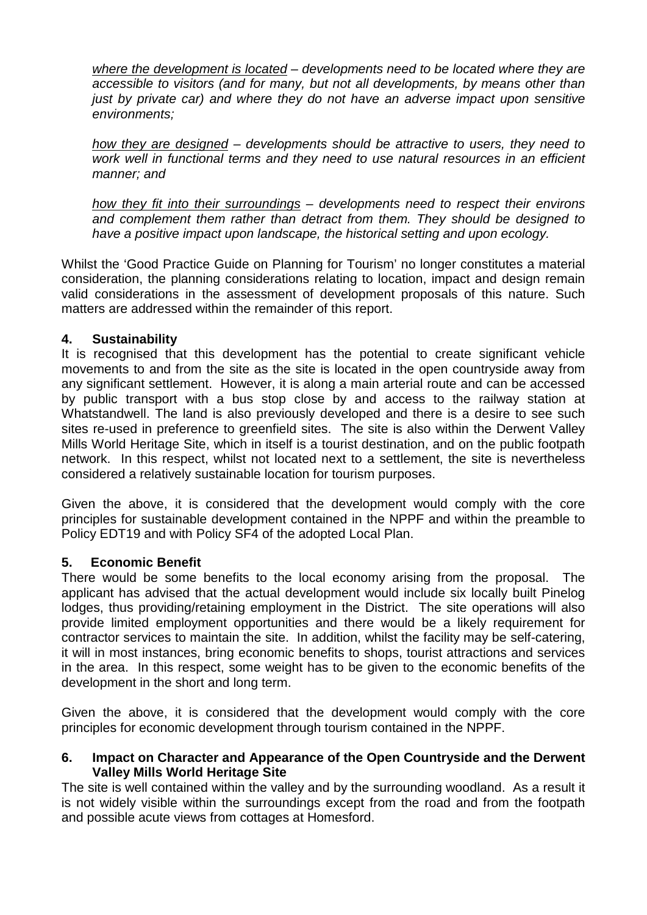*<u>where the development is located</u> – developments need to be located where they are accessible to visitors (and for many, but not all developments, by means other than just by private car) and where they do not have an adverse impact upon sensitive environments;*

*<u>how they are designed</u> – developments should be attractive to users, they need to work well in functional terms and they need to use natural resources in an efficient manner; and*

*<u>how they fit into their surroundings</u> – developments need to respect their environs and complement them rather than detract from them. They should be designed to have a positive impact upon landscape, the historical setting and upon ecology.*

Whilst the 'Good Practice Guide on Planning for Tourism' no longer constitutes a material consideration, the planning considerations relating to location, impact and design remain valid considerations in the assessment of development proposals of this nature. Such matters are addressed within the remainder of this report.

**4. Sustainability**

It is recognised that this development has the potential to create significant vehicle movements to and from the site as the site is located in the open countryside away from any significant settlement. However, it is along a main arterial route and can be accessed by public transport with a bus stop close by and access to the railway station at Whatstandwell. The land is also previously developed and there is a desire to see such sites re-used in preference to greenfield sites. The site is also within the Derwent Valley Mills World Heritage Site, which in itself is a tourist destination, and on the public footpath network. In this respect, whilst not located next to a settlement, the site is nevertheless considered a relatively sustainable location for tourism purposes.

Given the above, it is considered that the development would comply with the core principles for sustainable development contained in the NPPF and within the preamble to Policy EDT19 and with Policy SF4 of the adopted Local Plan.

**5. Economic Benefit**

There would be some benefits to the local economy arising from the proposal. The applicant has advised that the actual development would include six locally built Pinelog lodges, thus providing/retaining employment in the District. The site operations will also provide limited employment opportunities and there would be a likely requirement for contractor services to maintain the site. In addition, whilst the facility may be self-catering, it will in most instances, bring economic benefits to shops, tourist attractions and services in the area. In this respect, some weight has to be given to the economic benefits of the development in the short and long term.

Given the above, it is considered that the development would comply with the core principles for economic development through tourism contained in the NPPF.

**6. Impact on Character and Appearance of the Open Countryside and the Derwent Valley Mills World Heritage Site**

The site is well contained within the valley and by the surrounding woodland. As a result it is not widely visible within the surroundings except from the road and from the footpath and possible acute views from cottages at Homesford.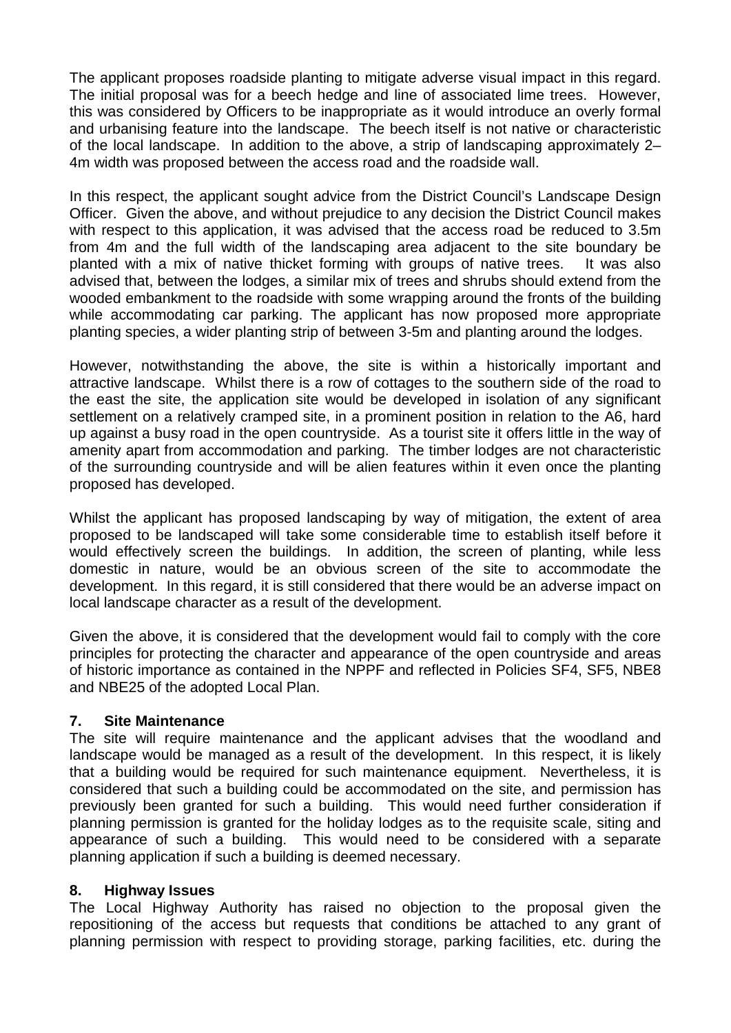The applicant proposes roadside planting to mitigate adverse visual impact in this regard. The initial proposal was for a beech hedge and line of associated lime trees. However, this was considered by Officers to be inappropriate as it would introduce an overly formal and urbanising feature into the landscape. The beech itself is not native or characteristic of the local landscape. In addition to the above, a strip of landscaping approximately 2–4m width was proposed between the access road and the roadside wall.

In this respect, the applicant sought advice from the District Council's Landscape Design Officer. Given the above, and without prejudice to any decision the District Council makes with respect to this application, it was advised that the access road be reduced to 3.5m from 4m and the full width of the landscaping area adjacent to the site boundary be planted with a mix of native thicket forming with groups of native trees. It was also advised that, between the lodges, a similar mix of trees and shrubs should extend from the wooded embankment to the roadside with some wrapping around the fronts of the building while accommodating car parking. The applicant has now proposed more appropriate planting species, a wider planting strip of between 3-5m and planting around the lodges.

However, notwithstanding the above, the site is within a historically important and attractive landscape. Whilst there is a row of cottages to the southern side of the road to the east the site, the application site would be developed in isolation of any significant settlement on a relatively cramped site, in a prominent position in relation to the A6, hard up against a busy road in the open countryside. As a tourist site it offers little in the way of amenity apart from accommodation and parking. The timber lodges are not characteristic of the surrounding countryside and will be alien features within it even once the planting proposed has developed.

Whilst the applicant has proposed landscaping by way of mitigation, the extent of area proposed to be landscaped will take some considerable time to establish itself before it would effectively screen the buildings. In addition, the screen of planting, while less domestic in nature, would be an obvious screen of the site to accommodate the development. In this regard, it is still considered that there would be an adverse impact on local landscape character as a result of the development.

Given the above, it is considered that the development would fail to comply with the core principles for protecting the character and appearance of the open countryside and areas of historic importance as contained in the NPPF and reflected in Policies SF4, SF5, NBE8 and NBE25 of the adopted Local Plan.

## 7. Site Maintenance

The site will require maintenance and the applicant advises that the woodland and landscape would be managed as a result of the development. In this respect, it is likely that a building would be required for such maintenance equipment. Nevertheless, it is considered that such a building could be accommodated on the site, and permission has previously been granted for such a building. This would need further consideration if planning permission is granted for the holiday lodges as to the requisite scale, siting and appearance of such a building. This would need to be considered with a separate planning application if such a building is deemed necessary.

## 8. Highway Issues

The Local Highway Authority has raised no objection to the proposal given the repositioning of the access but requests that conditions be attached to any grant of planning permission with respect to providing storage, parking facilities, etc. during the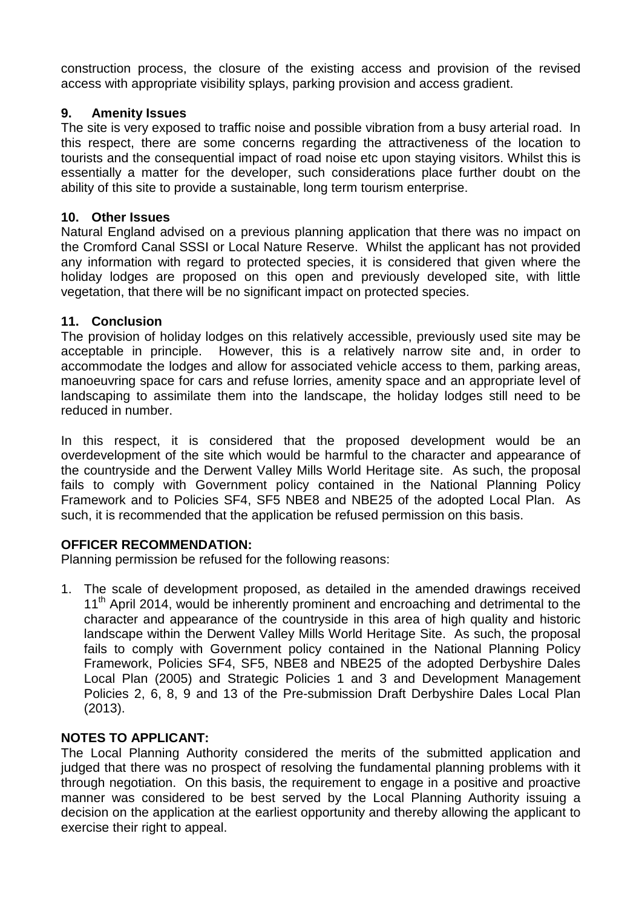construction process, the closure of the existing access and provision of the revised access with appropriate visibility splays, parking provision and access gradient.

## 9. Amenity Issues

The site is very exposed to traffic noise and possible vibration from a busy arterial road. In this respect, there are some concerns regarding the attractiveness of the location to tourists and the consequential impact of road noise etc upon staying visitors. Whilst this is essentially a matter for the developer, such considerations place further doubt on the ability of this site to provide a sustainable, long term tourism enterprise.

## 10. Other Issues

Natural England advised on a previous planning application that there was no impact on the Cromford Canal SSSI or Local Nature Reserve. Whilst the applicant has not provided any information with regard to protected species, it is considered that given where the holiday lodges are proposed on this open and previously developed site, with little vegetation, that there will be no significant impact on protected species.

## 11. Conclusion

The provision of holiday lodges on this relatively accessible, previously used site may be acceptable in principle. However, this is a relatively narrow site and, in order to accommodate the lodges and allow for associated vehicle access to them, parking areas, manoeuvring space for cars and refuse lorries, amenity space and an appropriate level of landscaping to assimilate them into the landscape, the holiday lodges still need to be reduced in number.

In this respect, it is considered that the proposed development would be an overdevelopment of the site which would be harmful to the character and appearance of the countryside and the Derwent Valley Mills World Heritage site. As such, the proposal fails to comply with Government policy contained in the National Planning Policy Framework and to Policies SF4, SF5 NBE8 and NBE25 of the adopted Local Plan. As such, it is recommended that the application be refused permission on this basis.

## OFFICER RECOMMENDATION:

Planning permission be refused for the following reasons:

1. The scale of development proposed, as detailed in the amended drawings received 11th April 2014, would be inherently prominent and encroaching and detrimental to the character and appearance of the countryside in this area of high quality and historic landscape within the Derwent Valley Mills World Heritage Site. As such, the proposal fails to comply with Government policy contained in the National Planning Policy Framework, Policies SF4, SF5, NBE8 and NBE25 of the adopted Derbyshire Dales Local Plan (2005) and Strategic Policies 1 and 3 and Development Management Policies 2, 6, 8, 9 and 13 of the Pre-submission Draft Derbyshire Dales Local Plan (2013).

## NOTES TO APPLICANT:

The Local Planning Authority considered the merits of the submitted application and judged that there was no prospect of resolving the fundamental planning problems with it through negotiation. On this basis, the requirement to engage in a positive and proactive manner was considered to be best served by the Local Planning Authority issuing a decision on the application at the earliest opportunity and thereby allowing the applicant to exercise their right to appeal.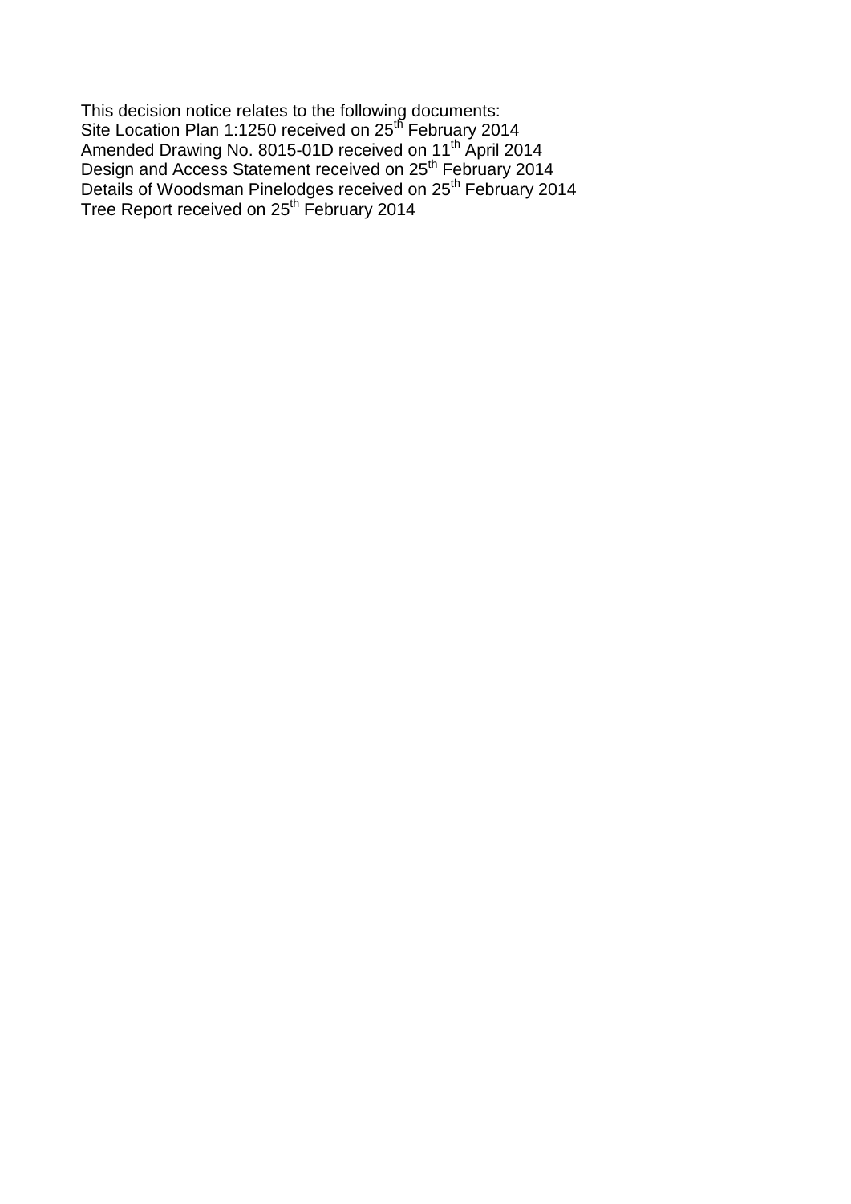This decision notice relates to the following documents:
Site Location Plan 1:1250 received on 25th February 2014
Amended Drawing No. 8015-01D received on 11th April 2014
Design and Access Statement received on 25th February 2014
Details of Woodsman Pinelodges received on 25th February 2014
Tree Report received on 25th February 2014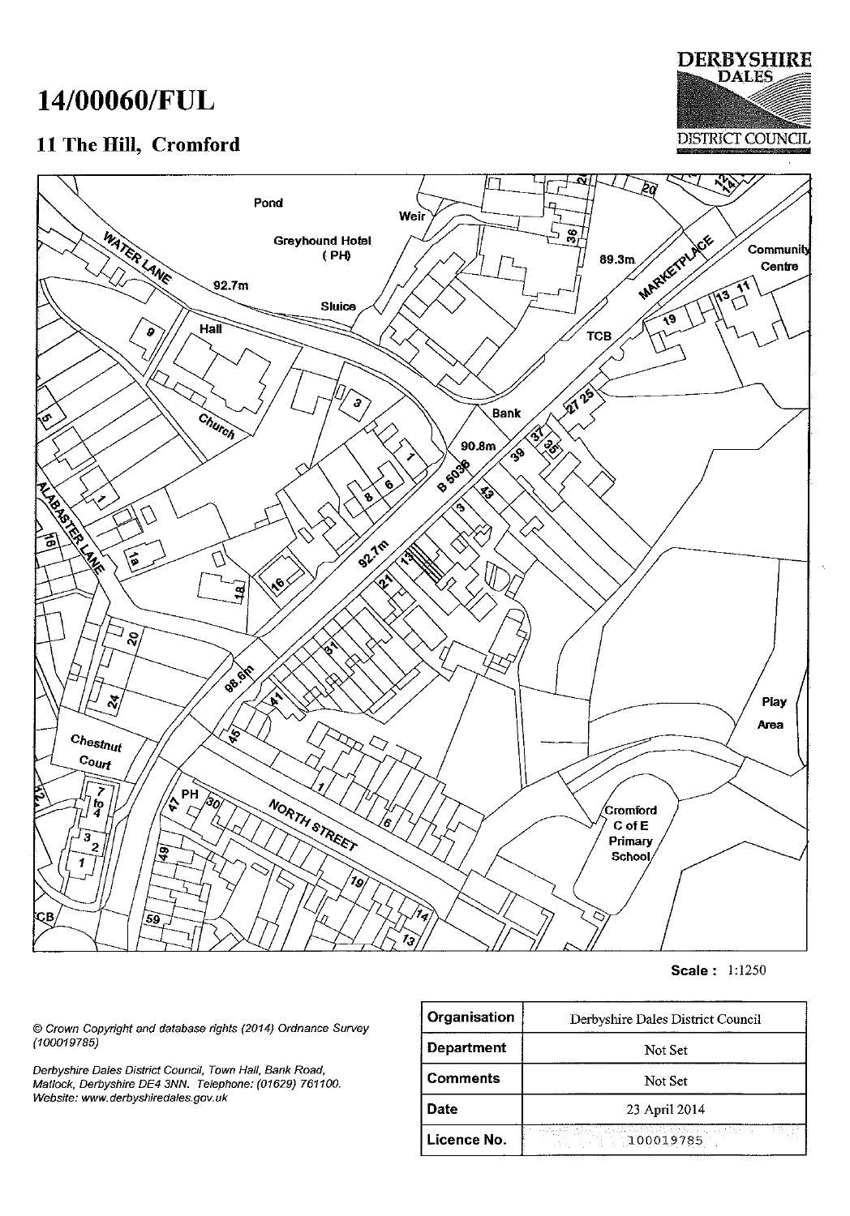# 14/00060/FUL

## 11 The Hill, Cromford

DERBYSHIRE DALES DISTRICT COUNCIL

Scale : 1:1250

© Crown Copyright and database rights (2014) Ordnance Survey (100019785)

Derbyshire Dales District Council, Town Hall, Bank Road, Matlock, Derbyshire DE4 3NN. Telephone: (01629) 761100. Website: www.derbyshiredales.gov.uk

| Organisation | Derbyshire Dales District Council |
|---|---|
| Department | Not Set |
| Comments | Not Set |
| Date | 23 April 2014 |
| Licence No. | 100019785 |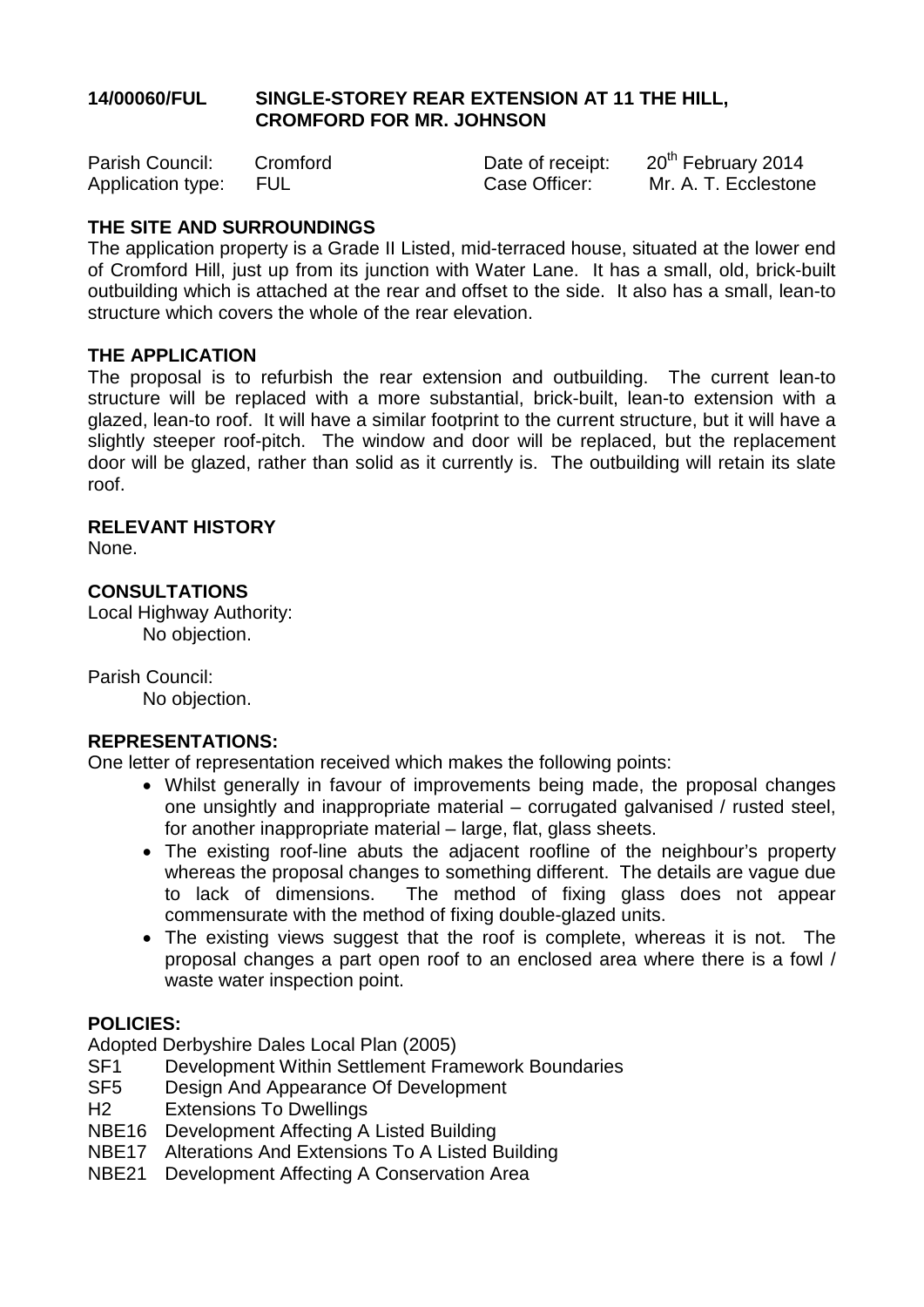## 14/00060/FUL SINGLE-STOREY REAR EXTENSION AT 11 THE HILL, CROMFORD FOR MR. JOHNSON

| | | | |
|---|---|---|---|
| Parish Council: | Cromford | Date of receipt: | 20th February 2014 |
| Application type: | FUL | Case Officer: | Mr. A. T. Ecclestone |

### THE SITE AND SURROUNDINGS

The application property is a Grade II Listed, mid-terraced house, situated at the lower end of Cromford Hill, just up from its junction with Water Lane. It has a small, old, brick-built outbuilding which is attached at the rear and offset to the side. It also has a small, lean-to structure which covers the whole of the rear elevation.

### THE APPLICATION

The proposal is to refurbish the rear extension and outbuilding. The current lean-to structure will be replaced with a more substantial, brick-built, lean-to extension with a glazed, lean-to roof. It will have a similar footprint to the current structure, but it will have a slightly steeper roof-pitch. The window and door will be replaced, but the replacement door will be glazed, rather than solid as it currently is. The outbuilding will retain its slate roof.

### RELEVANT HISTORY

None.

### CONSULTATIONS

Local Highway Authority:
No objection.

Parish Council:
No objection.

### REPRESENTATIONS:

One letter of representation received which makes the following points:

- Whilst generally in favour of improvements being made, the proposal changes one unsightly and inappropriate material – corrugated galvanised / rusted steel, for another inappropriate material – large, flat, glass sheets.
- The existing roof-line abuts the adjacent roofline of the neighbour's property whereas the proposal changes to something different. The details are vague due to lack of dimensions. The method of fixing glass does not appear commensurate with the method of fixing double-glazed units.
- The existing views suggest that the roof is complete, whereas it is not. The proposal changes a part open roof to an enclosed area where there is a fowl / waste water inspection point.

### POLICIES:

Adopted Derbyshire Dales Local Plan (2005)

| | |
|---|---|
| SF1 | Development Within Settlement Framework Boundaries |
| SF5 | Design And Appearance Of Development |
| H2 | Extensions To Dwellings |
| NBE16 | Development Affecting A Listed Building |
| NBE17 | Alterations And Extensions To A Listed Building |
| NBE21 | Development Affecting A Conservation Area |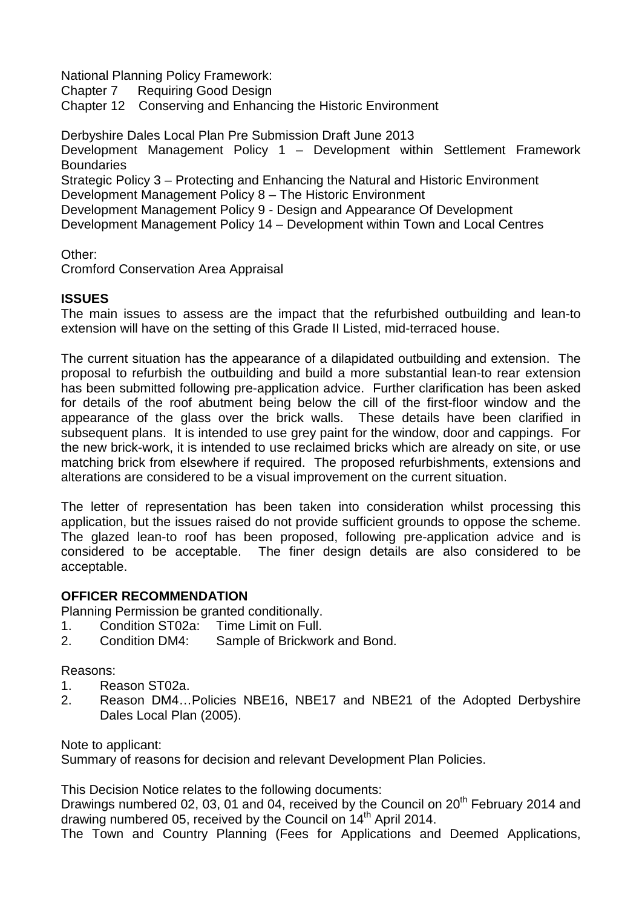National Planning Policy Framework:
Chapter 7 Requiring Good Design
Chapter 12 Conserving and Enhancing the Historic Environment

Derbyshire Dales Local Plan Pre Submission Draft June 2013
Development Management Policy 1 – Development within Settlement Framework Boundaries
Strategic Policy 3 – Protecting and Enhancing the Natural and Historic Environment
Development Management Policy 8 – The Historic Environment
Development Management Policy 9 - Design and Appearance Of Development
Development Management Policy 14 – Development within Town and Local Centres

Other:
Cromford Conservation Area Appraisal

**ISSUES**

The main issues to assess are the impact that the refurbished outbuilding and lean-to extension will have on the setting of this Grade II Listed, mid-terraced house.

The current situation has the appearance of a dilapidated outbuilding and extension. The proposal to refurbish the outbuilding and build a more substantial lean-to rear extension has been submitted following pre-application advice. Further clarification has been asked for details of the roof abutment being below the cill of the first-floor window and the appearance of the glass over the brick walls. These details have been clarified in subsequent plans. It is intended to use grey paint for the window, door and cappings. For the new brick-work, it is intended to use reclaimed bricks which are already on site, or use matching brick from elsewhere if required. The proposed refurbishments, extensions and alterations are considered to be a visual improvement on the current situation.

The letter of representation has been taken into consideration whilst processing this application, but the issues raised do not provide sufficient grounds to oppose the scheme. The glazed lean-to roof has been proposed, following pre-application advice and is considered to be acceptable. The finer design details are also considered to be acceptable.

**OFFICER RECOMMENDATION**

Planning Permission be granted conditionally.

1. Condition ST02a: Time Limit on Full.
2. Condition DM4: Sample of Brickwork and Bond.

Reasons:

1. Reason ST02a.
2. Reason DM4…Policies NBE16, NBE17 and NBE21 of the Adopted Derbyshire Dales Local Plan (2005).

Note to applicant:
Summary of reasons for decision and relevant Development Plan Policies.

This Decision Notice relates to the following documents:
Drawings numbered 02, 03, 01 and 04, received by the Council on 20th February 2014 and drawing numbered 05, received by the Council on 14th April 2014.
The Town and Country Planning (Fees for Applications and Deemed Applications,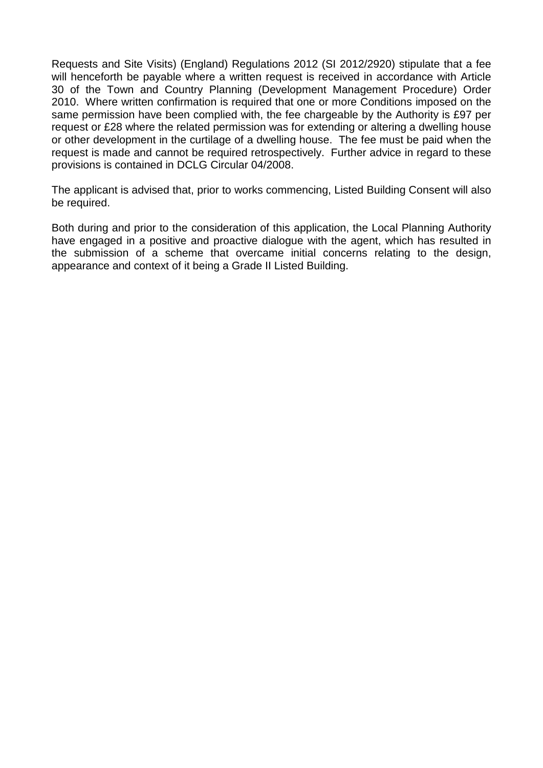Requests and Site Visits) (England) Regulations 2012 (SI 2012/2920) stipulate that a fee will henceforth be payable where a written request is received in accordance with Article 30 of the Town and Country Planning (Development Management Procedure) Order 2010. Where written confirmation is required that one or more Conditions imposed on the same permission have been complied with, the fee chargeable by the Authority is £97 per request or £28 where the related permission was for extending or altering a dwelling house or other development in the curtilage of a dwelling house. The fee must be paid when the request is made and cannot be required retrospectively. Further advice in regard to these provisions is contained in DCLG Circular 04/2008.

The applicant is advised that, prior to works commencing, Listed Building Consent will also be required.

Both during and prior to the consideration of this application, the Local Planning Authority have engaged in a positive and proactive dialogue with the agent, which has resulted in the submission of a scheme that overcame initial concerns relating to the design, appearance and context of it being a Grade II Listed Building.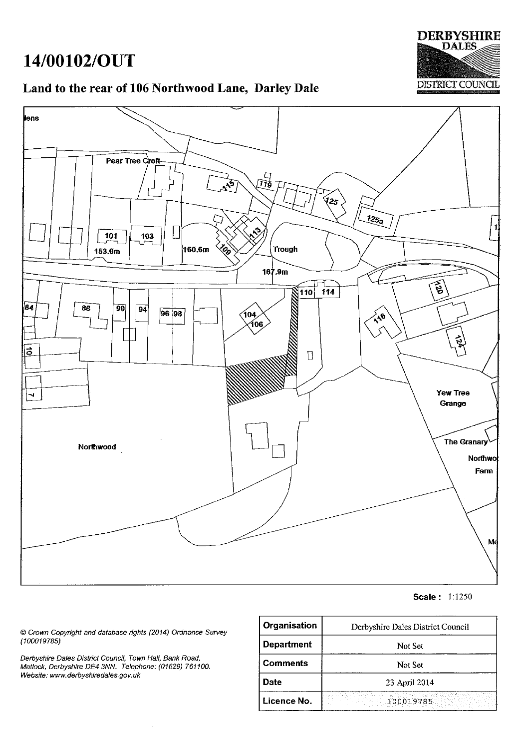# 14/00102/OUT

## Land to the rear of 106 Northwood Lane, Darley Dale

DERBYSHIRE DALES DISTRICT COUNCIL

Scale : 1:1250

© Crown Copyright and database rights (2014) Ordnance Survey (100019785)

Derbyshire Dales District Council, Town Hall, Bank Road, Matlock, Derbyshire DE4 3NN. Telephone: (01629) 761100. Website: www.derbyshiredales.gov.uk

| Organisation | Derbyshire Dales District Council |
|---|---|
| Department | Not Set |
| Comments | Not Set |
| Date | 23 April 2014 |
| Licence No. | 100019785 |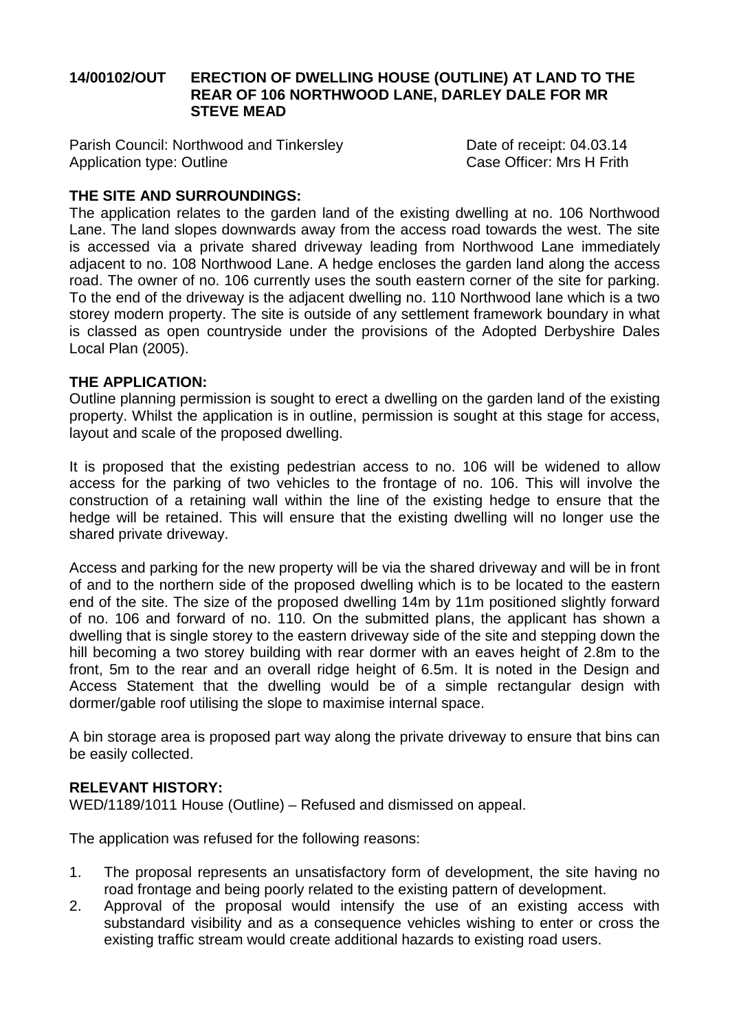**14/00102/OUT ERECTION OF DWELLING HOUSE (OUTLINE) AT LAND TO THE REAR OF 106 NORTHWOOD LANE, DARLEY DALE FOR MR STEVE MEAD**

Parish Council: Northwood and Tinkersley  Date of receipt: 04.03.14
Application type: Outline  Case Officer: Mrs H Frith

**THE SITE AND SURROUNDINGS:**

The application relates to the garden land of the existing dwelling at no. 106 Northwood Lane. The land slopes downwards away from the access road towards the west. The site is accessed via a private shared driveway leading from Northwood Lane immediately adjacent to no. 108 Northwood Lane. A hedge encloses the garden land along the access road. The owner of no. 106 currently uses the south eastern corner of the site for parking. To the end of the driveway is the adjacent dwelling no. 110 Northwood lane which is a two storey modern property. The site is outside of any settlement framework boundary in what is classed as open countryside under the provisions of the Adopted Derbyshire Dales Local Plan (2005).

**THE APPLICATION:**

Outline planning permission is sought to erect a dwelling on the garden land of the existing property. Whilst the application is in outline, permission is sought at this stage for access, layout and scale of the proposed dwelling.

It is proposed that the existing pedestrian access to no. 106 will be widened to allow access for the parking of two vehicles to the frontage of no. 106. This will involve the construction of a retaining wall within the line of the existing hedge to ensure that the hedge will be retained. This will ensure that the existing dwelling will no longer use the shared private driveway.

Access and parking for the new property will be via the shared driveway and will be in front of and to the northern side of the proposed dwelling which is to be located to the eastern end of the site. The size of the proposed dwelling 14m by 11m positioned slightly forward of no. 106 and forward of no. 110. On the submitted plans, the applicant has shown a dwelling that is single storey to the eastern driveway side of the site and stepping down the hill becoming a two storey building with rear dormer with an eaves height of 2.8m to the front, 5m to the rear and an overall ridge height of 6.5m. It is noted in the Design and Access Statement that the dwelling would be of a simple rectangular design with dormer/gable roof utilising the slope to maximise internal space.

A bin storage area is proposed part way along the private driveway to ensure that bins can be easily collected.

**RELEVANT HISTORY:**

WED/1189/1011 House (Outline) – Refused and dismissed on appeal.

The application was refused for the following reasons:

1. The proposal represents an unsatisfactory form of development, the site having no road frontage and being poorly related to the existing pattern of development.
2. Approval of the proposal would intensify the use of an existing access with substandard visibility and as a consequence vehicles wishing to enter or cross the existing traffic stream would create additional hazards to existing road users.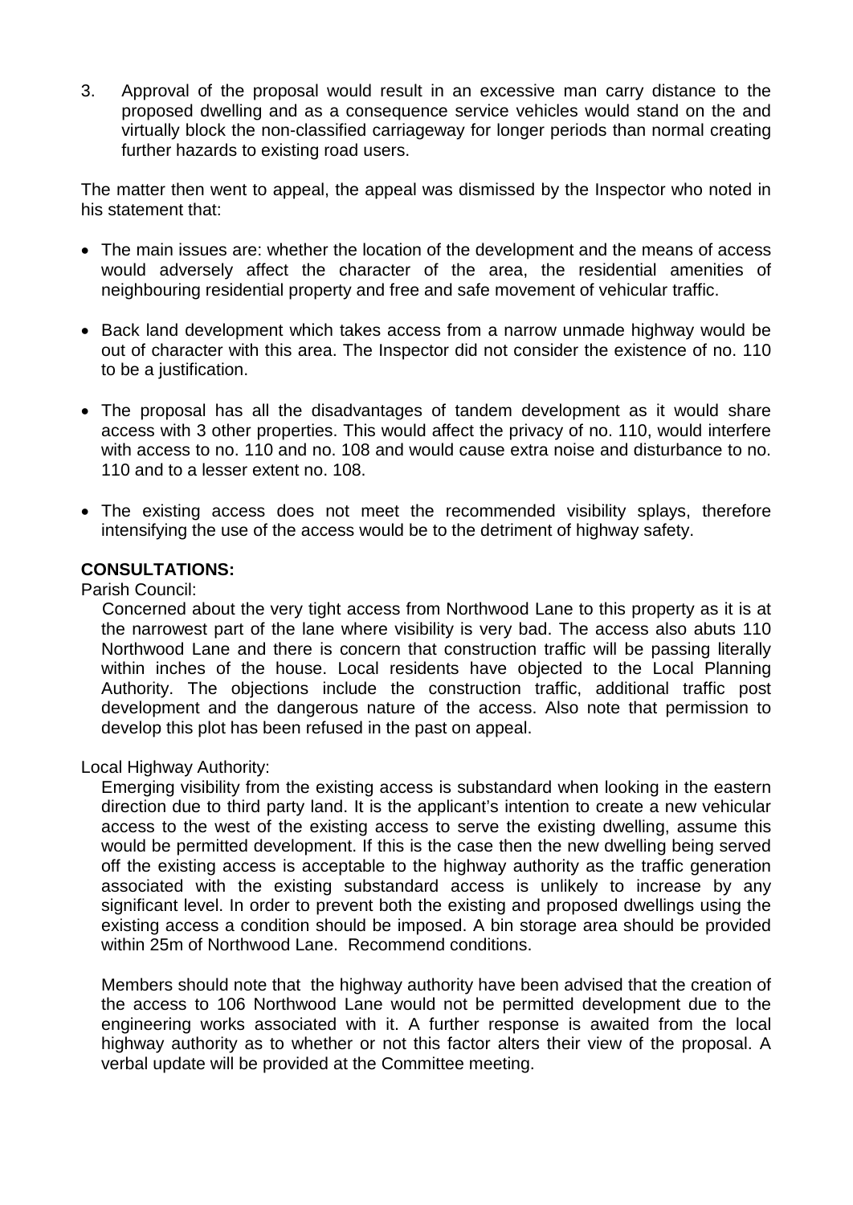3. Approval of the proposal would result in an excessive man carry distance to the proposed dwelling and as a consequence service vehicles would stand on the and virtually block the non-classified carriageway for longer periods than normal creating further hazards to existing road users.

The matter then went to appeal, the appeal was dismissed by the Inspector who noted in his statement that:

- The main issues are: whether the location of the development and the means of access would adversely affect the character of the area, the residential amenities of neighbouring residential property and free and safe movement of vehicular traffic.
- Back land development which takes access from a narrow unmade highway would be out of character with this area. The Inspector did not consider the existence of no. 110 to be a justification.
- The proposal has all the disadvantages of tandem development as it would share access with 3 other properties. This would affect the privacy of no. 110, would interfere with access to no. 110 and no. 108 and would cause extra noise and disturbance to no. 110 and to a lesser extent no. 108.
- The existing access does not meet the recommended visibility splays, therefore intensifying the use of the access would be to the detriment of highway safety.

**CONSULTATIONS:**

Parish Council:

Concerned about the very tight access from Northwood Lane to this property as it is at the narrowest part of the lane where visibility is very bad. The access also abuts 110 Northwood Lane and there is concern that construction traffic will be passing literally within inches of the house. Local residents have objected to the Local Planning Authority. The objections include the construction traffic, additional traffic post development and the dangerous nature of the access. Also note that permission to develop this plot has been refused in the past on appeal.

Local Highway Authority:

Emerging visibility from the existing access is substandard when looking in the eastern direction due to third party land. It is the applicant's intention to create a new vehicular access to the west of the existing access to serve the existing dwelling, assume this would be permitted development. If this is the case then the new dwelling being served off the existing access is acceptable to the highway authority as the traffic generation associated with the existing substandard access is unlikely to increase by any significant level. In order to prevent both the existing and proposed dwellings using the existing access a condition should be imposed. A bin storage area should be provided within 25m of Northwood Lane. Recommend conditions.

Members should note that the highway authority have been advised that the creation of the access to 106 Northwood Lane would not be permitted development due to the engineering works associated with it. A further response is awaited from the local highway authority as to whether or not this factor alters their view of the proposal. A verbal update will be provided at the Committee meeting.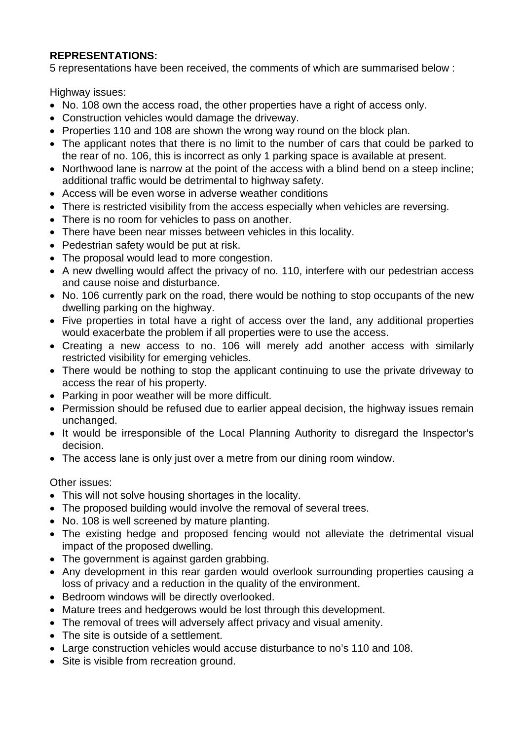**REPRESENTATIONS:**
5 representations have been received, the comments of which are summarised below :

Highway issues:

- No. 108 own the access road, the other properties have a right of access only.
- Construction vehicles would damage the driveway.
- Properties 110 and 108 are shown the wrong way round on the block plan.
- The applicant notes that there is no limit to the number of cars that could be parked to the rear of no. 106, this is incorrect as only 1 parking space is available at present.
- Northwood lane is narrow at the point of the access with a blind bend on a steep incline; additional traffic would be detrimental to highway safety.
- Access will be even worse in adverse weather conditions
- There is restricted visibility from the access especially when vehicles are reversing.
- There is no room for vehicles to pass on another.
- There have been near misses between vehicles in this locality.
- Pedestrian safety would be put at risk.
- The proposal would lead to more congestion.
- A new dwelling would affect the privacy of no. 110, interfere with our pedestrian access and cause noise and disturbance.
- No. 106 currently park on the road, there would be nothing to stop occupants of the new dwelling parking on the highway.
- Five properties in total have a right of access over the land, any additional properties would exacerbate the problem if all properties were to use the access.
- Creating a new access to no. 106 will merely add another access with similarly restricted visibility for emerging vehicles.
- There would be nothing to stop the applicant continuing to use the private driveway to access the rear of his property.
- Parking in poor weather will be more difficult.
- Permission should be refused due to earlier appeal decision, the highway issues remain unchanged.
- It would be irresponsible of the Local Planning Authority to disregard the Inspector's decision.
- The access lane is only just over a metre from our dining room window.

Other issues:

- This will not solve housing shortages in the locality.
- The proposed building would involve the removal of several trees.
- No. 108 is well screened by mature planting.
- The existing hedge and proposed fencing would not alleviate the detrimental visual impact of the proposed dwelling.
- The government is against garden grabbing.
- Any development in this rear garden would overlook surrounding properties causing a loss of privacy and a reduction in the quality of the environment.
- Bedroom windows will be directly overlooked.
- Mature trees and hedgerows would be lost through this development.
- The removal of trees will adversely affect privacy and visual amenity.
- The site is outside of a settlement.
- Large construction vehicles would accuse disturbance to no's 110 and 108.
- Site is visible from recreation ground.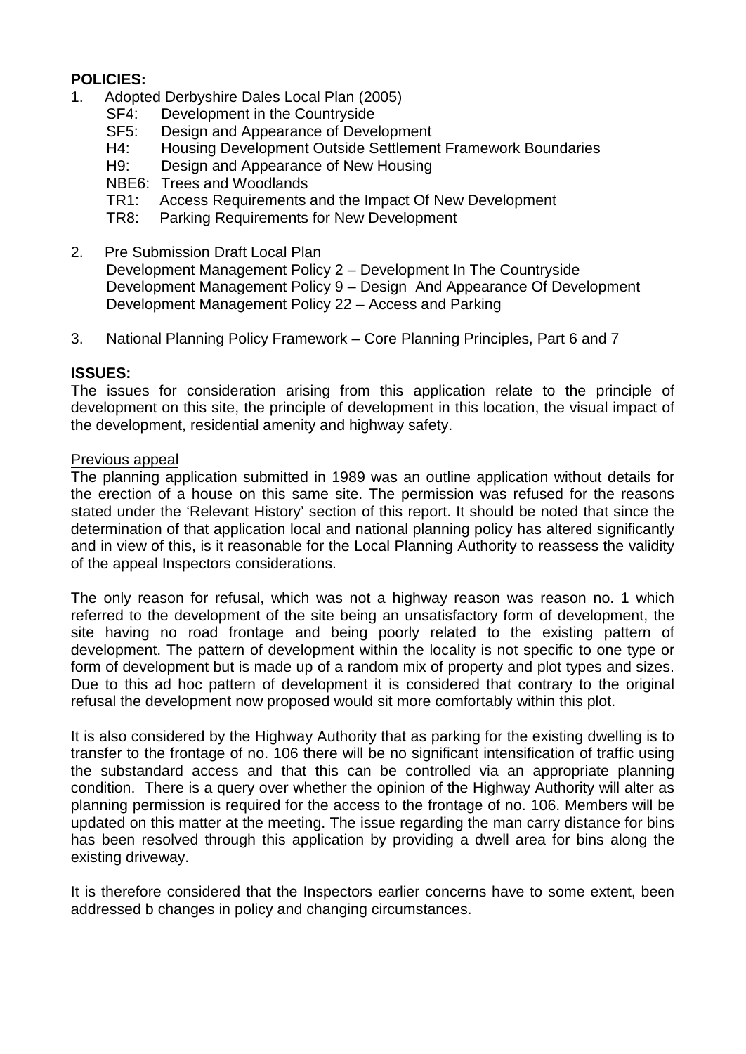**POLICIES:**

1. Adopted Derbyshire Dales Local Plan (2005)
   - SF4: Development in the Countryside
   - SF5: Design and Appearance of Development
   - H4: Housing Development Outside Settlement Framework Boundaries
   - H9: Design and Appearance of New Housing
   - NBE6: Trees and Woodlands
   - TR1: Access Requirements and the Impact Of New Development
   - TR8: Parking Requirements for New Development

2. Pre Submission Draft Local Plan
   Development Management Policy 2 – Development In The Countryside
   Development Management Policy 9 – Design And Appearance Of Development
   Development Management Policy 22 – Access and Parking

3. National Planning Policy Framework – Core Planning Principles, Part 6 and 7

**ISSUES:**

The issues for consideration arising from this application relate to the principle of development on this site, the principle of development in this location, the visual impact of the development, residential amenity and highway safety.

Previous appeal

The planning application submitted in 1989 was an outline application without details for the erection of a house on this same site. The permission was refused for the reasons stated under the 'Relevant History' section of this report. It should be noted that since the determination of that application local and national planning policy has altered significantly and in view of this, is it reasonable for the Local Planning Authority to reassess the validity of the appeal Inspectors considerations.

The only reason for refusal, which was not a highway reason was reason no. 1 which referred to the development of the site being an unsatisfactory form of development, the site having no road frontage and being poorly related to the existing pattern of development. The pattern of development within the locality is not specific to one type or form of development but is made up of a random mix of property and plot types and sizes. Due to this ad hoc pattern of development it is considered that contrary to the original refusal the development now proposed would sit more comfortably within this plot.

It is also considered by the Highway Authority that as parking for the existing dwelling is to transfer to the frontage of no. 106 there will be no significant intensification of traffic using the substandard access and that this can be controlled via an appropriate planning condition. There is a query over whether the opinion of the Highway Authority will alter as planning permission is required for the access to the frontage of no. 106. Members will be updated on this matter at the meeting. The issue regarding the man carry distance for bins has been resolved through this application by providing a dwell area for bins along the existing driveway.

It is therefore considered that the Inspectors earlier concerns have to some extent, been addressed b changes in policy and changing circumstances.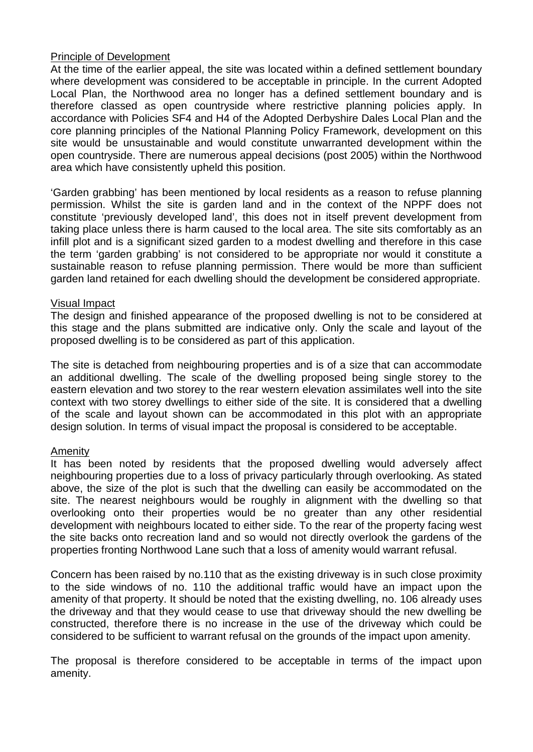Principle of Development

At the time of the earlier appeal, the site was located within a defined settlement boundary where development was considered to be acceptable in principle. In the current Adopted Local Plan, the Northwood area no longer has a defined settlement boundary and is therefore classed as open countryside where restrictive planning policies apply. In accordance with Policies SF4 and H4 of the Adopted Derbyshire Dales Local Plan and the core planning principles of the National Planning Policy Framework, development on this site would be unsustainable and would constitute unwarranted development within the open countryside. There are numerous appeal decisions (post 2005) within the Northwood area which have consistently upheld this position.

'Garden grabbing' has been mentioned by local residents as a reason to refuse planning permission. Whilst the site is garden land and in the context of the NPPF does not constitute 'previously developed land', this does not in itself prevent development from taking place unless there is harm caused to the local area. The site sits comfortably as an infill plot and is a significant sized garden to a modest dwelling and therefore in this case the term 'garden grabbing' is not considered to be appropriate nor would it constitute a sustainable reason to refuse planning permission. There would be more than sufficient garden land retained for each dwelling should the development be considered appropriate.

Visual Impact

The design and finished appearance of the proposed dwelling is not to be considered at this stage and the plans submitted are indicative only. Only the scale and layout of the proposed dwelling is to be considered as part of this application.

The site is detached from neighbouring properties and is of a size that can accommodate an additional dwelling. The scale of the dwelling proposed being single storey to the eastern elevation and two storey to the rear western elevation assimilates well into the site context with two storey dwellings to either side of the site. It is considered that a dwelling of the scale and layout shown can be accommodated in this plot with an appropriate design solution. In terms of visual impact the proposal is considered to be acceptable.

Amenity

It has been noted by residents that the proposed dwelling would adversely affect neighbouring properties due to a loss of privacy particularly through overlooking. As stated above, the size of the plot is such that the dwelling can easily be accommodated on the site. The nearest neighbours would be roughly in alignment with the dwelling so that overlooking onto their properties would be no greater than any other residential development with neighbours located to either side. To the rear of the property facing west the site backs onto recreation land and so would not directly overlook the gardens of the properties fronting Northwood Lane such that a loss of amenity would warrant refusal.

Concern has been raised by no.110 that as the existing driveway is in such close proximity to the side windows of no. 110 the additional traffic would have an impact upon the amenity of that property. It should be noted that the existing dwelling, no. 106 already uses the driveway and that they would cease to use that driveway should the new dwelling be constructed, therefore there is no increase in the use of the driveway which could be considered to be sufficient to warrant refusal on the grounds of the impact upon amenity.

The proposal is therefore considered to be acceptable in terms of the impact upon amenity.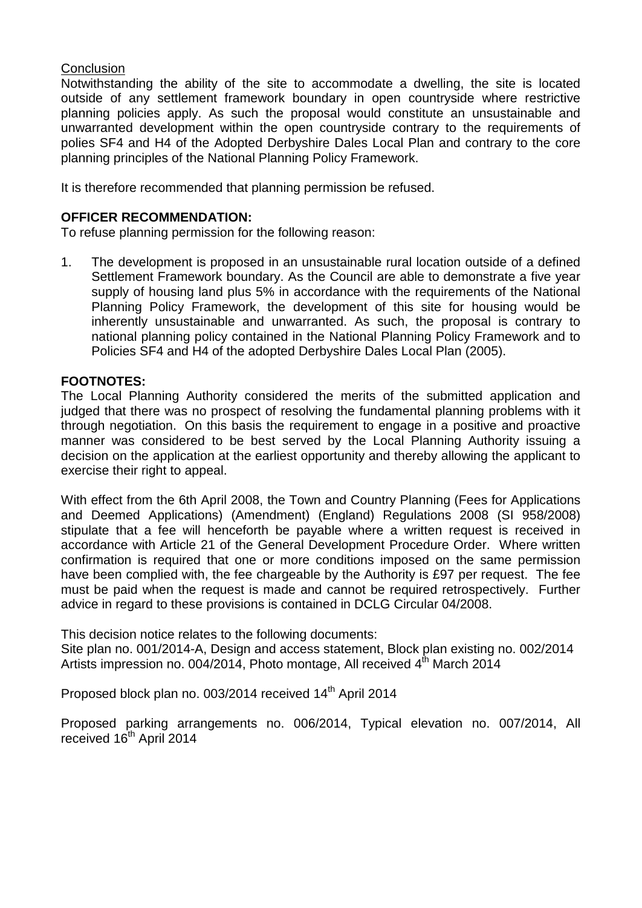Conclusion

Notwithstanding the ability of the site to accommodate a dwelling, the site is located outside of any settlement framework boundary in open countryside where restrictive planning policies apply. As such the proposal would constitute an unsustainable and unwarranted development within the open countryside contrary to the requirements of polies SF4 and H4 of the Adopted Derbyshire Dales Local Plan and contrary to the core planning principles of the National Planning Policy Framework.

It is therefore recommended that planning permission be refused.

**OFFICER RECOMMENDATION:**

To refuse planning permission for the following reason:

1. The development is proposed in an unsustainable rural location outside of a defined Settlement Framework boundary. As the Council are able to demonstrate a five year supply of housing land plus 5% in accordance with the requirements of the National Planning Policy Framework, the development of this site for housing would be inherently unsustainable and unwarranted. As such, the proposal is contrary to national planning policy contained in the National Planning Policy Framework and to Policies SF4 and H4 of the adopted Derbyshire Dales Local Plan (2005).

**FOOTNOTES:**

The Local Planning Authority considered the merits of the submitted application and judged that there was no prospect of resolving the fundamental planning problems with it through negotiation. On this basis the requirement to engage in a positive and proactive manner was considered to be best served by the Local Planning Authority issuing a decision on the application at the earliest opportunity and thereby allowing the applicant to exercise their right to appeal.

With effect from the 6th April 2008, the Town and Country Planning (Fees for Applications and Deemed Applications) (Amendment) (England) Regulations 2008 (SI 958/2008) stipulate that a fee will henceforth be payable where a written request is received in accordance with Article 21 of the General Development Procedure Order. Where written confirmation is required that one or more conditions imposed on the same permission have been complied with, the fee chargeable by the Authority is £97 per request. The fee must be paid when the request is made and cannot be required retrospectively. Further advice in regard to these provisions is contained in DCLG Circular 04/2008.

This decision notice relates to the following documents:
Site plan no. 001/2014-A, Design and access statement, Block plan existing no. 002/2014 Artists impression no. 004/2014, Photo montage, All received 4th March 2014

Proposed block plan no. 003/2014 received 14th April 2014

Proposed parking arrangements no. 006/2014, Typical elevation no. 007/2014, All received 16th April 2014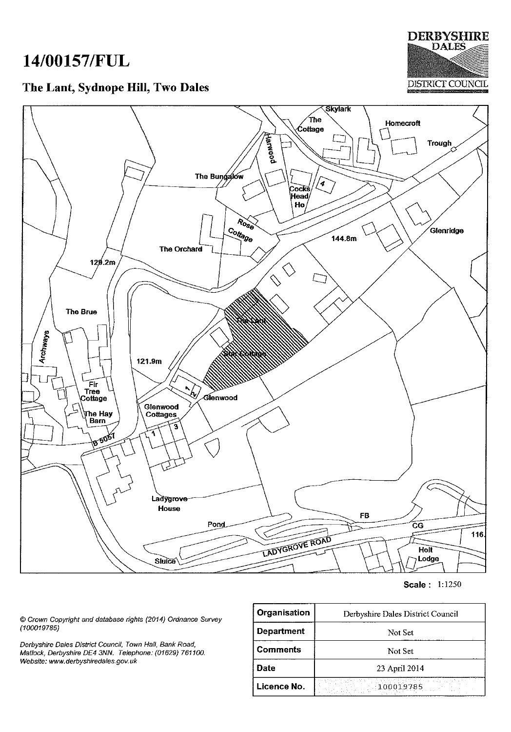# 14/00157/FUL

## The Lant, Sydnope Hill, Two Dales

DERBYSHIRE DALES DISTRICT COUNCIL

Skylark, The Cottage, Homecroft, Trough, Harwood, The Bungalow, Cocks Head Ho, 4, Rose Cottage, The Orchard, 144.8m, Glenridge, 129.2m, The Brue, The Lant, Star Cottage, 121.9m, Archways, Fir Tree Cottage, The Hay Barn, 1, 2, Glenwood, Glenwood Cottages, 1, 3, B 5057, Ladygrove House, Pond, FB, CG, 116, LADYGROVE ROAD, Sluice, Holt Lodge

**Scale :** 1:1250

*© Crown Copyright and database rights (2014) Ordnance Survey (100019785)*

*Derbyshire Dales District Council, Town Hall, Bank Road, Matlock, Derbyshire DE4 3NN. Telephone: (01629) 761100. Website: www.derbyshiredales.gov.uk*

| Organisation | Derbyshire Dales District Council |
|---|---|
| Department | Not Set |
| Comments | Not Set |
| Date | 23 April 2014 |
| Licence No. | 100019785 |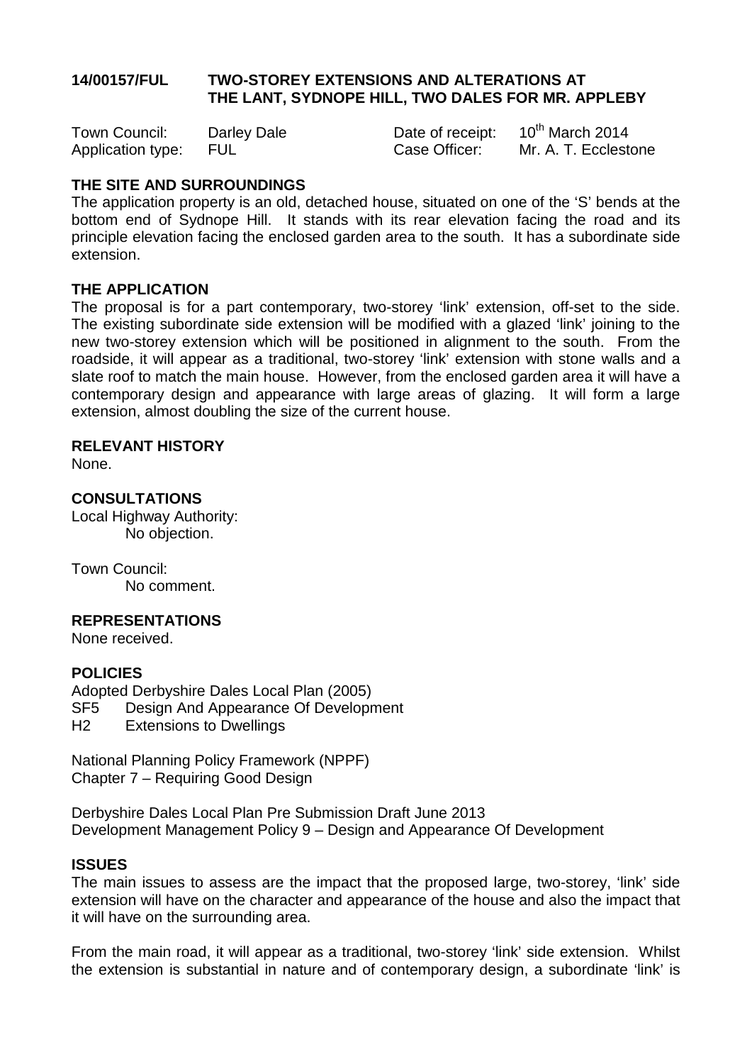**14/00157/FUL TWO-STOREY EXTENSIONS AND ALTERATIONS AT THE LANT, SYDNOPE HILL, TWO DALES FOR MR. APPLEBY**

| | | | |
|---|---|---|---|
| Town Council: | Darley Dale | Date of receipt: | 10th March 2014 |
| Application type: | FUL | Case Officer: | Mr. A. T. Ecclestone |

**THE SITE AND SURROUNDINGS**

The application property is an old, detached house, situated on one of the 'S' bends at the bottom end of Sydnope Hill. It stands with its rear elevation facing the road and its principle elevation facing the enclosed garden area to the south. It has a subordinate side extension.

**THE APPLICATION**

The proposal is for a part contemporary, two-storey 'link' extension, off-set to the side. The existing subordinate side extension will be modified with a glazed 'link' joining to the new two-storey extension which will be positioned in alignment to the south. From the roadside, it will appear as a traditional, two-storey 'link' extension with stone walls and a slate roof to match the main house. However, from the enclosed garden area it will have a contemporary design and appearance with large areas of glazing. It will form a large extension, almost doubling the size of the current house.

**RELEVANT HISTORY**

None.

**CONSULTATIONS**

Local Highway Authority:
No objection.

Town Council:
No comment.

**REPRESENTATIONS**

None received.

**POLICIES**

Adopted Derbyshire Dales Local Plan (2005)
SF5 Design And Appearance Of Development
H2 Extensions to Dwellings

National Planning Policy Framework (NPPF)
Chapter 7 – Requiring Good Design

Derbyshire Dales Local Plan Pre Submission Draft June 2013
Development Management Policy 9 – Design and Appearance Of Development

**ISSUES**

The main issues to assess are the impact that the proposed large, two-storey, 'link' side extension will have on the character and appearance of the house and also the impact that it will have on the surrounding area.

From the main road, it will appear as a traditional, two-storey 'link' side extension. Whilst the extension is substantial in nature and of contemporary design, a subordinate 'link' is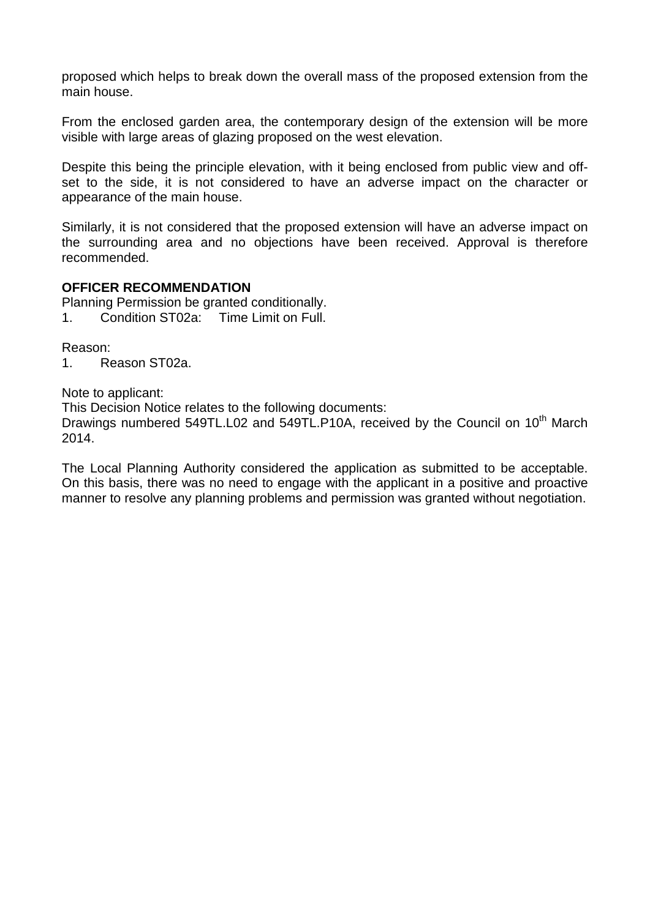proposed which helps to break down the overall mass of the proposed extension from the main house.

From the enclosed garden area, the contemporary design of the extension will be more visible with large areas of glazing proposed on the west elevation.

Despite this being the principle elevation, with it being enclosed from public view and off-set to the side, it is not considered to have an adverse impact on the character or appearance of the main house.

Similarly, it is not considered that the proposed extension will have an adverse impact on the surrounding area and no objections have been received. Approval is therefore recommended.

**OFFICER RECOMMENDATION**

Planning Permission be granted conditionally.

1. Condition ST02a: Time Limit on Full.

Reason:

1. Reason ST02a.

Note to applicant:

This Decision Notice relates to the following documents:

Drawings numbered 549TL.L02 and 549TL.P10A, received by the Council on 10th March 2014.

The Local Planning Authority considered the application as submitted to be acceptable. On this basis, there was no need to engage with the applicant in a positive and proactive manner to resolve any planning problems and permission was granted without negotiation.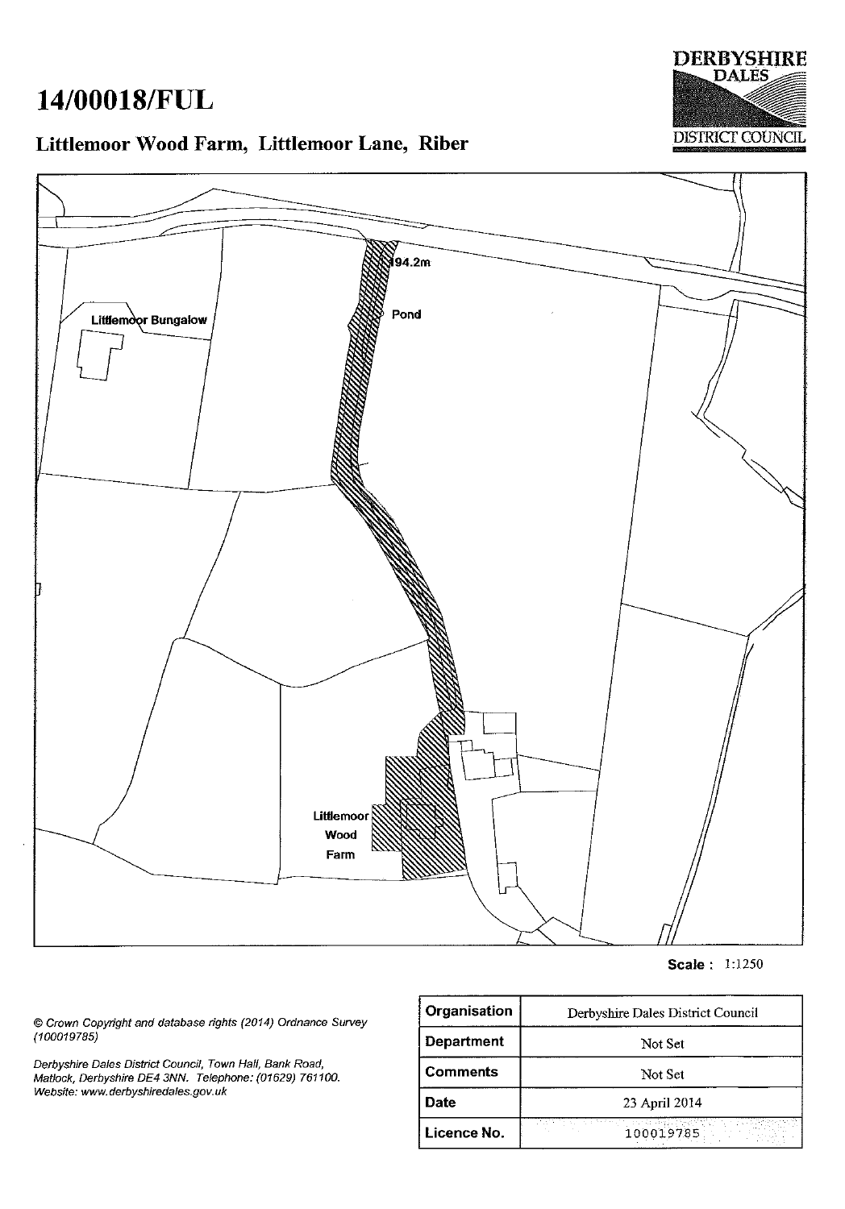# 14/00018/FUL

## Littlemoor Wood Farm, Littlemoor Lane, Riber

DERBYSHIRE DALES DISTRICT COUNCIL

94.2m

Pond

Littlemoor Bungalow

Littlemoor Wood Farm

**Scale** : 1:1250

*© Crown Copyright and database rights (2014) Ordnance Survey (100019785)*

*Derbyshire Dales District Council, Town Hall, Bank Road, Matlock, Derbyshire DE4 3NN. Telephone: (01629) 761100. Website: www.derbyshiredales.gov.uk*

| **Organisation** | Derbyshire Dales District Council |
|---|---|
| **Department** | Not Set |
| **Comments** | Not Set |
| **Date** | 23 April 2014 |
| **Licence No.** | 100019785 |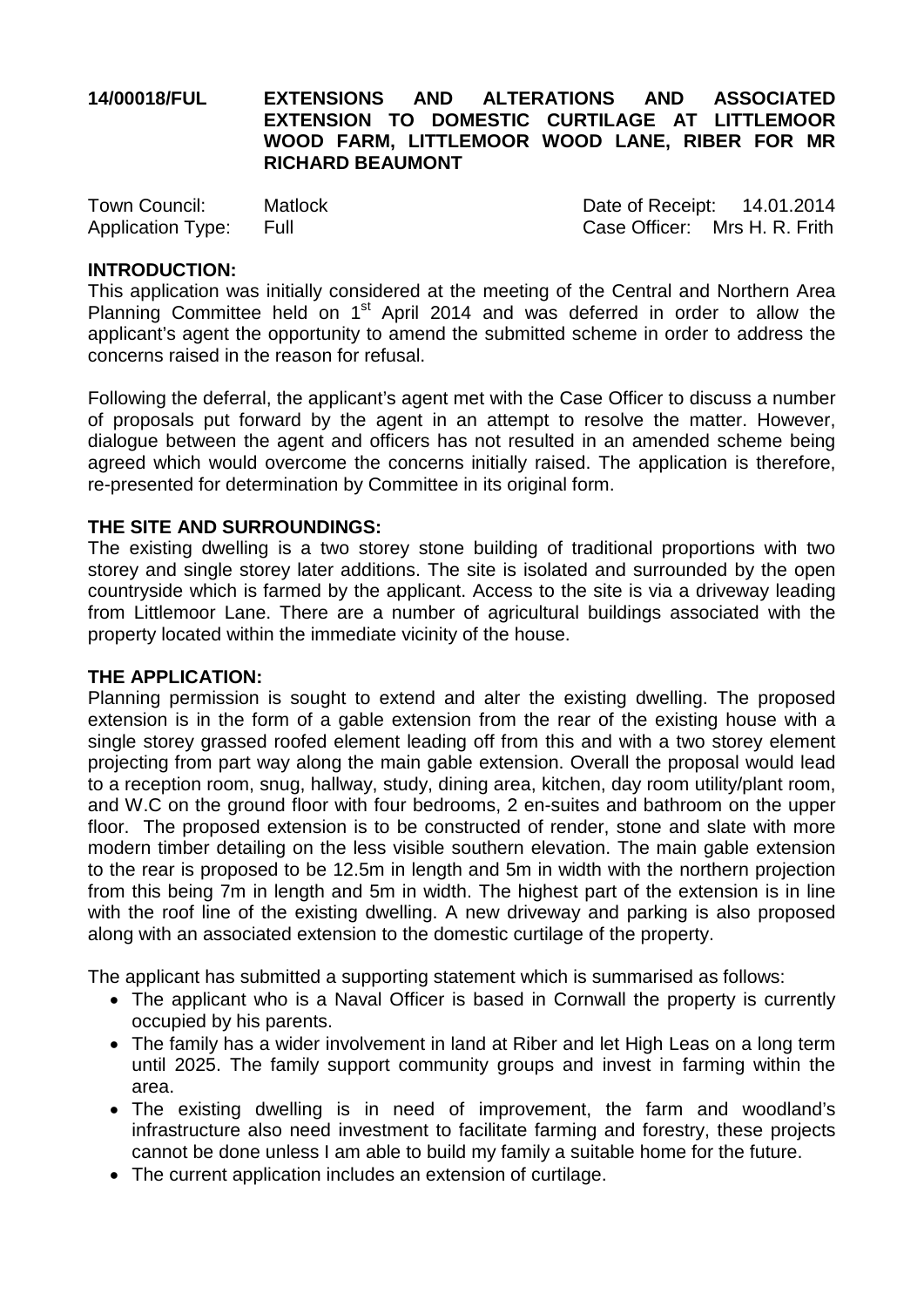**14/00018/FUL EXTENSIONS AND ALTERATIONS AND ASSOCIATED EXTENSION TO DOMESTIC CURTILAGE AT LITTLEMOOR WOOD FARM, LITTLEMOOR WOOD LANE, RIBER FOR MR RICHARD BEAUMONT**

| | | | |
|---|---|---|---|
| Town Council: | Matlock | Date of Receipt: | 14.01.2014 |
| Application Type: | Full | Case Officer: | Mrs H. R. Frith |

**INTRODUCTION:**

This application was initially considered at the meeting of the Central and Northern Area Planning Committee held on 1st April 2014 and was deferred in order to allow the applicant's agent the opportunity to amend the submitted scheme in order to address the concerns raised in the reason for refusal.

Following the deferral, the applicant's agent met with the Case Officer to discuss a number of proposals put forward by the agent in an attempt to resolve the matter. However, dialogue between the agent and officers has not resulted in an amended scheme being agreed which would overcome the concerns initially raised. The application is therefore, re-presented for determination by Committee in its original form.

**THE SITE AND SURROUNDINGS:**

The existing dwelling is a two storey stone building of traditional proportions with two storey and single storey later additions. The site is isolated and surrounded by the open countryside which is farmed by the applicant. Access to the site is via a driveway leading from Littlemoor Lane. There are a number of agricultural buildings associated with the property located within the immediate vicinity of the house.

**THE APPLICATION:**

Planning permission is sought to extend and alter the existing dwelling. The proposed extension is in the form of a gable extension from the rear of the existing house with a single storey grassed roofed element leading off from this and with a two storey element projecting from part way along the main gable extension. Overall the proposal would lead to a reception room, snug, hallway, study, dining area, kitchen, day room utility/plant room, and W.C on the ground floor with four bedrooms, 2 en-suites and bathroom on the upper floor. The proposed extension is to be constructed of render, stone and slate with more modern timber detailing on the less visible southern elevation. The main gable extension to the rear is proposed to be 12.5m in length and 5m in width with the northern projection from this being 7m in length and 5m in width. The highest part of the extension is in line with the roof line of the existing dwelling. A new driveway and parking is also proposed along with an associated extension to the domestic curtilage of the property.

The applicant has submitted a supporting statement which is summarised as follows:

- The applicant who is a Naval Officer is based in Cornwall the property is currently occupied by his parents.
- The family has a wider involvement in land at Riber and let High Leas on a long term until 2025. The family support community groups and invest in farming within the area.
- The existing dwelling is in need of improvement, the farm and woodland's infrastructure also need investment to facilitate farming and forestry, these projects cannot be done unless I am able to build my family a suitable home for the future.
- The current application includes an extension of curtilage.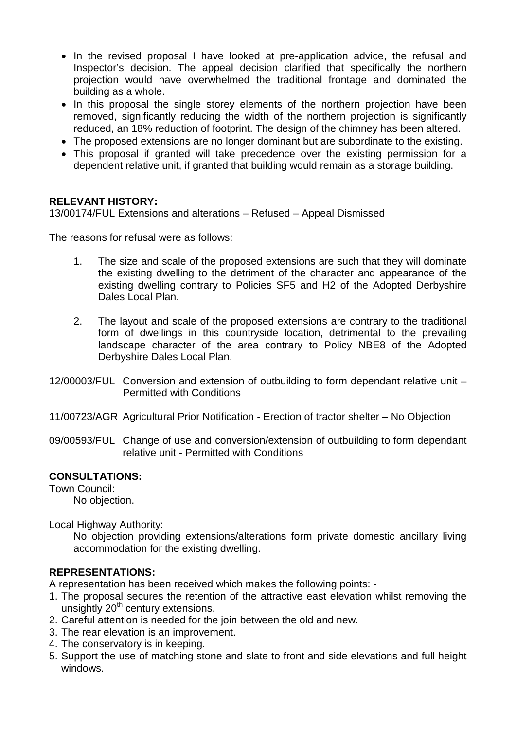- In the revised proposal I have looked at pre-application advice, the refusal and Inspector's decision. The appeal decision clarified that specifically the northern projection would have overwhelmed the traditional frontage and dominated the building as a whole.
- In this proposal the single storey elements of the northern projection have been removed, significantly reducing the width of the northern projection is significantly reduced, an 18% reduction of footprint. The design of the chimney has been altered.
- The proposed extensions are no longer dominant but are subordinate to the existing.
- This proposal if granted will take precedence over the existing permission for a dependent relative unit, if granted that building would remain as a storage building.

**RELEVANT HISTORY:**

13/00174/FUL Extensions and alterations – Refused – Appeal Dismissed

The reasons for refusal were as follows:

1. The size and scale of the proposed extensions are such that they will dominate the existing dwelling to the detriment of the character and appearance of the existing dwelling contrary to Policies SF5 and H2 of the Adopted Derbyshire Dales Local Plan.

2. The layout and scale of the proposed extensions are contrary to the traditional form of dwellings in this countryside location, detrimental to the prevailing landscape character of the area contrary to Policy NBE8 of the Adopted Derbyshire Dales Local Plan.

12/00003/FUL Conversion and extension of outbuilding to form dependant relative unit – Permitted with Conditions

11/00723/AGR Agricultural Prior Notification - Erection of tractor shelter – No Objection

09/00593/FUL Change of use and conversion/extension of outbuilding to form dependant relative unit - Permitted with Conditions

**CONSULTATIONS:**

Town Council:

No objection.

Local Highway Authority:

No objection providing extensions/alterations form private domestic ancillary living accommodation for the existing dwelling.

**REPRESENTATIONS:**

A representation has been received which makes the following points: -

1. The proposal secures the retention of the attractive east elevation whilst removing the unsightly 20th century extensions.
2. Careful attention is needed for the join between the old and new.
3. The rear elevation is an improvement.
4. The conservatory is in keeping.
5. Support the use of matching stone and slate to front and side elevations and full height windows.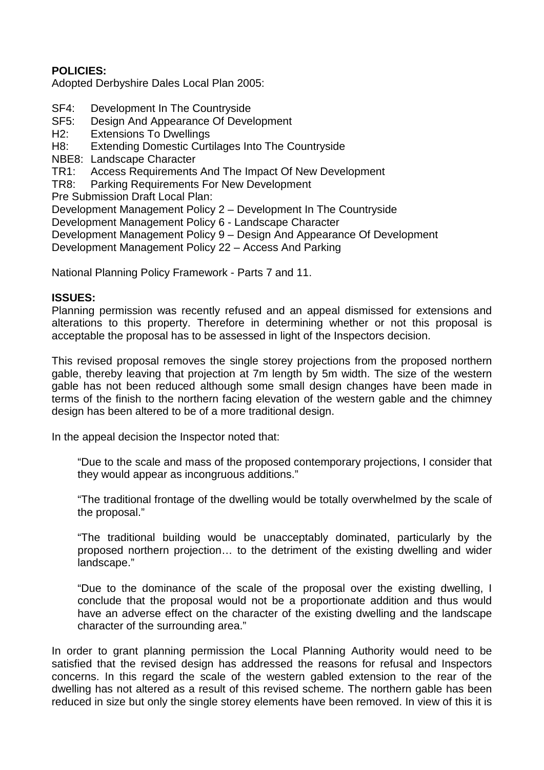**POLICIES:**
Adopted Derbyshire Dales Local Plan 2005:

SF4: Development In The Countryside
SF5: Design And Appearance Of Development
H2: Extensions To Dwellings
H8: Extending Domestic Curtilages Into The Countryside
NBE8: Landscape Character
TR1: Access Requirements And The Impact Of New Development
TR8: Parking Requirements For New Development
Pre Submission Draft Local Plan:
Development Management Policy 2 – Development In The Countryside
Development Management Policy 6 - Landscape Character
Development Management Policy 9 – Design And Appearance Of Development
Development Management Policy 22 – Access And Parking

National Planning Policy Framework - Parts 7 and 11.

**ISSUES:**
Planning permission was recently refused and an appeal dismissed for extensions and alterations to this property. Therefore in determining whether or not this proposal is acceptable the proposal has to be assessed in light of the Inspectors decision.

This revised proposal removes the single storey projections from the proposed northern gable, thereby leaving that projection at 7m length by 5m width. The size of the western gable has not been reduced although some small design changes have been made in terms of the finish to the northern facing elevation of the western gable and the chimney design has been altered to be of a more traditional design.

In the appeal decision the Inspector noted that:

> "Due to the scale and mass of the proposed contemporary projections, I consider that they would appear as incongruous additions."
>
> "The traditional frontage of the dwelling would be totally overwhelmed by the scale of the proposal."
>
> "The traditional building would be unacceptably dominated, particularly by the proposed northern projection… to the detriment of the existing dwelling and wider landscape."
>
> "Due to the dominance of the scale of the proposal over the existing dwelling, I conclude that the proposal would not be a proportionate addition and thus would have an adverse effect on the character of the existing dwelling and the landscape character of the surrounding area."

In order to grant planning permission the Local Planning Authority would need to be satisfied that the revised design has addressed the reasons for refusal and Inspectors concerns. In this regard the scale of the western gabled extension to the rear of the dwelling has not altered as a result of this revised scheme. The northern gable has been reduced in size but only the single storey elements have been removed. In view of this it is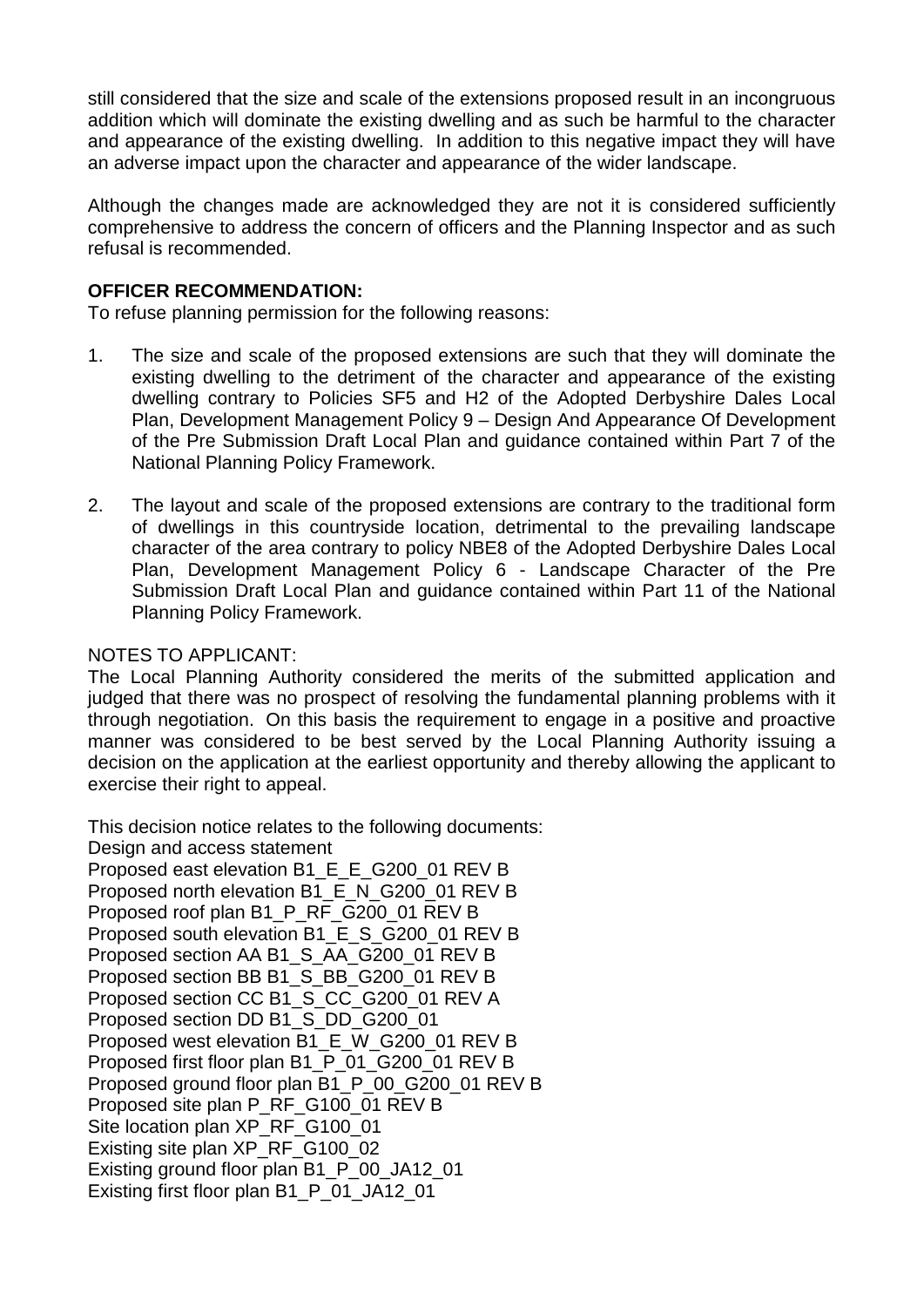still considered that the size and scale of the extensions proposed result in an incongruous addition which will dominate the existing dwelling and as such be harmful to the character and appearance of the existing dwelling. In addition to this negative impact they will have an adverse impact upon the character and appearance of the wider landscape.

Although the changes made are acknowledged they are not it is considered sufficiently comprehensive to address the concern of officers and the Planning Inspector and as such refusal is recommended.

**OFFICER RECOMMENDATION:**
To refuse planning permission for the following reasons:

1. The size and scale of the proposed extensions are such that they will dominate the existing dwelling to the detriment of the character and appearance of the existing dwelling contrary to Policies SF5 and H2 of the Adopted Derbyshire Dales Local Plan, Development Management Policy 9 – Design And Appearance Of Development of the Pre Submission Draft Local Plan and guidance contained within Part 7 of the National Planning Policy Framework.

2. The layout and scale of the proposed extensions are contrary to the traditional form of dwellings in this countryside location, detrimental to the prevailing landscape character of the area contrary to policy NBE8 of the Adopted Derbyshire Dales Local Plan, Development Management Policy 6 - Landscape Character of the Pre Submission Draft Local Plan and guidance contained within Part 11 of the National Planning Policy Framework.

NOTES TO APPLICANT:
The Local Planning Authority considered the merits of the submitted application and judged that there was no prospect of resolving the fundamental planning problems with it through negotiation. On this basis the requirement to engage in a positive and proactive manner was considered to be best served by the Local Planning Authority issuing a decision on the application at the earliest opportunity and thereby allowing the applicant to exercise their right to appeal.

This decision notice relates to the following documents:
Design and access statement
Proposed east elevation B1_E_E_G200_01 REV B
Proposed north elevation B1_E_N_G200_01 REV B
Proposed roof plan B1_P_RF_G200_01 REV B
Proposed south elevation B1_E_S_G200_01 REV B
Proposed section AA B1_S_AA_G200_01 REV B
Proposed section BB B1_S_BB_G200_01 REV B
Proposed section CC B1_S_CC_G200_01 REV A
Proposed section DD B1_S_DD_G200_01
Proposed west elevation B1_E_W_G200_01 REV B
Proposed first floor plan B1_P_01_G200_01 REV B
Proposed ground floor plan B1_P_00_G200_01 REV B
Proposed site plan P_RF_G100_01 REV B
Site location plan XP_RF_G100_01
Existing site plan XP_RF_G100_02
Existing ground floor plan B1_P_00_JA12_01
Existing first floor plan B1_P_01_JA12_01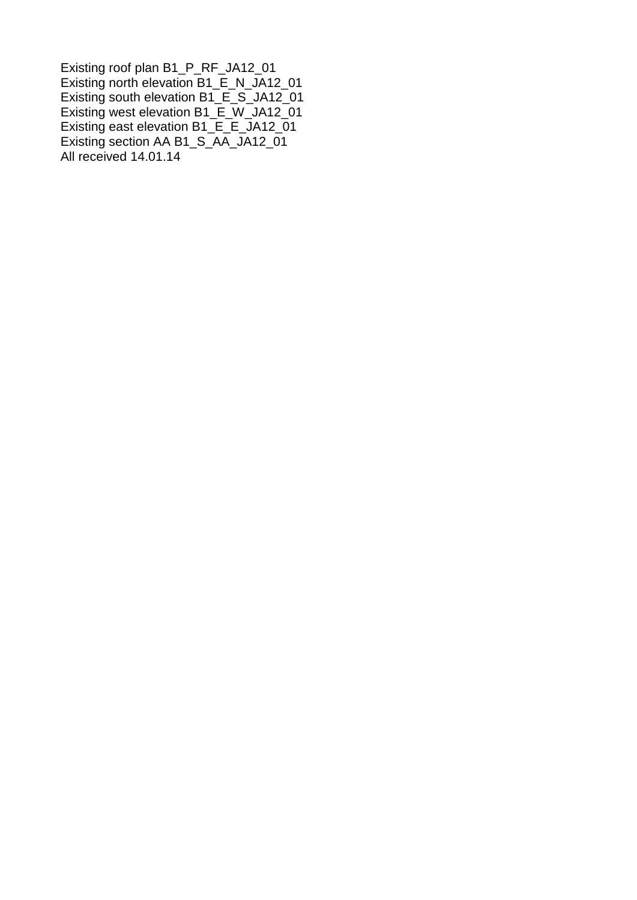Existing roof plan B1_P_RF_JA12_01
Existing north elevation B1_E_N_JA12_01
Existing south elevation B1_E_S_JA12_01
Existing west elevation B1_E_W_JA12_01
Existing east elevation B1_E_E_JA12_01
Existing section AA B1_S_AA_JA12_01
All received 14.01.14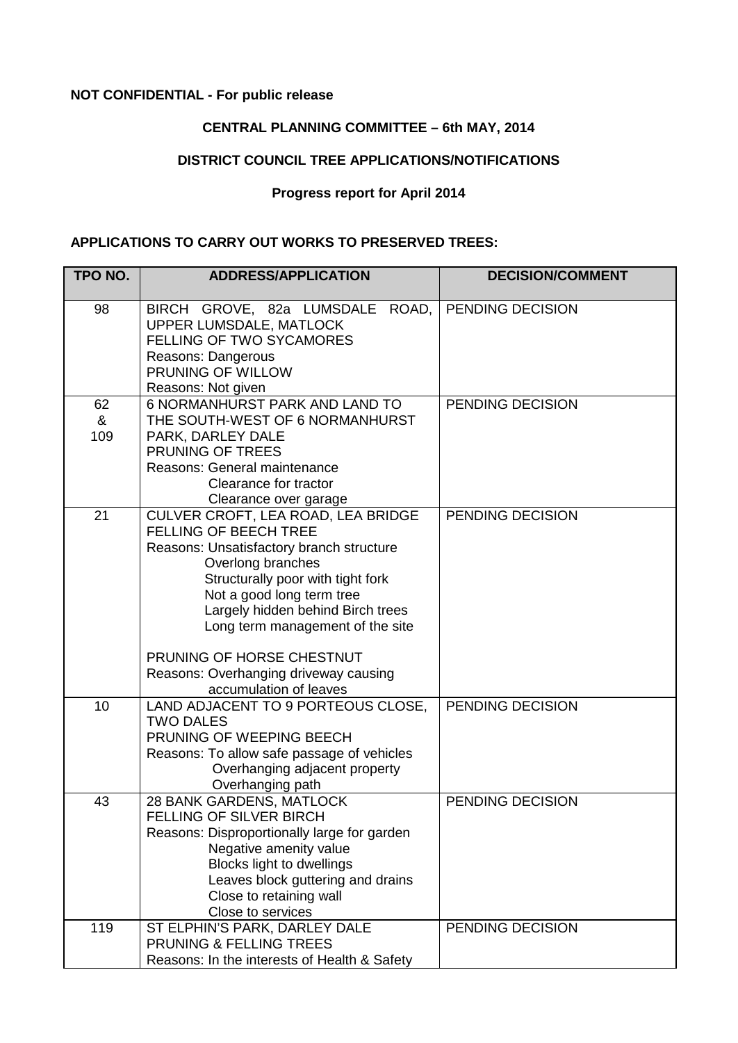**NOT CONFIDENTIAL - For public release**

**CENTRAL PLANNING COMMITTEE – 6th MAY, 2014**

**DISTRICT COUNCIL TREE APPLICATIONS/NOTIFICATIONS**

**Progress report for April 2014**

**APPLICATIONS TO CARRY OUT WORKS TO PRESERVED TREES:**

| TPO NO. | ADDRESS/APPLICATION | DECISION/COMMENT |
|---|---|---|
| 98 | BIRCH GROVE, 82a LUMSDALE ROAD, UPPER LUMSDALE, MATLOCK<br>FELLING OF TWO SYCAMORES<br>Reasons: Dangerous<br>PRUNING OF WILLOW<br>Reasons: Not given | PENDING DECISION |
| 62 & 109 | 6 NORMANHURST PARK AND LAND TO THE SOUTH-WEST OF 6 NORMANHURST PARK, DARLEY DALE<br>PRUNING OF TREES<br>Reasons: General maintenance<br>Clearance for tractor<br>Clearance over garage | PENDING DECISION |
| 21 | CULVER CROFT, LEA ROAD, LEA BRIDGE<br>FELLING OF BEECH TREE<br>Reasons: Unsatisfactory branch structure<br>Overlong branches<br>Structurally poor with tight fork<br>Not a good long term tree<br>Largely hidden behind Birch trees<br>Long term management of the site<br><br>PRUNING OF HORSE CHESTNUT<br>Reasons: Overhanging driveway causing accumulation of leaves | PENDING DECISION |
| 10 | LAND ADJACENT TO 9 PORTEOUS CLOSE, TWO DALES<br>PRUNING OF WEEPING BEECH<br>Reasons: To allow safe passage of vehicles<br>Overhanging adjacent property<br>Overhanging path | PENDING DECISION |
| 43 | 28 BANK GARDENS, MATLOCK<br>FELLING OF SILVER BIRCH<br>Reasons: Disproportionally large for garden<br>Negative amenity value<br>Blocks light to dwellings<br>Leaves block guttering and drains<br>Close to retaining wall<br>Close to services | PENDING DECISION |
| 119 | ST ELPHIN'S PARK, DARLEY DALE<br>PRUNING & FELLING TREES<br>Reasons: In the interests of Health & Safety | PENDING DECISION |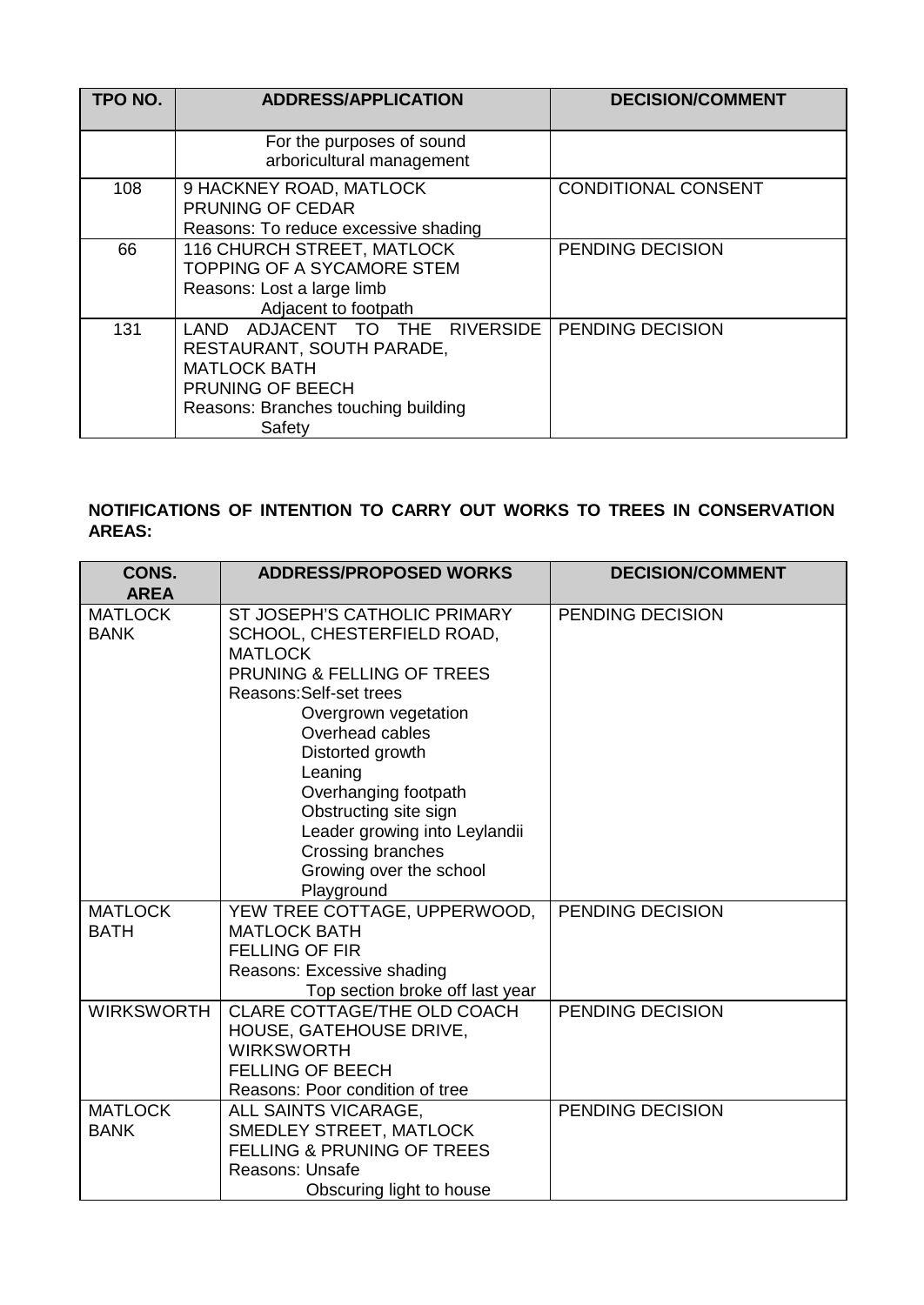| TPO NO. | ADDRESS/APPLICATION | DECISION/COMMENT |
| --- | --- | --- |
| | For the purposes of sound arboricultural management | |
| 108 | 9 HACKNEY ROAD, MATLOCK<br>PRUNING OF CEDAR<br>Reasons: To reduce excessive shading | CONDITIONAL CONSENT |
| 66 | 116 CHURCH STREET, MATLOCK<br>TOPPING OF A SYCAMORE STEM<br>Reasons: Lost a large limb<br>Adjacent to footpath | PENDING DECISION |
| 131 | LAND ADJACENT TO THE RIVERSIDE RESTAURANT, SOUTH PARADE, MATLOCK BATH<br>PRUNING OF BEECH<br>Reasons: Branches touching building<br>Safety | PENDING DECISION |

**NOTIFICATIONS OF INTENTION TO CARRY OUT WORKS TO TREES IN CONSERVATION AREAS:**

| CONS. AREA | ADDRESS/PROPOSED WORKS | DECISION/COMMENT |
| --- | --- | --- |
| MATLOCK BANK | ST JOSEPH'S CATHOLIC PRIMARY SCHOOL, CHESTERFIELD ROAD, MATLOCK<br>PRUNING & FELLING OF TREES<br>Reasons:Self-set trees<br>Overgrown vegetation<br>Overhead cables<br>Distorted growth<br>Leaning<br>Overhanging footpath<br>Obstructing site sign<br>Leader growing into Leylandii<br>Crossing branches<br>Growing over the school Playground | PENDING DECISION |
| MATLOCK BATH | YEW TREE COTTAGE, UPPERWOOD, MATLOCK BATH<br>FELLING OF FIR<br>Reasons: Excessive shading<br>Top section broke off last year | PENDING DECISION |
| WIRKSWORTH | CLARE COTTAGE/THE OLD COACH HOUSE, GATEHOUSE DRIVE, WIRKSWORTH<br>FELLING OF BEECH<br>Reasons: Poor condition of tree | PENDING DECISION |
| MATLOCK BANK | ALL SAINTS VICARAGE, SMEDLEY STREET, MATLOCK<br>FELLING & PRUNING OF TREES<br>Reasons: Unsafe<br>Obscuring light to house | PENDING DECISION |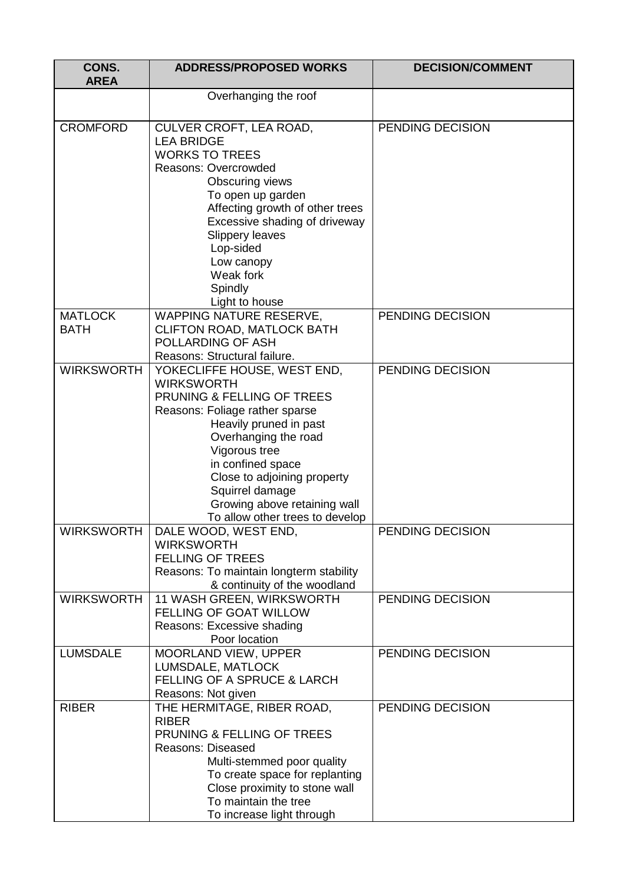| CONS. AREA | ADDRESS/PROPOSED WORKS | DECISION/COMMENT |
|---|---|---|
| | Overhanging the roof | |
| CROMFORD | CULVER CROFT, LEA ROAD, LEA BRIDGE<br>WORKS TO TREES<br>Reasons: Overcrowded<br>Obscuring views<br>To open up garden<br>Affecting growth of other trees<br>Excessive shading of driveway<br>Slippery leaves<br>Lop-sided<br>Low canopy<br>Weak fork<br>Spindly<br>Light to house | PENDING DECISION |
| MATLOCK BATH | WAPPING NATURE RESERVE, CLIFTON ROAD, MATLOCK BATH<br>POLLARDING OF ASH<br>Reasons: Structural failure. | PENDING DECISION |
| WIRKSWORTH | YOKECLIFFE HOUSE, WEST END, WIRKSWORTH<br>PRUNING & FELLING OF TREES<br>Reasons: Foliage rather sparse<br>Heavily pruned in past<br>Overhanging the road<br>Vigorous tree<br>in confined space<br>Close to adjoining property<br>Squirrel damage<br>Growing above retaining wall<br>To allow other trees to develop | PENDING DECISION |
| WIRKSWORTH | DALE WOOD, WEST END, WIRKSWORTH<br>FELLING OF TREES<br>Reasons: To maintain longterm stability & continuity of the woodland | PENDING DECISION |
| WIRKSWORTH | 11 WASH GREEN, WIRKSWORTH<br>FELLING OF GOAT WILLOW<br>Reasons: Excessive shading<br>Poor location | PENDING DECISION |
| LUMSDALE | MOORLAND VIEW, UPPER LUMSDALE, MATLOCK<br>FELLING OF A SPRUCE & LARCH<br>Reasons: Not given | PENDING DECISION |
| RIBER | THE HERMITAGE, RIBER ROAD, RIBER<br>PRUNING & FELLING OF TREES<br>Reasons: Diseased<br>Multi-stemmed poor quality<br>To create space for replanting<br>Close proximity to stone wall<br>To maintain the tree<br>To increase light through | PENDING DECISION |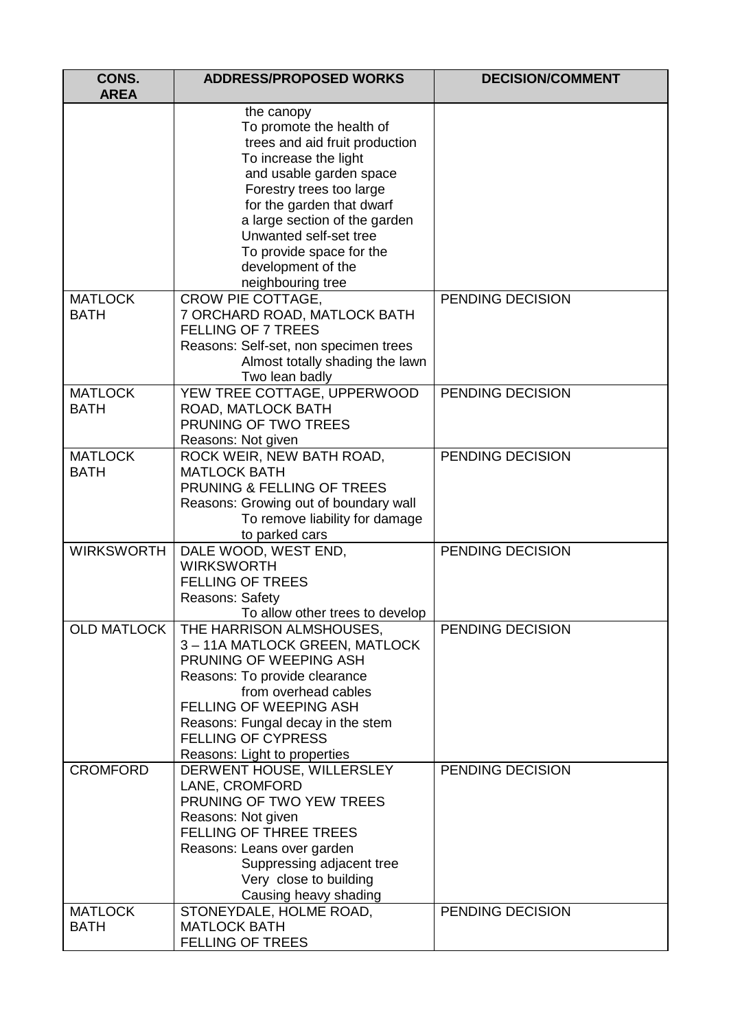| CONS. AREA | ADDRESS/PROPOSED WORKS | DECISION/COMMENT |
|---|---|---|
| | the canopy<br>To promote the health of trees and aid fruit production<br>To increase the light and usable garden space<br>Forestry trees too large for the garden that dwarf a large section of the garden<br>Unwanted self-set tree<br>To provide space for the development of the neighbouring tree | |
| MATLOCK BATH | CROW PIE COTTAGE, 7 ORCHARD ROAD, MATLOCK BATH<br>FELLING OF 7 TREES<br>Reasons: Self-set, non specimen trees<br>Almost totally shading the lawn<br>Two lean badly | PENDING DECISION |
| MATLOCK BATH | YEW TREE COTTAGE, UPPERWOOD ROAD, MATLOCK BATH<br>PRUNING OF TWO TREES<br>Reasons: Not given | PENDING DECISION |
| MATLOCK BATH | ROCK WEIR, NEW BATH ROAD, MATLOCK BATH<br>PRUNING & FELLING OF TREES<br>Reasons: Growing out of boundary wall<br>To remove liability for damage to parked cars | PENDING DECISION |
| WIRKSWORTH | DALE WOOD, WEST END, WIRKSWORTH<br>FELLING OF TREES<br>Reasons: Safety<br>To allow other trees to develop | PENDING DECISION |
| OLD MATLOCK | THE HARRISON ALMSHOUSES, 3 – 11A MATLOCK GREEN, MATLOCK<br>PRUNING OF WEEPING ASH<br>Reasons: To provide clearance from overhead cables<br>FELLING OF WEEPING ASH<br>Reasons: Fungal decay in the stem<br>FELLING OF CYPRESS<br>Reasons: Light to properties | PENDING DECISION |
| CROMFORD | DERWENT HOUSE, WILLERSLEY LANE, CROMFORD<br>PRUNING OF TWO YEW TREES<br>Reasons: Not given<br>FELLING OF THREE TREES<br>Reasons: Leans over garden<br>Suppressing adjacent tree<br>Very close to building<br>Causing heavy shading | PENDING DECISION |
| MATLOCK BATH | STONEYDALE, HOLME ROAD, MATLOCK BATH<br>FELLING OF TREES | PENDING DECISION |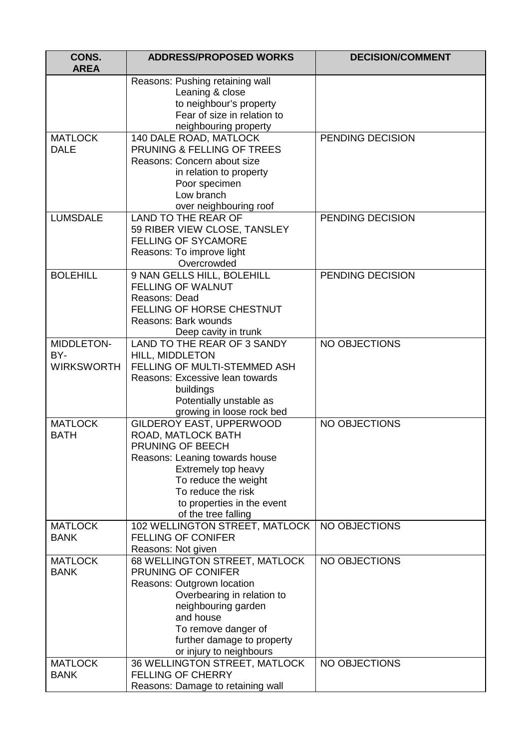| CONS. AREA | ADDRESS/PROPOSED WORKS | DECISION/COMMENT |
| --- | --- | --- |
| | Reasons: Pushing retaining wall<br>Leaning & close<br>to neighbour's property<br>Fear of size in relation to<br>neighbouring property | |
| MATLOCK DALE | 140 DALE ROAD, MATLOCK<br>PRUNING & FELLING OF TREES<br>Reasons: Concern about size<br>in relation to property<br>Poor specimen<br>Low branch<br>over neighbouring roof | PENDING DECISION |
| LUMSDALE | LAND TO THE REAR OF<br>59 RIBER VIEW CLOSE, TANSLEY<br>FELLING OF SYCAMORE<br>Reasons: To improve light<br>Overcrowded | PENDING DECISION |
| BOLEHILL | 9 NAN GELLS HILL, BOLEHILL<br>FELLING OF WALNUT<br>Reasons: Dead<br>FELLING OF HORSE CHESTNUT<br>Reasons: Bark wounds<br>Deep cavity in trunk | PENDING DECISION |
| MIDDLETON-BY-WIRKSWORTH | LAND TO THE REAR OF 3 SANDY HILL, MIDDLETON<br>FELLING OF MULTI-STEMMED ASH<br>Reasons: Excessive lean towards<br>buildings<br>Potentially unstable as<br>growing in loose rock bed | NO OBJECTIONS |
| MATLOCK BATH | GILDEROY EAST, UPPERWOOD ROAD, MATLOCK BATH<br>PRUNING OF BEECH<br>Reasons: Leaning towards house<br>Extremely top heavy<br>To reduce the weight<br>To reduce the risk<br>to properties in the event<br>of the tree falling | NO OBJECTIONS |
| MATLOCK BANK | 102 WELLINGTON STREET, MATLOCK<br>FELLING OF CONIFER<br>Reasons: Not given | NO OBJECTIONS |
| MATLOCK BANK | 68 WELLINGTON STREET, MATLOCK<br>PRUNING OF CONIFER<br>Reasons: Outgrown location<br>Overbearing in relation to<br>neighbouring garden<br>and house<br>To remove danger of<br>further damage to property<br>or injury to neighbours | NO OBJECTIONS |
| MATLOCK BANK | 36 WELLINGTON STREET, MATLOCK<br>FELLING OF CHERRY<br>Reasons: Damage to retaining wall | NO OBJECTIONS |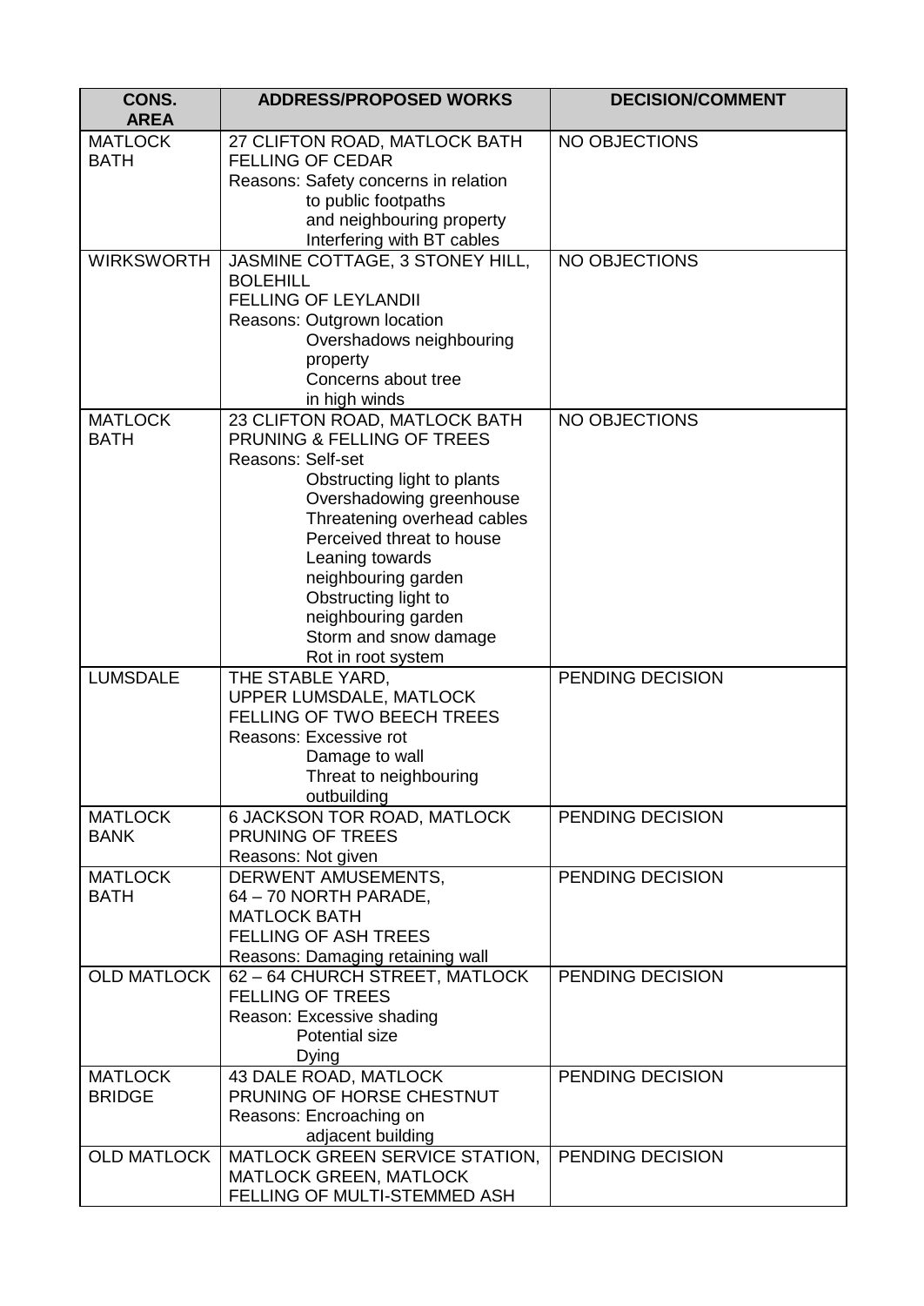| CONS. AREA | ADDRESS/PROPOSED WORKS | DECISION/COMMENT |
|---|---|---|
| MATLOCK BATH | 27 CLIFTON ROAD, MATLOCK BATH<br>FELLING OF CEDAR<br>Reasons: Safety concerns in relation to public footpaths and neighbouring property<br>Interfering with BT cables | NO OBJECTIONS |
| WIRKSWORTH | JASMINE COTTAGE, 3 STONEY HILL, BOLEHILL<br>FELLING OF LEYLANDII<br>Reasons: Outgrown location<br>Overshadows neighbouring property<br>Concerns about tree in high winds | NO OBJECTIONS |
| MATLOCK BATH | 23 CLIFTON ROAD, MATLOCK BATH<br>PRUNING & FELLING OF TREES<br>Reasons: Self-set<br>Obstructing light to plants<br>Overshadowing greenhouse<br>Threatening overhead cables<br>Perceived threat to house<br>Leaning towards neighbouring garden<br>Obstructing light to neighbouring garden<br>Storm and snow damage<br>Rot in root system | NO OBJECTIONS |
| LUMSDALE | THE STABLE YARD, UPPER LUMSDALE, MATLOCK<br>FELLING OF TWO BEECH TREES<br>Reasons: Excessive rot<br>Damage to wall<br>Threat to neighbouring outbuilding | PENDING DECISION |
| MATLOCK BANK | 6 JACKSON TOR ROAD, MATLOCK<br>PRUNING OF TREES<br>Reasons: Not given | PENDING DECISION |
| MATLOCK BATH | DERWENT AMUSEMENTS, 64 – 70 NORTH PARADE, MATLOCK BATH<br>FELLING OF ASH TREES<br>Reasons: Damaging retaining wall | PENDING DECISION |
| OLD MATLOCK | 62 – 64 CHURCH STREET, MATLOCK<br>FELLING OF TREES<br>Reason: Excessive shading<br>Potential size<br>Dying | PENDING DECISION |
| MATLOCK BRIDGE | 43 DALE ROAD, MATLOCK<br>PRUNING OF HORSE CHESTNUT<br>Reasons: Encroaching on adjacent building | PENDING DECISION |
| OLD MATLOCK | MATLOCK GREEN SERVICE STATION, MATLOCK GREEN, MATLOCK<br>FELLING OF MULTI-STEMMED ASH | PENDING DECISION |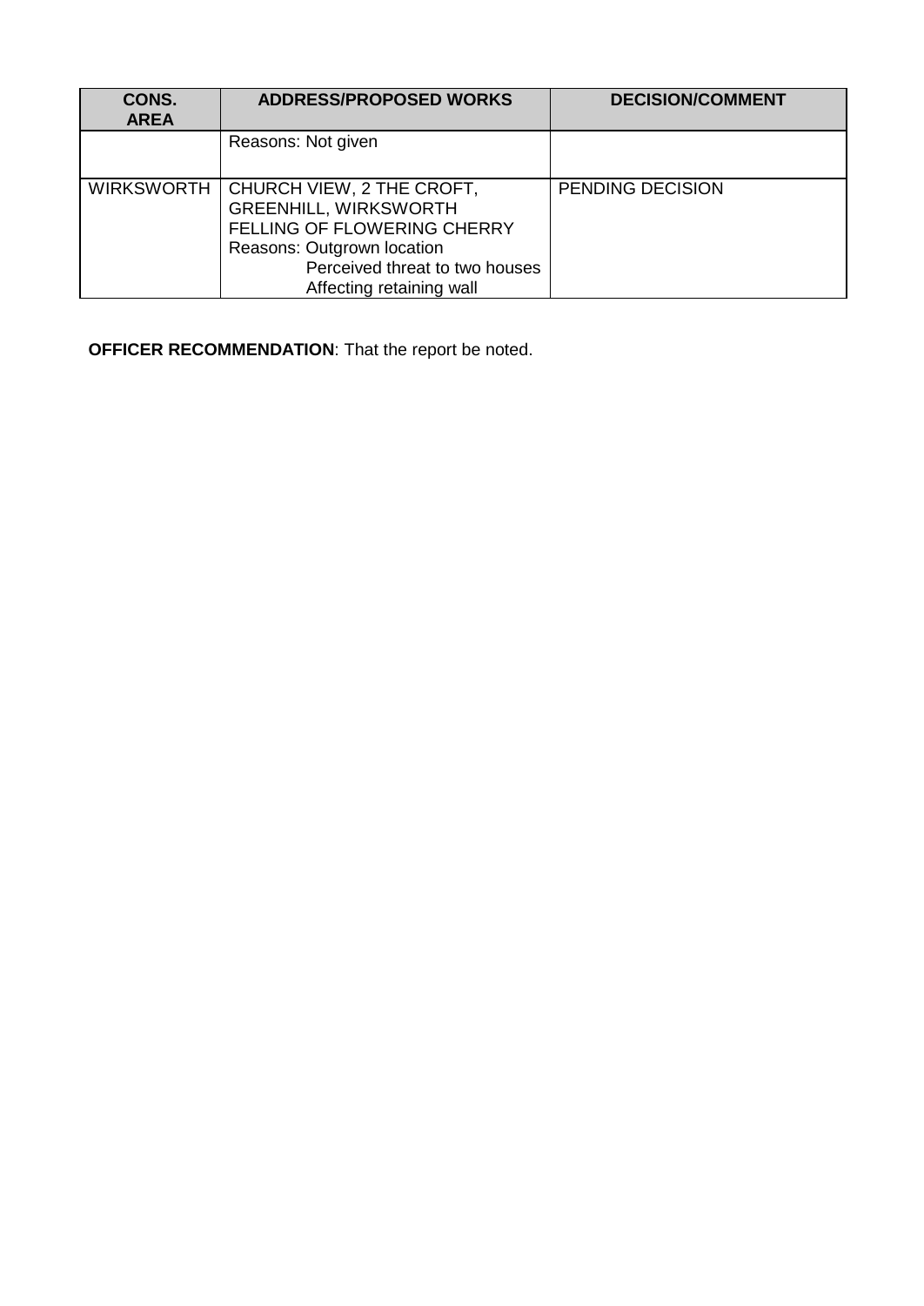| CONS. AREA | ADDRESS/PROPOSED WORKS | DECISION/COMMENT |
| --- | --- | --- |
| | Reasons: Not given | |
| WIRKSWORTH | CHURCH VIEW, 2 THE CROFT, GREENHILL, WIRKSWORTH<br>FELLING OF FLOWERING CHERRY<br>Reasons: Outgrown location<br>Perceived threat to two houses<br>Affecting retaining wall | PENDING DECISION |

**OFFICER RECOMMENDATION**: That the report be noted.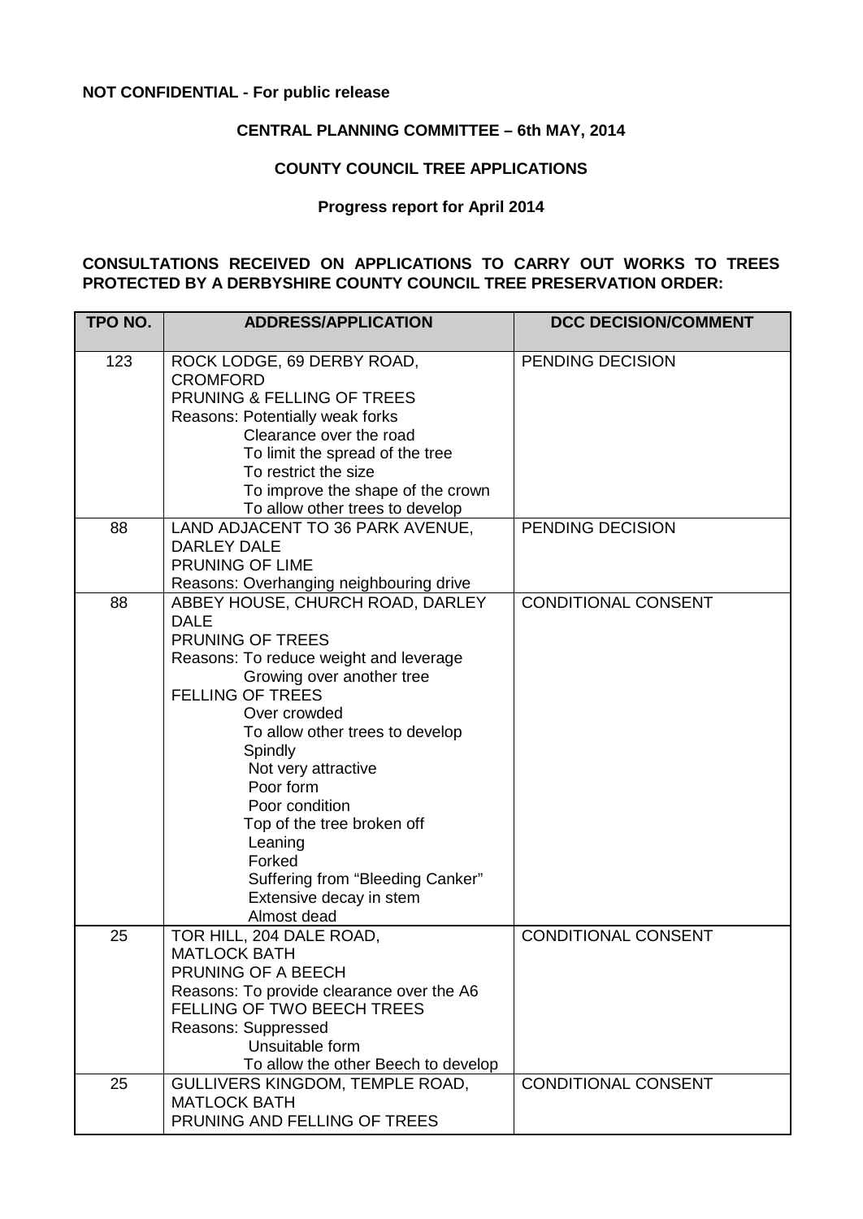**NOT CONFIDENTIAL - For public release**

**CENTRAL PLANNING COMMITTEE – 6th MAY, 2014**

**COUNTY COUNCIL TREE APPLICATIONS**

**Progress report for April 2014**

**CONSULTATIONS RECEIVED ON APPLICATIONS TO CARRY OUT WORKS TO TREES PROTECTED BY A DERBYSHIRE COUNTY COUNCIL TREE PRESERVATION ORDER:**

| TPO NO. | ADDRESS/APPLICATION | DCC DECISION/COMMENT |
|---|---|---|
| 123 | ROCK LODGE, 69 DERBY ROAD, CROMFORD<br>PRUNING & FELLING OF TREES<br>Reasons: Potentially weak forks<br>Clearance over the road<br>To limit the spread of the tree<br>To restrict the size<br>To improve the shape of the crown<br>To allow other trees to develop | PENDING DECISION |
| 88 | LAND ADJACENT TO 36 PARK AVENUE, DARLEY DALE<br>PRUNING OF LIME<br>Reasons: Overhanging neighbouring drive | PENDING DECISION |
| 88 | ABBEY HOUSE, CHURCH ROAD, DARLEY DALE<br>PRUNING OF TREES<br>Reasons: To reduce weight and leverage<br>Growing over another tree<br>FELLING OF TREES<br>Over crowded<br>To allow other trees to develop<br>Spindly<br>Not very attractive<br>Poor form<br>Poor condition<br>Top of the tree broken off<br>Leaning<br>Forked<br>Suffering from "Bleeding Canker"<br>Extensive decay in stem<br>Almost dead | CONDITIONAL CONSENT |
| 25 | TOR HILL, 204 DALE ROAD, MATLOCK BATH<br>PRUNING OF A BEECH<br>Reasons: To provide clearance over the A6<br>FELLING OF TWO BEECH TREES<br>Reasons: Suppressed<br>Unsuitable form<br>To allow the other Beech to develop | CONDITIONAL CONSENT |
| 25 | GULLIVERS KINGDOM, TEMPLE ROAD, MATLOCK BATH<br>PRUNING AND FELLING OF TREES | CONDITIONAL CONSENT |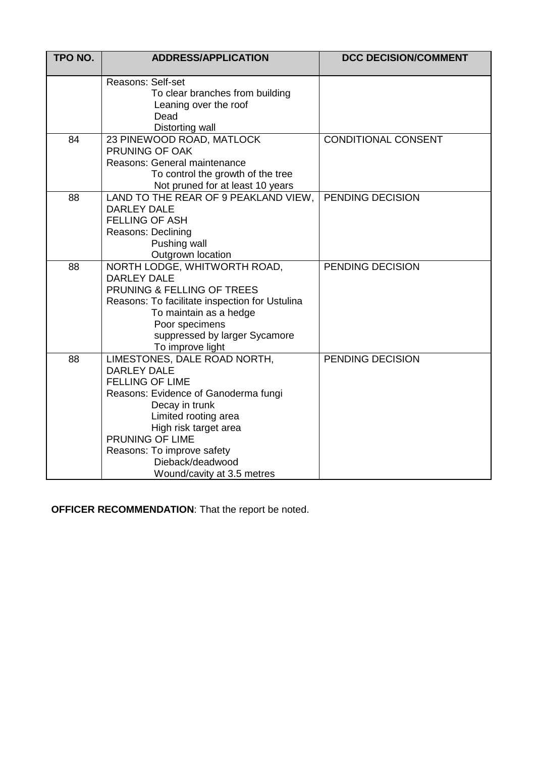| TPO NO. | ADDRESS/APPLICATION | DCC DECISION/COMMENT |
|---|---|---|
| | Reasons: Self-set<br>To clear branches from building<br>Leaning over the roof<br>Dead<br>Distorting wall | |
| 84 | 23 PINEWOOD ROAD, MATLOCK<br>PRUNING OF OAK<br>Reasons: General maintenance<br>To control the growth of the tree<br>Not pruned for at least 10 years | CONDITIONAL CONSENT |
| 88 | LAND TO THE REAR OF 9 PEAKLAND VIEW, DARLEY DALE<br>FELLING OF ASH<br>Reasons: Declining<br>Pushing wall<br>Outgrown location | PENDING DECISION |
| 88 | NORTH LODGE, WHITWORTH ROAD, DARLEY DALE<br>PRUNING & FELLING OF TREES<br>Reasons: To facilitate inspection for Ustulina<br>To maintain as a hedge<br>Poor specimens<br>suppressed by larger Sycamore<br>To improve light | PENDING DECISION |
| 88 | LIMESTONES, DALE ROAD NORTH, DARLEY DALE<br>FELLING OF LIME<br>Reasons: Evidence of Ganoderma fungi<br>Decay in trunk<br>Limited rooting area<br>High risk target area<br>PRUNING OF LIME<br>Reasons: To improve safety<br>Dieback/deadwood<br>Wound/cavity at 3.5 metres | PENDING DECISION |

**OFFICER RECOMMENDATION**: That the report be noted.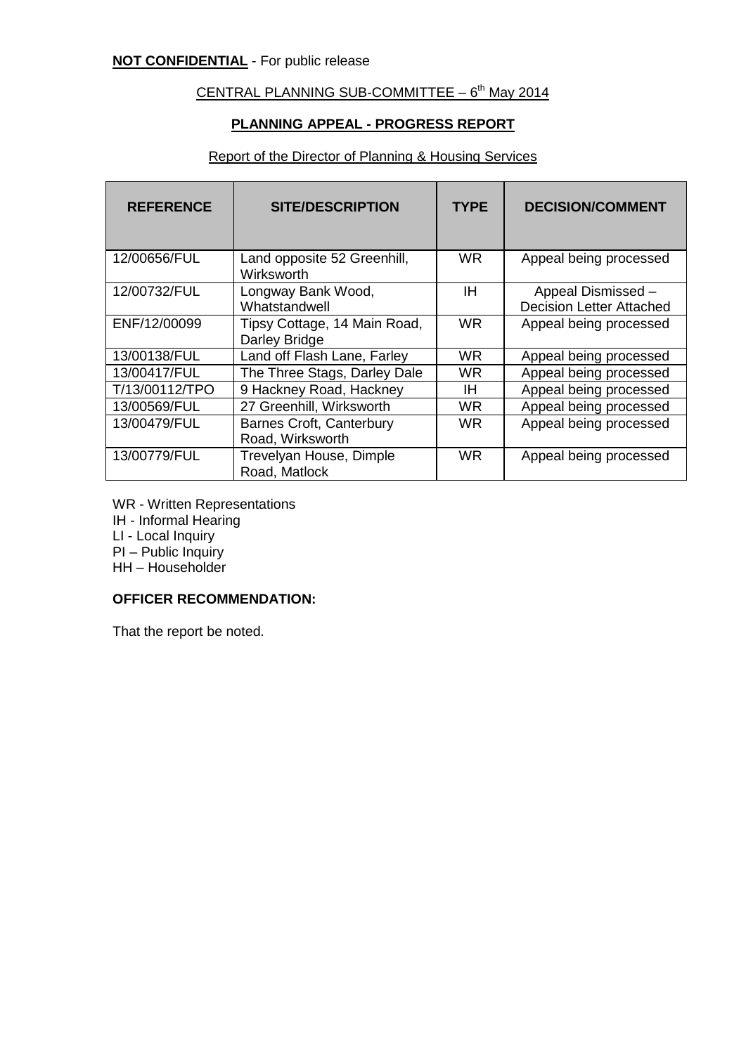**NOT CONFIDENTIAL** - For public release

CENTRAL PLANNING SUB-COMMITTEE – 6th May 2014

**PLANNING APPEAL - PROGRESS REPORT**

Report of the Director of Planning & Housing Services

| REFERENCE | SITE/DESCRIPTION | TYPE | DECISION/COMMENT |
|---|---|---|---|
| 12/00656/FUL | Land opposite 52 Greenhill, Wirksworth | WR | Appeal being processed |
| 12/00732/FUL | Longway Bank Wood, Whatstandwell | IH | Appeal Dismissed – Decision Letter Attached |
| ENF/12/00099 | Tipsy Cottage, 14 Main Road, Darley Bridge | WR | Appeal being processed |
| 13/00138/FUL | Land off Flash Lane, Farley | WR | Appeal being processed |
| 13/00417/FUL | The Three Stags, Darley Dale | WR | Appeal being processed |
| T/13/00112/TPO | 9 Hackney Road, Hackney | IH | Appeal being processed |
| 13/00569/FUL | 27 Greenhill, Wirksworth | WR | Appeal being processed |
| 13/00479/FUL | Barnes Croft, Canterbury Road, Wirksworth | WR | Appeal being processed |
| 13/00779/FUL | Trevelyan House, Dimple Road, Matlock | WR | Appeal being processed |

WR - Written Representations
IH - Informal Hearing
LI - Local Inquiry
PI – Public Inquiry
HH – Householder

**OFFICER RECOMMENDATION:**

That the report be noted.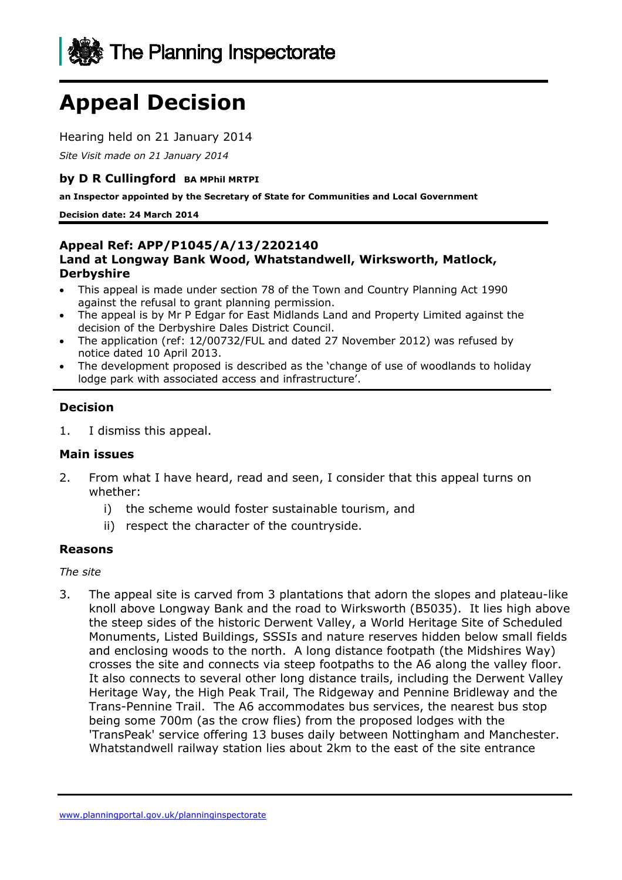The Planning Inspectorate

# Appeal Decision

Hearing held on 21 January 2014

*Site Visit made on 21 January 2014*

**by D R Cullingford BA MPhil MRTPI**

**an Inspector appointed by the Secretary of State for Communities and Local Government**

**Decision date: 24 March 2014**

**Appeal Ref: APP/P1045/A/13/2202140**
**Land at Longway Bank Wood, Whatstandwell, Wirksworth, Matlock, Derbyshire**

- This appeal is made under section 78 of the Town and Country Planning Act 1990 against the refusal to grant planning permission.
- The appeal is by Mr P Edgar for East Midlands Land and Property Limited against the decision of the Derbyshire Dales District Council.
- The application (ref: 12/00732/FUL and dated 27 November 2012) was refused by notice dated 10 April 2013.
- The development proposed is described as the 'change of use of woodlands to holiday lodge park with associated access and infrastructure'.

## Decision

1. I dismiss this appeal.

## Main issues

2. From what I have heard, read and seen, I consider that this appeal turns on whether:
   i) the scheme would foster sustainable tourism, and
   ii) respect the character of the countryside.

## Reasons

*The site*

3. The appeal site is carved from 3 plantations that adorn the slopes and plateau-like knoll above Longway Bank and the road to Wirksworth (B5035). It lies high above the steep sides of the historic Derwent Valley, a World Heritage Site of Scheduled Monuments, Listed Buildings, SSSIs and nature reserves hidden below small fields and enclosing woods to the north. A long distance footpath (the Midshires Way) crosses the site and connects via steep footpaths to the A6 along the valley floor. It also connects to several other long distance trails, including the Derwent Valley Heritage Way, the High Peak Trail, The Ridgeway and Pennine Bridleway and the Trans-Pennine Trail. The A6 accommodates bus services, the nearest bus stop being some 700m (as the crow flies) from the proposed lodges with the 'TransPeak' service offering 13 buses daily between Nottingham and Manchester. Whatstandwell railway station lies about 2km to the east of the site entrance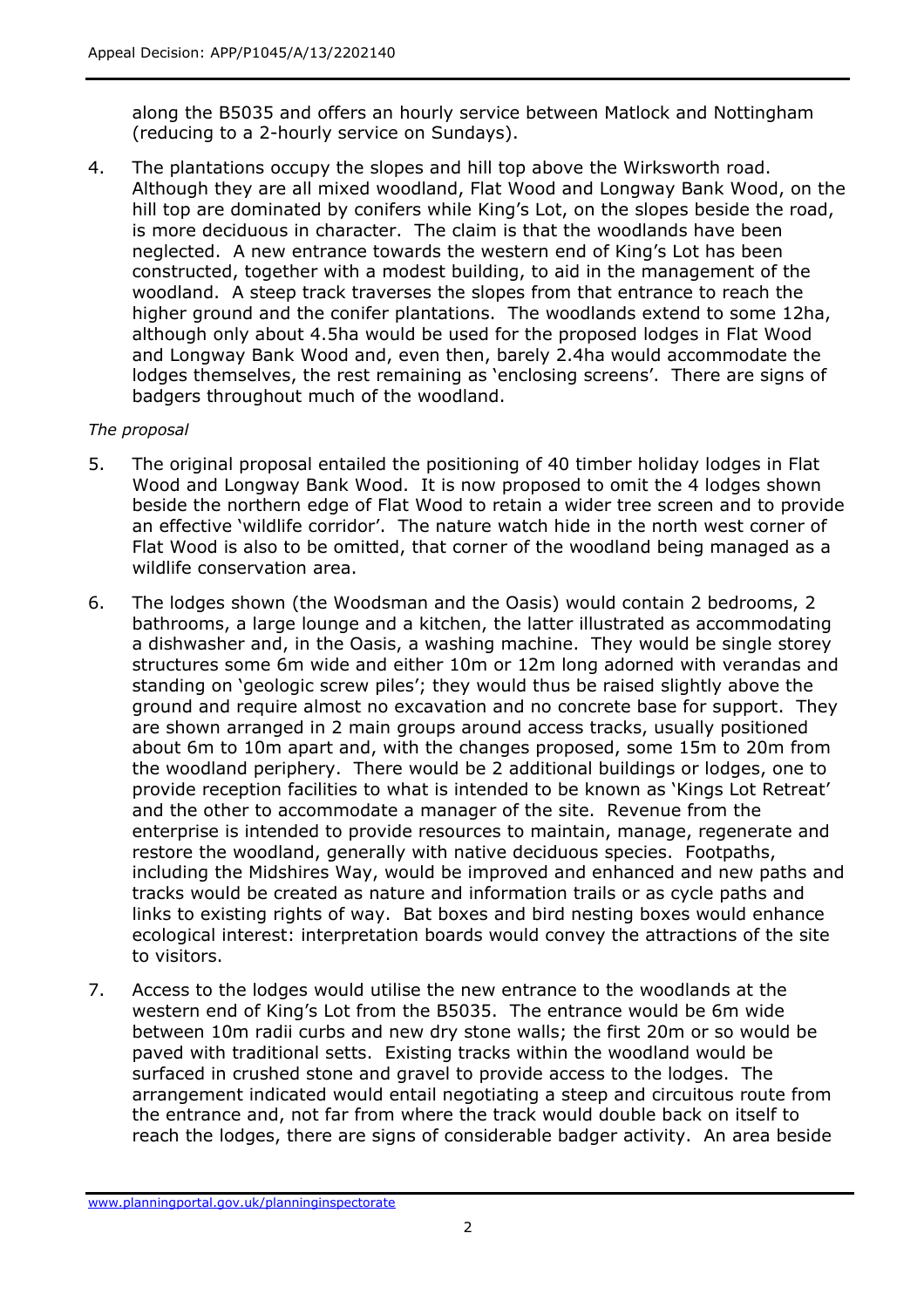along the B5035 and offers an hourly service between Matlock and Nottingham (reducing to a 2-hourly service on Sundays).

4. The plantations occupy the slopes and hill top above the Wirksworth road. Although they are all mixed woodland, Flat Wood and Longway Bank Wood, on the hill top are dominated by conifers while King's Lot, on the slopes beside the road, is more deciduous in character. The claim is that the woodlands have been neglected. A new entrance towards the western end of King's Lot has been constructed, together with a modest building, to aid in the management of the woodland. A steep track traverses the slopes from that entrance to reach the higher ground and the conifer plantations. The woodlands extend to some 12ha, although only about 4.5ha would be used for the proposed lodges in Flat Wood and Longway Bank Wood and, even then, barely 2.4ha would accommodate the lodges themselves, the rest remaining as 'enclosing screens'. There are signs of badgers throughout much of the woodland.

*The proposal*

5. The original proposal entailed the positioning of 40 timber holiday lodges in Flat Wood and Longway Bank Wood. It is now proposed to omit the 4 lodges shown beside the northern edge of Flat Wood to retain a wider tree screen and to provide an effective 'wildlife corridor'. The nature watch hide in the north west corner of Flat Wood is also to be omitted, that corner of the woodland being managed as a wildlife conservation area.

6. The lodges shown (the Woodsman and the Oasis) would contain 2 bedrooms, 2 bathrooms, a large lounge and a kitchen, the latter illustrated as accommodating a dishwasher and, in the Oasis, a washing machine. They would be single storey structures some 6m wide and either 10m or 12m long adorned with verandas and standing on 'geologic screw piles'; they would thus be raised slightly above the ground and require almost no excavation and no concrete base for support. They are shown arranged in 2 main groups around access tracks, usually positioned about 6m to 10m apart and, with the changes proposed, some 15m to 20m from the woodland periphery. There would be 2 additional buildings or lodges, one to provide reception facilities to what is intended to be known as 'Kings Lot Retreat' and the other to accommodate a manager of the site. Revenue from the enterprise is intended to provide resources to maintain, manage, regenerate and restore the woodland, generally with native deciduous species. Footpaths, including the Midshires Way, would be improved and enhanced and new paths and tracks would be created as nature and information trails or as cycle paths and links to existing rights of way. Bat boxes and bird nesting boxes would enhance ecological interest: interpretation boards would convey the attractions of the site to visitors.

7. Access to the lodges would utilise the new entrance to the woodlands at the western end of King's Lot from the B5035. The entrance would be 6m wide between 10m radii curbs and new dry stone walls; the first 20m or so would be paved with traditional setts. Existing tracks within the woodland would be surfaced in crushed stone and gravel to provide access to the lodges. The arrangement indicated would entail negotiating a steep and circuitous route from the entrance and, not far from where the track would double back on itself to reach the lodges, there are signs of considerable badger activity. An area beside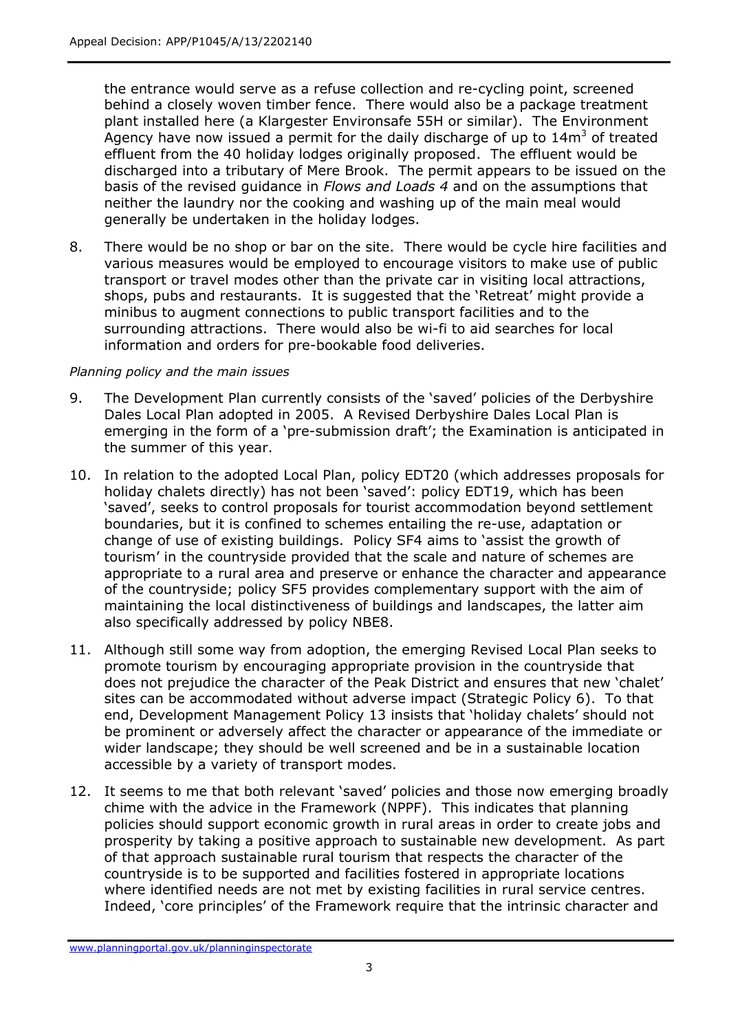the entrance would serve as a refuse collection and re-cycling point, screened behind a closely woven timber fence. There would also be a package treatment plant installed here (a Klargester Environsafe 55H or similar). The Environment Agency have now issued a permit for the daily discharge of up to $14m^3$ of treated effluent from the 40 holiday lodges originally proposed. The effluent would be discharged into a tributary of Mere Brook. The permit appears to be issued on the basis of the revised guidance in *Flows and Loads 4* and on the assumptions that neither the laundry nor the cooking and washing up of the main meal would generally be undertaken in the holiday lodges.

8. There would be no shop or bar on the site. There would be cycle hire facilities and various measures would be employed to encourage visitors to make use of public transport or travel modes other than the private car in visiting local attractions, shops, pubs and restaurants. It is suggested that the 'Retreat' might provide a minibus to augment connections to public transport facilities and to the surrounding attractions. There would also be wi-fi to aid searches for local information and orders for pre-bookable food deliveries.

*Planning policy and the main issues*

9. The Development Plan currently consists of the 'saved' policies of the Derbyshire Dales Local Plan adopted in 2005. A Revised Derbyshire Dales Local Plan is emerging in the form of a 'pre-submission draft'; the Examination is anticipated in the summer of this year.

10. In relation to the adopted Local Plan, policy EDT20 (which addresses proposals for holiday chalets directly) has not been 'saved': policy EDT19, which has been 'saved', seeks to control proposals for tourist accommodation beyond settlement boundaries, but it is confined to schemes entailing the re-use, adaptation or change of use of existing buildings. Policy SF4 aims to 'assist the growth of tourism' in the countryside provided that the scale and nature of schemes are appropriate to a rural area and preserve or enhance the character and appearance of the countryside; policy SF5 provides complementary support with the aim of maintaining the local distinctiveness of buildings and landscapes, the latter aim also specifically addressed by policy NBE8.

11. Although still some way from adoption, the emerging Revised Local Plan seeks to promote tourism by encouraging appropriate provision in the countryside that does not prejudice the character of the Peak District and ensures that new 'chalet' sites can be accommodated without adverse impact (Strategic Policy 6). To that end, Development Management Policy 13 insists that 'holiday chalets' should not be prominent or adversely affect the character or appearance of the immediate or wider landscape; they should be well screened and be in a sustainable location accessible by a variety of transport modes.

12. It seems to me that both relevant 'saved' policies and those now emerging broadly chime with the advice in the Framework (NPPF). This indicates that planning policies should support economic growth in rural areas in order to create jobs and prosperity by taking a positive approach to sustainable new development. As part of that approach sustainable rural tourism that respects the character of the countryside is to be supported and facilities fostered in appropriate locations where identified needs are not met by existing facilities in rural service centres. Indeed, 'core principles' of the Framework require that the intrinsic character and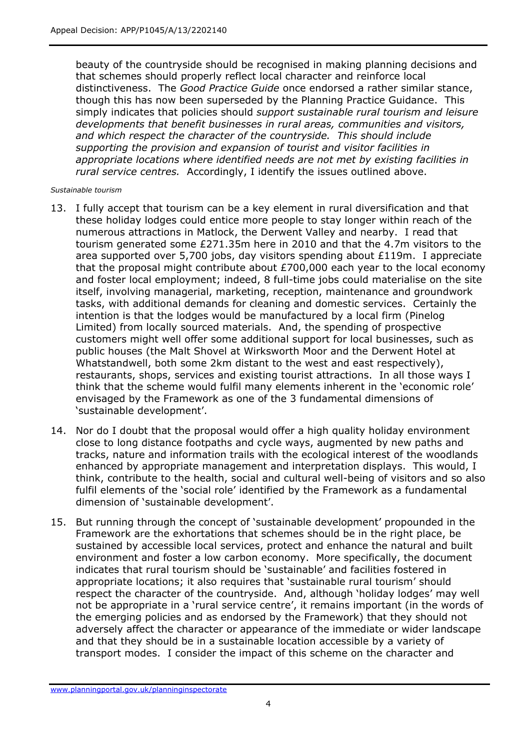beauty of the countryside should be recognised in making planning decisions and that schemes should properly reflect local character and reinforce local distinctiveness. The *Good Practice Guide* once endorsed a rather similar stance, though this has now been superseded by the Planning Practice Guidance. This simply indicates that policies should *support sustainable rural tourism and leisure developments that benefit businesses in rural areas, communities and visitors, and which respect the character of the countryside. This should include supporting the provision and expansion of tourist and visitor facilities in appropriate locations where identified needs are not met by existing facilities in rural service centres.* Accordingly, I identify the issues outlined above.

*Sustainable tourism*

13. I fully accept that tourism can be a key element in rural diversification and that these holiday lodges could entice more people to stay longer within reach of the numerous attractions in Matlock, the Derwent Valley and nearby. I read that tourism generated some £271.35m here in 2010 and that the 4.7m visitors to the area supported over 5,700 jobs, day visitors spending about £119m. I appreciate that the proposal might contribute about £700,000 each year to the local economy and foster local employment; indeed, 8 full-time jobs could materialise on the site itself, involving managerial, marketing, reception, maintenance and groundwork tasks, with additional demands for cleaning and domestic services. Certainly the intention is that the lodges would be manufactured by a local firm (Pinelog Limited) from locally sourced materials. And, the spending of prospective customers might well offer some additional support for local businesses, such as public houses (the Malt Shovel at Wirksworth Moor and the Derwent Hotel at Whatstandwell, both some 2km distant to the west and east respectively), restaurants, shops, services and existing tourist attractions. In all those ways I think that the scheme would fulfil many elements inherent in the 'economic role' envisaged by the Framework as one of the 3 fundamental dimensions of 'sustainable development'.

14. Nor do I doubt that the proposal would offer a high quality holiday environment close to long distance footpaths and cycle ways, augmented by new paths and tracks, nature and information trails with the ecological interest of the woodlands enhanced by appropriate management and interpretation displays. This would, I think, contribute to the health, social and cultural well-being of visitors and so also fulfil elements of the 'social role' identified by the Framework as a fundamental dimension of 'sustainable development'.

15. But running through the concept of 'sustainable development' propounded in the Framework are the exhortations that schemes should be in the right place, be sustained by accessible local services, protect and enhance the natural and built environment and foster a low carbon economy. More specifically, the document indicates that rural tourism should be 'sustainable' and facilities fostered in appropriate locations; it also requires that 'sustainable rural tourism' should respect the character of the countryside. And, although 'holiday lodges' may well not be appropriate in a 'rural service centre', it remains important (in the words of the emerging policies and as endorsed by the Framework) that they should not adversely affect the character or appearance of the immediate or wider landscape and that they should be in a sustainable location accessible by a variety of transport modes. I consider the impact of this scheme on the character and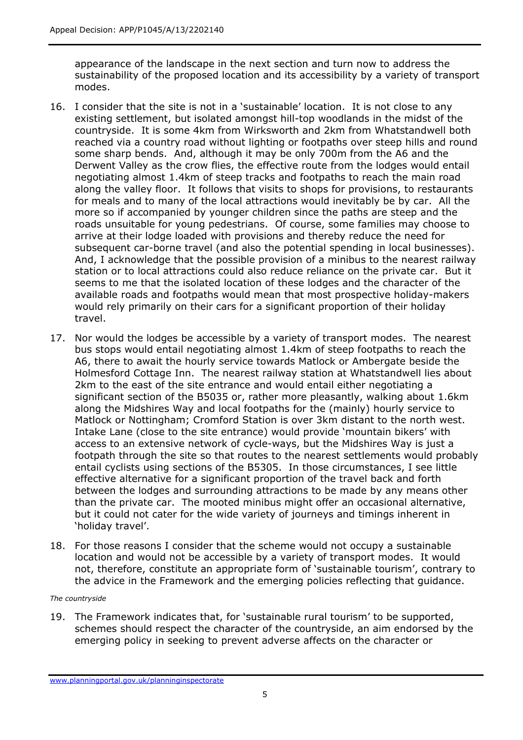appearance of the landscape in the next section and turn now to address the sustainability of the proposed location and its accessibility by a variety of transport modes.

16. I consider that the site is not in a 'sustainable' location. It is not close to any existing settlement, but isolated amongst hill-top woodlands in the midst of the countryside. It is some 4km from Wirksworth and 2km from Whatstandwell both reached via a country road without lighting or footpaths over steep hills and round some sharp bends. And, although it may be only 700m from the A6 and the Derwent Valley as the crow flies, the effective route from the lodges would entail negotiating almost 1.4km of steep tracks and footpaths to reach the main road along the valley floor. It follows that visits to shops for provisions, to restaurants for meals and to many of the local attractions would inevitably be by car. All the more so if accompanied by younger children since the paths are steep and the roads unsuitable for young pedestrians. Of course, some families may choose to arrive at their lodge loaded with provisions and thereby reduce the need for subsequent car-borne travel (and also the potential spending in local businesses). And, I acknowledge that the possible provision of a minibus to the nearest railway station or to local attractions could also reduce reliance on the private car. But it seems to me that the isolated location of these lodges and the character of the available roads and footpaths would mean that most prospective holiday-makers would rely primarily on their cars for a significant proportion of their holiday travel.

17. Nor would the lodges be accessible by a variety of transport modes. The nearest bus stops would entail negotiating almost 1.4km of steep footpaths to reach the A6, there to await the hourly service towards Matlock or Ambergate beside the Holmesford Cottage Inn. The nearest railway station at Whatstandwell lies about 2km to the east of the site entrance and would entail either negotiating a significant section of the B5035 or, rather more pleasantly, walking about 1.6km along the Midshires Way and local footpaths for the (mainly) hourly service to Matlock or Nottingham; Cromford Station is over 3km distant to the north west. Intake Lane (close to the site entrance) would provide 'mountain bikers' with access to an extensive network of cycle-ways, but the Midshires Way is just a footpath through the site so that routes to the nearest settlements would probably entail cyclists using sections of the B5305. In those circumstances, I see little effective alternative for a significant proportion of the travel back and forth between the lodges and surrounding attractions to be made by any means other than the private car. The mooted minibus might offer an occasional alternative, but it could not cater for the wide variety of journeys and timings inherent in 'holiday travel'.

18. For those reasons I consider that the scheme would not occupy a sustainable location and would not be accessible by a variety of transport modes. It would not, therefore, constitute an appropriate form of 'sustainable tourism', contrary to the advice in the Framework and the emerging policies reflecting that guidance.

*The countryside*

19. The Framework indicates that, for 'sustainable rural tourism' to be supported, schemes should respect the character of the countryside, an aim endorsed by the emerging policy in seeking to prevent adverse affects on the character or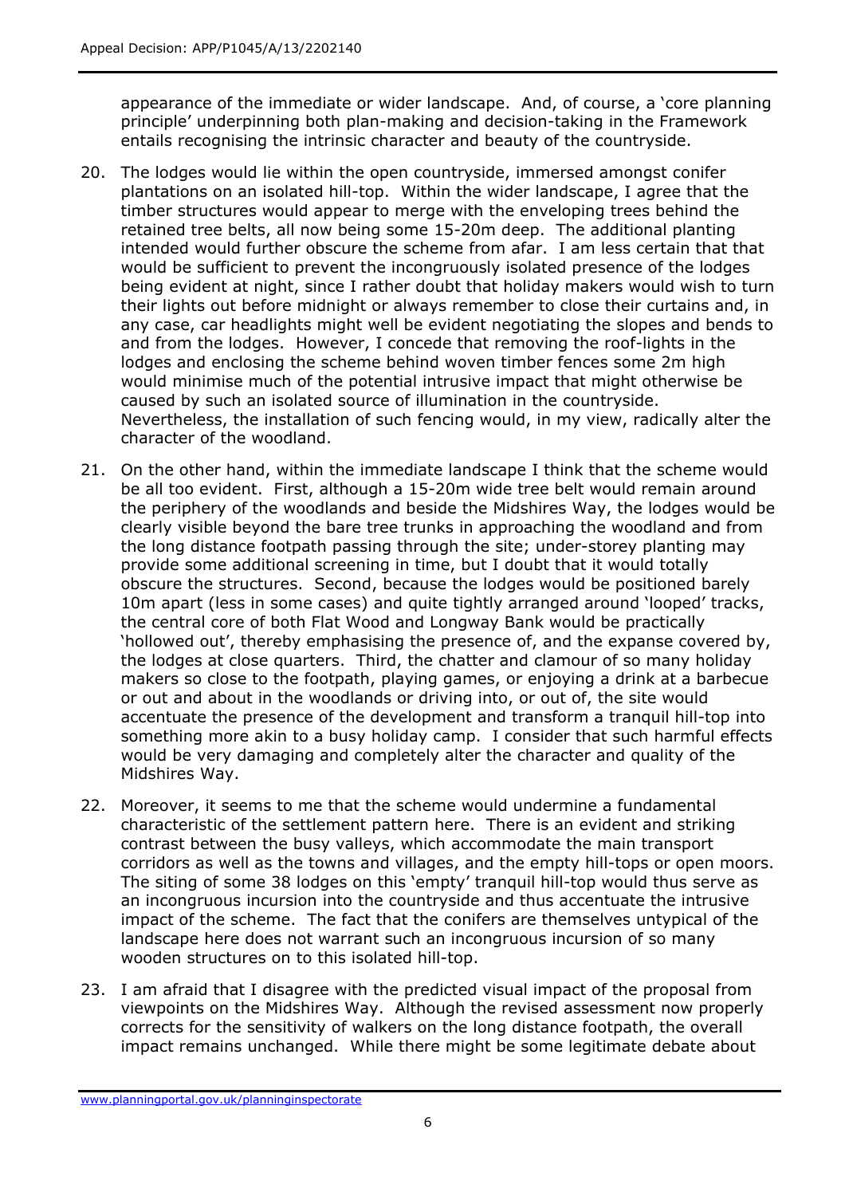appearance of the immediate or wider landscape. And, of course, a 'core planning principle' underpinning both plan-making and decision-taking in the Framework entails recognising the intrinsic character and beauty of the countryside.

20. The lodges would lie within the open countryside, immersed amongst conifer plantations on an isolated hill-top. Within the wider landscape, I agree that the timber structures would appear to merge with the enveloping trees behind the retained tree belts, all now being some 15-20m deep. The additional planting intended would further obscure the scheme from afar. I am less certain that that would be sufficient to prevent the incongruously isolated presence of the lodges being evident at night, since I rather doubt that holiday makers would wish to turn their lights out before midnight or always remember to close their curtains and, in any case, car headlights might well be evident negotiating the slopes and bends to and from the lodges. However, I concede that removing the roof-lights in the lodges and enclosing the scheme behind woven timber fences some 2m high would minimise much of the potential intrusive impact that might otherwise be caused by such an isolated source of illumination in the countryside. Nevertheless, the installation of such fencing would, in my view, radically alter the character of the woodland.

21. On the other hand, within the immediate landscape I think that the scheme would be all too evident. First, although a 15-20m wide tree belt would remain around the periphery of the woodlands and beside the Midshires Way, the lodges would be clearly visible beyond the bare tree trunks in approaching the woodland and from the long distance footpath passing through the site; under-storey planting may provide some additional screening in time, but I doubt that it would totally obscure the structures. Second, because the lodges would be positioned barely 10m apart (less in some cases) and quite tightly arranged around 'looped' tracks, the central core of both Flat Wood and Longway Bank would be practically 'hollowed out', thereby emphasising the presence of, and the expanse covered by, the lodges at close quarters. Third, the chatter and clamour of so many holiday makers so close to the footpath, playing games, or enjoying a drink at a barbecue or out and about in the woodlands or driving into, or out of, the site would accentuate the presence of the development and transform a tranquil hill-top into something more akin to a busy holiday camp. I consider that such harmful effects would be very damaging and completely alter the character and quality of the Midshires Way.

22. Moreover, it seems to me that the scheme would undermine a fundamental characteristic of the settlement pattern here. There is an evident and striking contrast between the busy valleys, which accommodate the main transport corridors as well as the towns and villages, and the empty hill-tops or open moors. The siting of some 38 lodges on this 'empty' tranquil hill-top would thus serve as an incongruous incursion into the countryside and thus accentuate the intrusive impact of the scheme. The fact that the conifers are themselves untypical of the landscape here does not warrant such an incongruous incursion of so many wooden structures on to this isolated hill-top.

23. I am afraid that I disagree with the predicted visual impact of the proposal from viewpoints on the Midshires Way. Although the revised assessment now properly corrects for the sensitivity of walkers on the long distance footpath, the overall impact remains unchanged. While there might be some legitimate debate about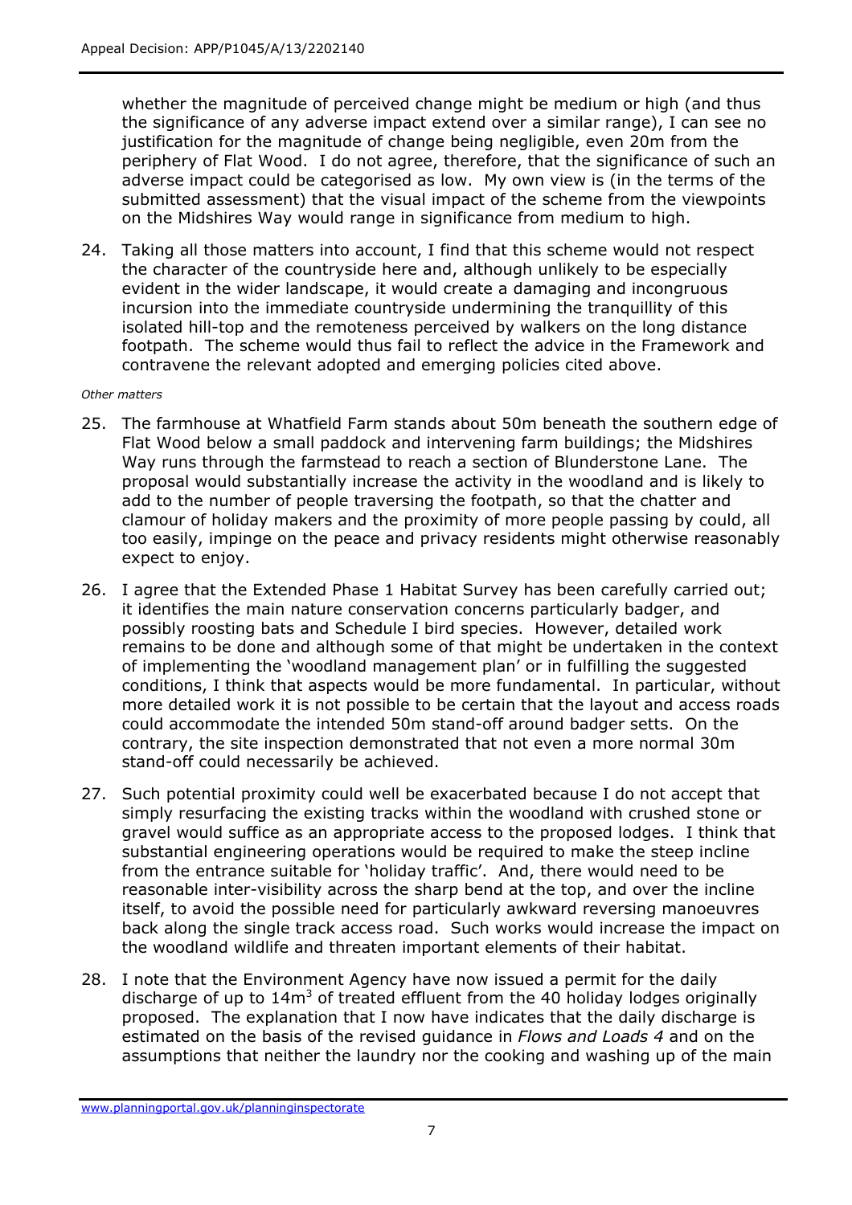whether the magnitude of perceived change might be medium or high (and thus the significance of any adverse impact extend over a similar range), I can see no justification for the magnitude of change being negligible, even 20m from the periphery of Flat Wood. I do not agree, therefore, that the significance of such an adverse impact could be categorised as low. My own view is (in the terms of the submitted assessment) that the visual impact of the scheme from the viewpoints on the Midshires Way would range in significance from medium to high.

24. Taking all those matters into account, I find that this scheme would not respect the character of the countryside here and, although unlikely to be especially evident in the wider landscape, it would create a damaging and incongruous incursion into the immediate countryside undermining the tranquillity of this isolated hill-top and the remoteness perceived by walkers on the long distance footpath. The scheme would thus fail to reflect the advice in the Framework and contravene the relevant adopted and emerging policies cited above.

*Other matters*

25. The farmhouse at Whatfield Farm stands about 50m beneath the southern edge of Flat Wood below a small paddock and intervening farm buildings; the Midshires Way runs through the farmstead to reach a section of Blunderstone Lane. The proposal would substantially increase the activity in the woodland and is likely to add to the number of people traversing the footpath, so that the chatter and clamour of holiday makers and the proximity of more people passing by could, all too easily, impinge on the peace and privacy residents might otherwise reasonably expect to enjoy.

26. I agree that the Extended Phase 1 Habitat Survey has been carefully carried out; it identifies the main nature conservation concerns particularly badger, and possibly roosting bats and Schedule I bird species. However, detailed work remains to be done and although some of that might be undertaken in the context of implementing the 'woodland management plan' or in fulfilling the suggested conditions, I think that aspects would be more fundamental. In particular, without more detailed work it is not possible to be certain that the layout and access roads could accommodate the intended 50m stand-off around badger setts. On the contrary, the site inspection demonstrated that not even a more normal 30m stand-off could necessarily be achieved.

27. Such potential proximity could well be exacerbated because I do not accept that simply resurfacing the existing tracks within the woodland with crushed stone or gravel would suffice as an appropriate access to the proposed lodges. I think that substantial engineering operations would be required to make the steep incline from the entrance suitable for 'holiday traffic'. And, there would need to be reasonable inter-visibility across the sharp bend at the top, and over the incline itself, to avoid the possible need for particularly awkward reversing manoeuvres back along the single track access road. Such works would increase the impact on the woodland wildlife and threaten important elements of their habitat.

28. I note that the Environment Agency have now issued a permit for the daily discharge of up to $14m^3$ of treated effluent from the 40 holiday lodges originally proposed. The explanation that I now have indicates that the daily discharge is estimated on the basis of the revised guidance in *Flows and Loads 4* and on the assumptions that neither the laundry nor the cooking and washing up of the main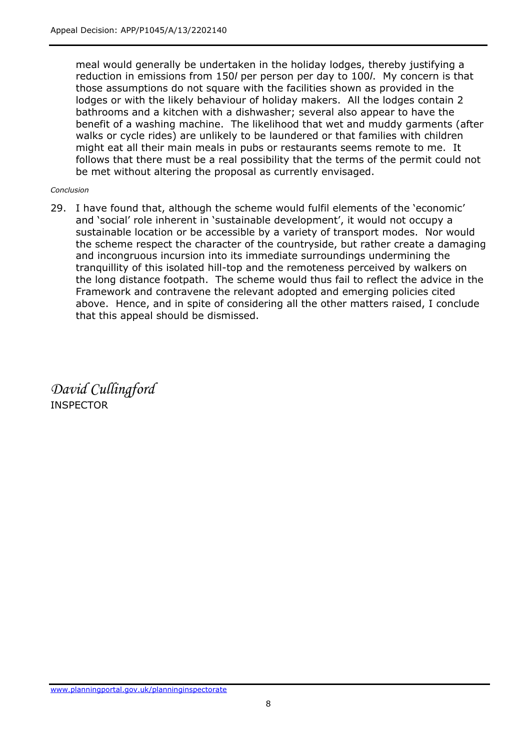meal would generally be undertaken in the holiday lodges, thereby justifying a reduction in emissions from 150*l* per person per day to 100*l*. My concern is that those assumptions do not square with the facilities shown as provided in the lodges or with the likely behaviour of holiday makers. All the lodges contain 2 bathrooms and a kitchen with a dishwasher; several also appear to have the benefit of a washing machine. The likelihood that wet and muddy garments (after walks or cycle rides) are unlikely to be laundered or that families with children might eat all their main meals in pubs or restaurants seems remote to me. It follows that there must be a real possibility that the terms of the permit could not be met without altering the proposal as currently envisaged.

*Conclusion*

29. I have found that, although the scheme would fulfil elements of the 'economic' and 'social' role inherent in 'sustainable development', it would not occupy a sustainable location or be accessible by a variety of transport modes. Nor would the scheme respect the character of the countryside, but rather create a damaging and incongruous incursion into its immediate surroundings undermining the tranquillity of this isolated hill-top and the remoteness perceived by walkers on the long distance footpath. The scheme would thus fail to reflect the advice in the Framework and contravene the relevant adopted and emerging policies cited above. Hence, and in spite of considering all the other matters raised, I conclude that this appeal should be dismissed.

*David Cullingford*

INSPECTOR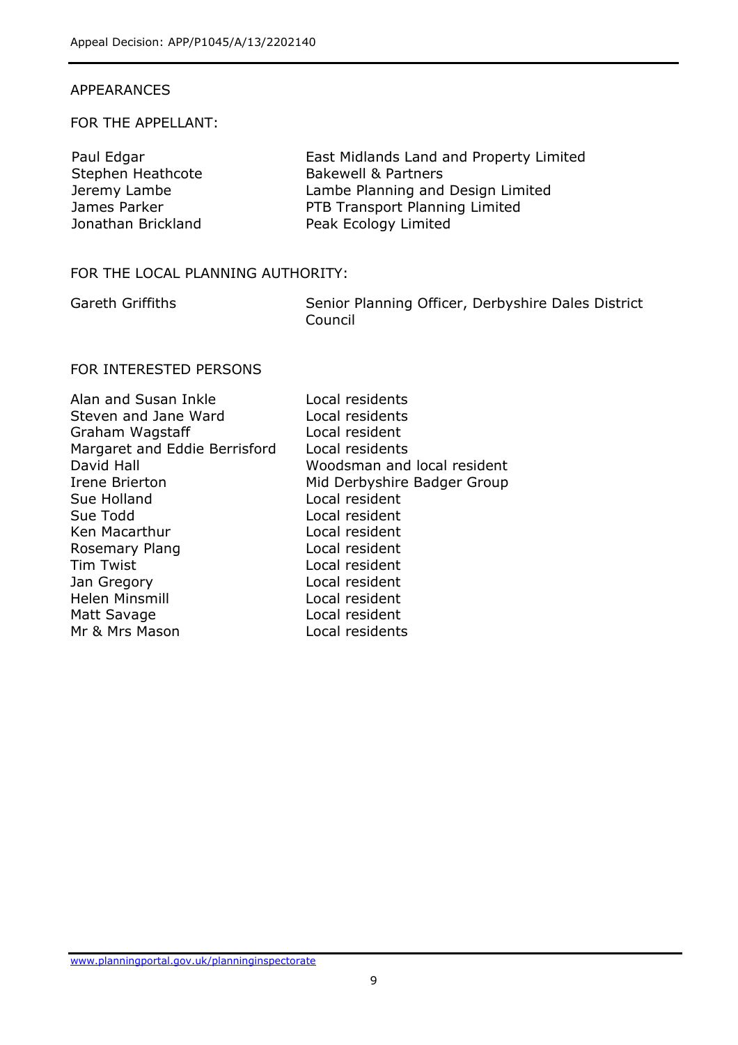APPEARANCES

FOR THE APPELLANT:

| | |
|---|---|
| Paul Edgar | East Midlands Land and Property Limited |
| Stephen Heathcote | Bakewell & Partners |
| Jeremy Lambe | Lambe Planning and Design Limited |
| James Parker | PTB Transport Planning Limited |
| Jonathan Brickland | Peak Ecology Limited |

FOR THE LOCAL PLANNING AUTHORITY:

| | |
|---|---|
| Gareth Griffiths | Senior Planning Officer, Derbyshire Dales District Council |

FOR INTERESTED PERSONS

| | |
|---|---|
| Alan and Susan Inkle | Local residents |
| Steven and Jane Ward | Local residents |
| Graham Wagstaff | Local resident |
| Margaret and Eddie Berrisford | Local residents |
| David Hall | Woodsman and local resident |
| Irene Brierton | Mid Derbyshire Badger Group |
| Sue Holland | Local resident |
| Sue Todd | Local resident |
| Ken Macarthur | Local resident |
| Rosemary Plang | Local resident |
| Tim Twist | Local resident |
| Jan Gregory | Local resident |
| Helen Minsmill | Local resident |
| Matt Savage | Local resident |
| Mr & Mrs Mason | Local residents |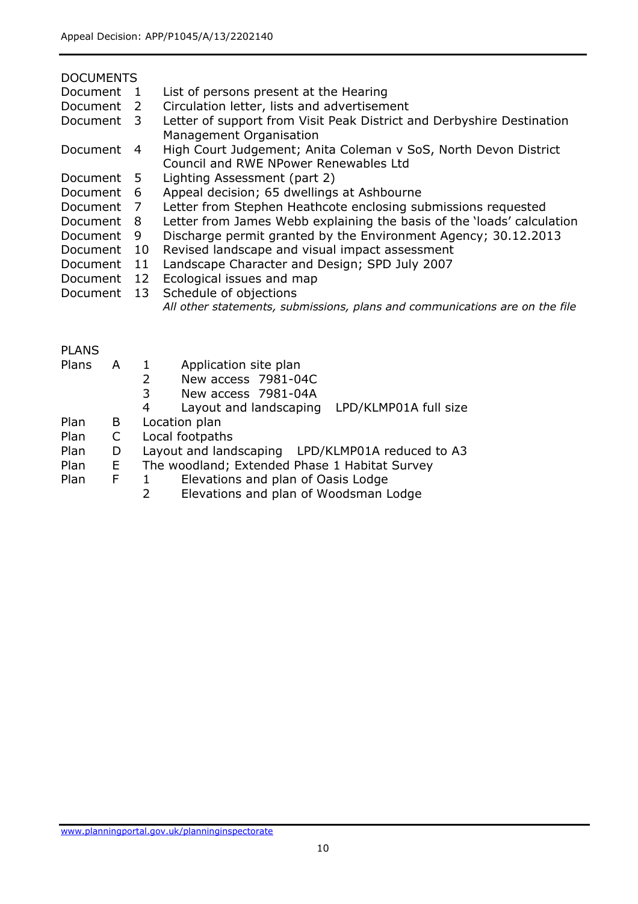## DOCUMENTS

| | | |
|---|---|---|
| Document | 1 | List of persons present at the Hearing |
| Document | 2 | Circulation letter, lists and advertisement |
| Document | 3 | Letter of support from Visit Peak District and Derbyshire Destination Management Organisation |
| Document | 4 | High Court Judgement; Anita Coleman v SoS, North Devon District Council and RWE NPower Renewables Ltd |
| Document | 5 | Lighting Assessment (part 2) |
| Document | 6 | Appeal decision; 65 dwellings at Ashbourne |
| Document | 7 | Letter from Stephen Heathcote enclosing submissions requested |
| Document | 8 | Letter from James Webb explaining the basis of the 'loads' calculation |
| Document | 9 | Discharge permit granted by the Environment Agency; 30.12.2013 |
| Document | 10 | Revised landscape and visual impact assessment |
| Document | 11 | Landscape Character and Design; SPD July 2007 |
| Document | 12 | Ecological issues and map |
| Document | 13 | Schedule of objections |

*All other statements, submissions, plans and communications are on the file*

## PLANS

| | | | |
|---|---|---|---|
| Plans | A | 1 | Application site plan |
| | | 2 | New access 7981-04C |
| | | 3 | New access 7981-04A |
| | | 4 | Layout and landscaping LPD/KLMP01A full size |
| Plan | B | | Location plan |
| Plan | C | | Local footpaths |
| Plan | D | | Layout and landscaping LPD/KLMP01A reduced to A3 |
| Plan | E | | The woodland; Extended Phase 1 Habitat Survey |
| Plan | F | 1 | Elevations and plan of Oasis Lodge |
| | | 2 | Elevations and plan of Woodsman Lodge |